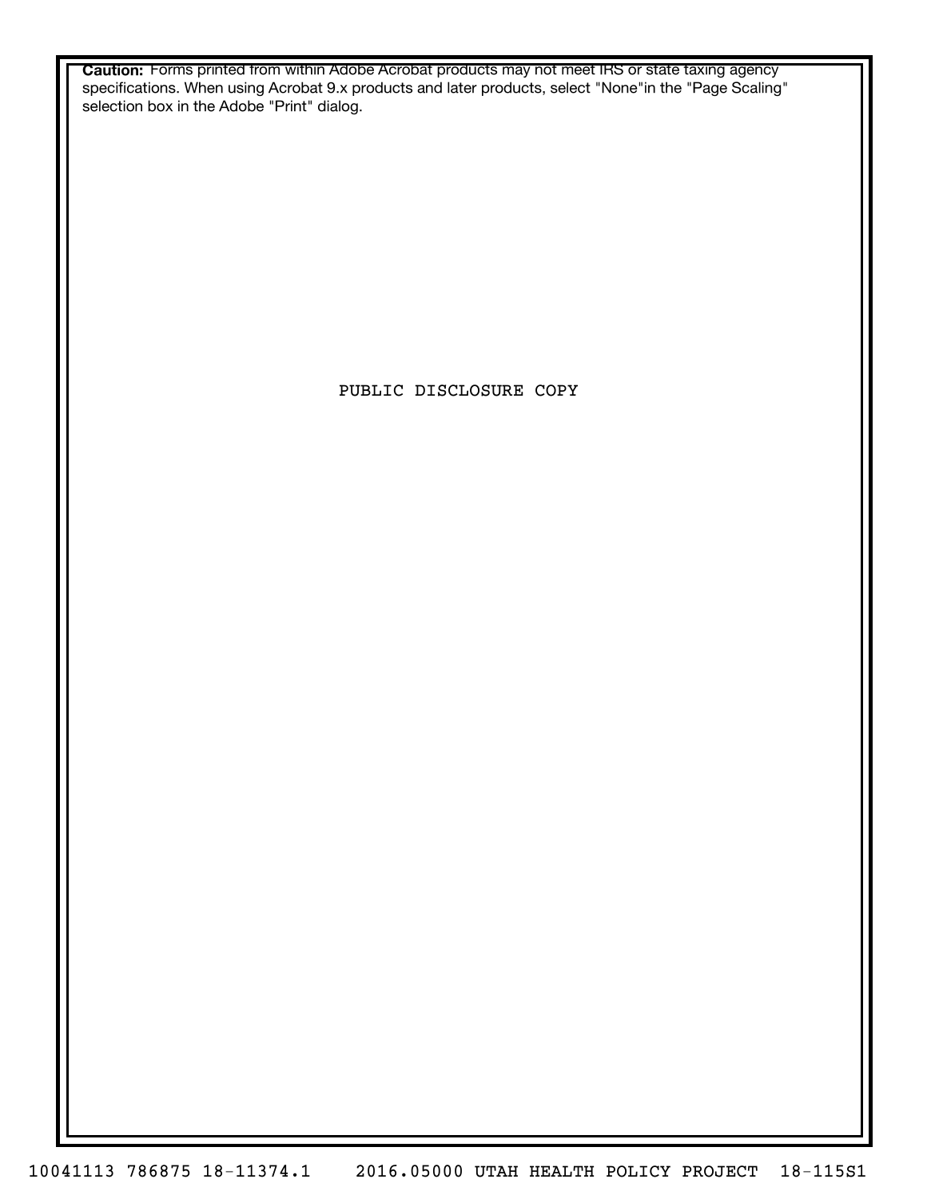**Caution:** Forms printed from within Adobe Acrobat products may not meet IRS or state taxing agency specifications. When using Acrobat 9.x products and later products, select "None"in the "Page Scaling" selection box in the Adobe "Print" dialog.

PUBLIC DISCLOSURE COPY

10041113 786875 18-11374.1 2016.05000 UTAH HEALTH POLICY PROJECT 18-115S1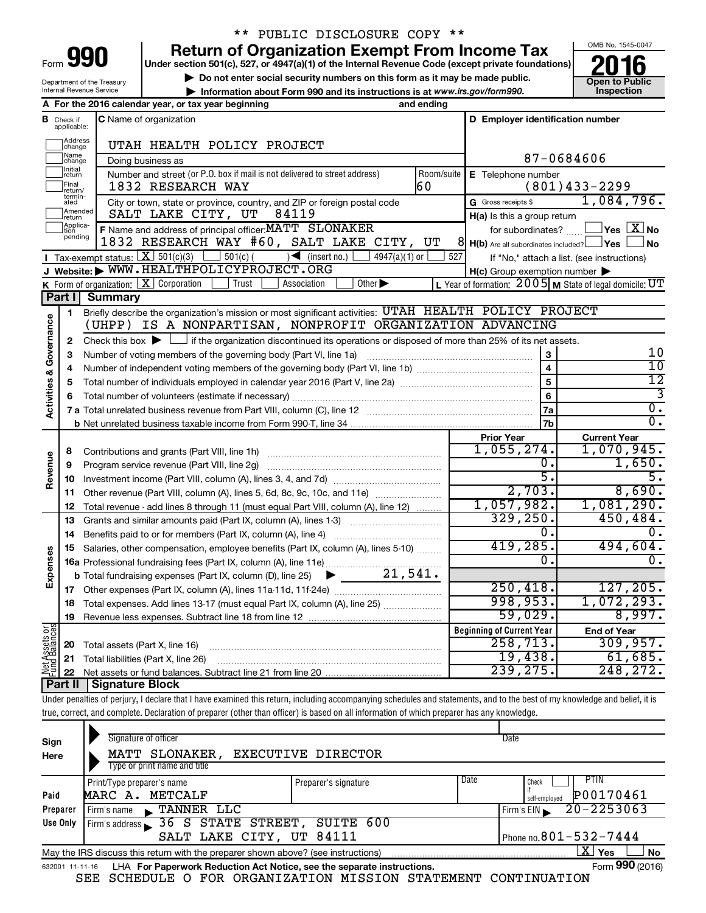\*\* PUBLIC DISCLOSURE COPY \*\*

# Form 990 — Return of Organization Exempt From Income Tax (2016)

Under section 501(c), 527, or 4947(a)(1) of the Internal Revenue Code (except private foundations)

▶ Do not enter social security numbers on this form as it may be made public.

▶ Information about Form 990 and its instructions is at www.irs.gov/form990.

Department of the Treasury
Internal Revenue Service

OMB No. 1545-0047

**Open to Public Inspection**

**A** For the 2016 calendar year, or tax year beginning and ending

**B** Check if applicable: Address change, Name change, Initial return, Final return/terminated, Amended return, Application pending

**C** Name of organization: UTAH HEALTH POLICY PROJECT

Doing business as

Number and street (or P.O. box if mail is not delivered to street address): 1832 RESEARCH WAY — Room/suite: 60

City or town, state or province, country, and ZIP or foreign postal code: SALT LAKE CITY, UT 84119

**D** Employer identification number: 87-0684606

**E** Telephone number: (801)433-2299

**G** Gross receipts $ 1,084,796.

**F** Name and address of principal officer: MATT SLONAKER, 1832 RESEARCH WAY #60, SALT LAKE CITY, UT 8

**H(a)** Is this a group return for subordinates? Yes [ ] No [X]

**H(b)** Are all subordinates included? Yes [ ] No [ ]
If "No," attach a list. (see instructions)

**H(c)** Group exemption number ▶

**I** Tax-exempt status: [X] 501(c)(3) [ ] 501(c) ( ) ◀ (insert no.) [ ] 4947(a)(1) or [ ] 527

**J** Website: ▶ WWW.HEALTHPOLICYPROJECT.ORG

**K** Form of organization: [X] Corporation [ ] Trust [ ] Association [ ] Other ▶

**L** Year of formation: 2005 **M** State of legal domicile: UT

## Part I Summary

**Activities & Governance**

1. Briefly describe the organization's mission or most significant activities: UTAH HEALTH POLICY PROJECT (UHPP) IS A NONPARTISAN, NONPROFIT ORGANIZATION ADVANCING
2. Check this box ▶ [ ] if the organization discontinued its operations or disposed of more than 25% of its net assets.

| | | Line | Value |
|---|---|---|---|
| 3 | Number of voting members of the governing body (Part VI, line 1a) | 3 | 10 |
| 4 | Number of independent voting members of the governing body (Part VI, line 1b) | 4 | 10 |
| 5 | Total number of individuals employed in calendar year 2016 (Part V, line 2a) | 5 | 12 |
| 6 | Total number of volunteers (estimate if necessary) | 6 | 3 |
| 7a | Total unrelated business revenue from Part VIII, column (C), line 12 | 7a | 0. |
| 7b | Net unrelated business taxable income from Form 990-T, line 34 | 7b | 0. |

**Revenue / Expenses**

| | | Prior Year | Current Year |
|---|---|---|---|
| 8 | Contributions and grants (Part VIII, line 1h) | 1,055,274. | 1,070,945. |
| 9 | Program service revenue (Part VIII, line 2g) | 0. | 1,650. |
| 10 | Investment income (Part VIII, column (A), lines 3, 4, and 7d) | 5. | 5. |
| 11 | Other revenue (Part VIII, column (A), lines 5, 6d, 8c, 9c, 10c, and 11e) | 2,703. | 8,690. |
| 12 | Total revenue - add lines 8 through 11 (must equal Part VIII, column (A), line 12) | 1,057,982. | 1,081,290. |
| 13 | Grants and similar amounts paid (Part IX, column (A), lines 1-3) | 329,250. | 450,484. |
| 14 | Benefits paid to or for members (Part IX, column (A), line 4) | 0. | 0. |
| 15 | Salaries, other compensation, employee benefits (Part IX, column (A), lines 5-10) | 419,285. | 494,604. |
| 16a | Professional fundraising fees (Part IX, column (A), line 11e) | 0. | 0. |
| b | Total fundraising expenses (Part IX, column (D), line 25) ▶ 21,541. | | |
| 17 | Other expenses (Part IX, column (A), lines 11a-11d, 11f-24e) | 250,418. | 127,205. |
| 18 | Total expenses. Add lines 13-17 (must equal Part IX, column (A), line 25) | 998,953. | 1,072,293. |
| 19 | Revenue less expenses. Subtract line 18 from line 12 | 59,029. | 8,997. |

**Net Assets or Fund Balances**

| | | Beginning of Current Year | End of Year |
|---|---|---|---|
| 20 | Total assets (Part X, line 16) | 258,713. | 309,957. |
| 21 | Total liabilities (Part X, line 26) | 19,438. | 61,685. |
| 22 | Net assets or fund balances. Subtract line 21 from line 20 | 239,275. | 248,272. |

## Part II Signature Block

Under penalties of perjury, I declare that I have examined this return, including accompanying schedules and statements, and to the best of my knowledge and belief, it is true, correct, and complete. Declaration of preparer (other than officer) is based on all information of which preparer has any knowledge.

**Sign Here**

Signature of officer — Date

MATT SLONAKER, EXECUTIVE DIRECTOR
Type or print name and title

**Paid Preparer Use Only**

| Print/Type preparer's name | Preparer's signature | Date | Check if self-employed | PTIN |
|---|---|---|---|---|
| MARC A. METCALF | | | | P00170461 |

Firm's name ▶ TANNER LLC — Firm's EIN ▶ 20-2253063

Firm's address ▶ 36 S STATE STREET, SUITE 600, SALT LAKE CITY, UT 84111 — Phone no. 801-532-7444

May the IRS discuss this return with the preparer shown above? (see instructions) [X] Yes [ ] No

632001 11-11-16 LHA For Paperwork Reduction Act Notice, see the separate instructions. Form **990** (2016)

SEE SCHEDULE O FOR ORGANIZATION MISSION STATEMENT CONTINUATION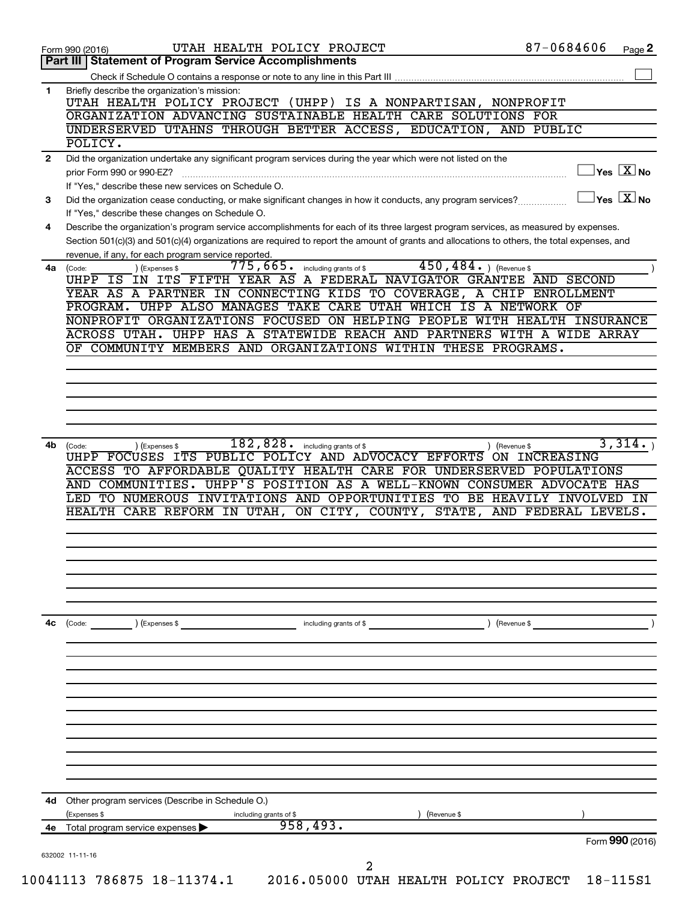Form 990 (2016) UTAH HEALTH POLICY PROJECT 87-0684606 Page 2

**Part III | Statement of Program Service Accomplishments**

Check if Schedule O contains a response or note to any line in this Part III ☐

**1** Briefly describe the organization's mission:

UTAH HEALTH POLICY PROJECT (UHPP) IS A NONPARTISAN, NONPROFIT ORGANIZATION ADVANCING SUSTAINABLE HEALTH CARE SOLUTIONS FOR UNDERSERVED UTAHNS THROUGH BETTER ACCESS, EDUCATION, AND PUBLIC POLICY.

**2** Did the organization undertake any significant program services during the year which were not listed on the prior Form 990 or 990-EZ? ☐ Yes ☒ No

If "Yes," describe these new services on Schedule O.

**3** Did the organization cease conducting, or make significant changes in how it conducts, any program services? ☐ Yes ☒ No

If "Yes," describe these changes on Schedule O.

**4** Describe the organization's program service accomplishments for each of its three largest program services, as measured by expenses. Section 501(c)(3) and 501(c)(4) organizations are required to report the amount of grants and allocations to others, the total expenses, and revenue, if any, for each program service reported.

**4a** (Code: ) (Expenses $ 775,665. including grants of $ 450,484. ) (Revenue $ )

UHPP IS IN ITS FIFTH YEAR AS A FEDERAL NAVIGATOR GRANTEE AND SECOND YEAR AS A PARTNER IN CONNECTING KIDS TO COVERAGE, A CHIP ENROLLMENT PROGRAM. UHPP ALSO MANAGES TAKE CARE UTAH WHICH IS A NETWORK OF NONPROFIT ORGANIZATIONS FOCUSED ON HELPING PEOPLE WITH HEALTH INSURANCE ACROSS UTAH. UHPP HAS A STATEWIDE REACH AND PARTNERS WITH A WIDE ARRAY OF COMMUNITY MEMBERS AND ORGANIZATIONS WITHIN THESE PROGRAMS.

**4b** (Code: ) (Expenses $ 182,828. including grants of $ ) (Revenue $ 3,314. )

UHPP FOCUSES ITS PUBLIC POLICY AND ADVOCACY EFFORTS ON INCREASING ACCESS TO AFFORDABLE QUALITY HEALTH CARE FOR UNDERSERVED POPULATIONS AND COMMUNITIES. UHPP'S POSITION AS A WELL-KNOWN CONSUMER ADVOCATE HAS LED TO NUMEROUS INVITATIONS AND OPPORTUNITIES TO BE HEAVILY INVOLVED IN HEALTH CARE REFORM IN UTAH, ON CITY, COUNTY, STATE, AND FEDERAL LEVELS.

**4c** (Code: ) (Expenses $ including grants of $ ) (Revenue $ )

**4d** Other program services (Describe in Schedule O.)

(Expenses $ including grants of $ ) (Revenue $ )

**4e** Total program service expenses ▶ 958,493.

Form **990** (2016)

632002 11-11-16

10041113 786875 18-11374.1 2016.05000 UTAH HEALTH POLICY PROJECT 18-115S1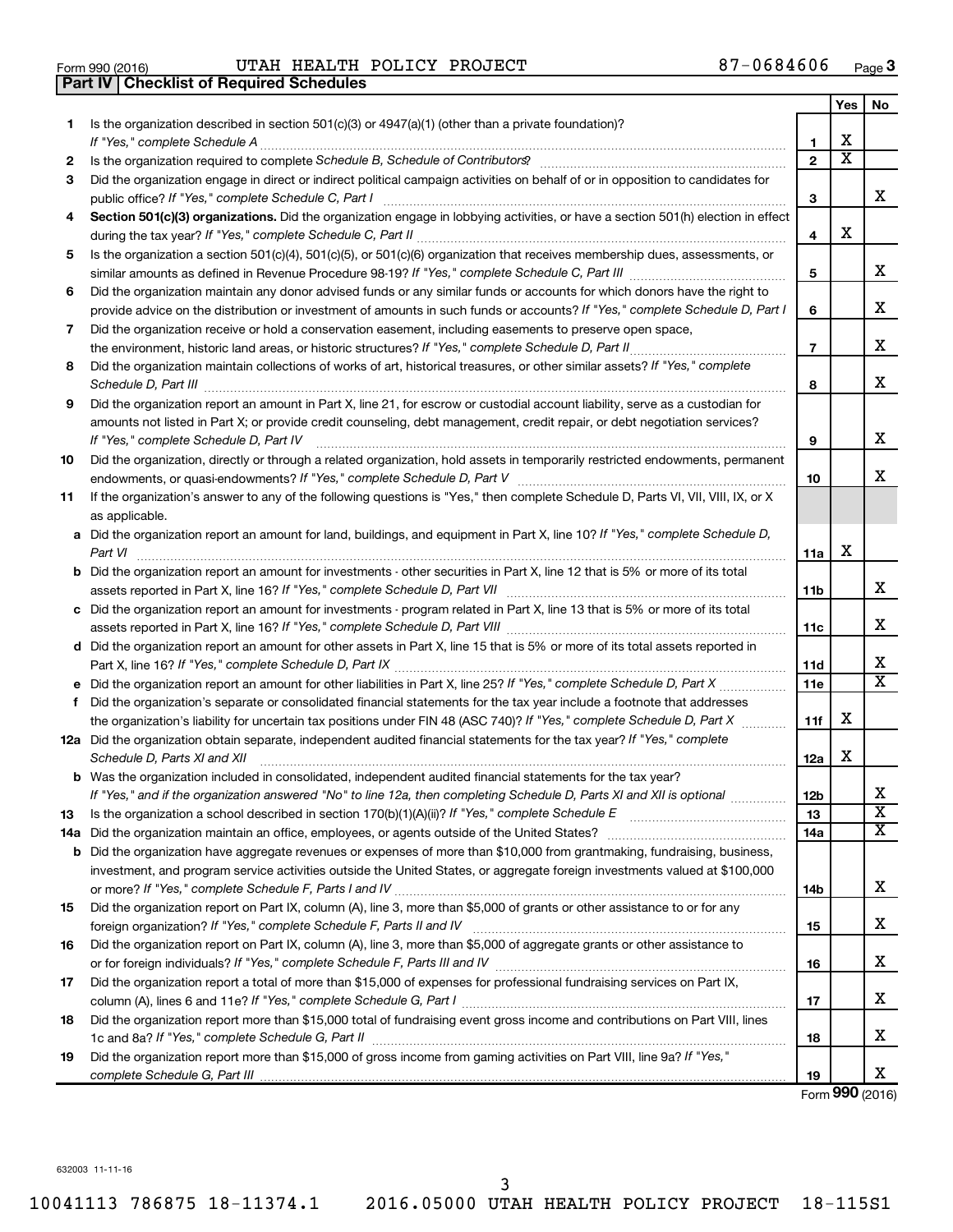Form 990 (2016) UTAH HEALTH POLICY PROJECT 87-0684606 Page 3

**Part IV | Checklist of Required Schedules**

| | | | Yes | No |
|---|---|---|---|---|
| 1 | Is the organization described in section 501(c)(3) or 4947(a)(1) (other than a private foundation)? *If "Yes," complete Schedule A* | 1 | X | |
| 2 | Is the organization required to complete *Schedule B, Schedule of Contributors*? | 2 | X | |
| 3 | Did the organization engage in direct or indirect political campaign activities on behalf of or in opposition to candidates for public office? *If "Yes," complete Schedule C, Part I* | 3 | | X |
| 4 | **Section 501(c)(3) organizations.** Did the organization engage in lobbying activities, or have a section 501(h) election in effect during the tax year? *If "Yes," complete Schedule C, Part II* | 4 | X | |
| 5 | Is the organization a section 501(c)(4), 501(c)(5), or 501(c)(6) organization that receives membership dues, assessments, or similar amounts as defined in Revenue Procedure 98-19? *If "Yes," complete Schedule C, Part III* | 5 | | X |
| 6 | Did the organization maintain any donor advised funds or any similar funds or accounts for which donors have the right to provide advice on the distribution or investment of amounts in such funds or accounts? *If "Yes," complete Schedule D, Part I* | 6 | | X |
| 7 | Did the organization receive or hold a conservation easement, including easements to preserve open space, the environment, historic land areas, or historic structures? *If "Yes," complete Schedule D, Part II* | 7 | | X |
| 8 | Did the organization maintain collections of works of art, historical treasures, or other similar assets? *If "Yes," complete Schedule D, Part III* | 8 | | X |
| 9 | Did the organization report an amount in Part X, line 21, for escrow or custodial account liability, serve as a custodian for amounts not listed in Part X; or provide credit counseling, debt management, credit repair, or debt negotiation services? *If "Yes," complete Schedule D, Part IV* | 9 | | X |
| 10 | Did the organization, directly or through a related organization, hold assets in temporarily restricted endowments, permanent endowments, or quasi-endowments? *If "Yes," complete Schedule D, Part V* | 10 | | X |
| 11 | If the organization's answer to any of the following questions is "Yes," then complete Schedule D, Parts VI, VII, VIII, IX, or X as applicable. | | | |
| a | Did the organization report an amount for land, buildings, and equipment in Part X, line 10? *If "Yes," complete Schedule D, Part VI* | 11a | X | |
| b | Did the organization report an amount for investments - other securities in Part X, line 12 that is 5% or more of its total assets reported in Part X, line 16? *If "Yes," complete Schedule D, Part VII* | 11b | | X |
| c | Did the organization report an amount for investments - program related in Part X, line 13 that is 5% or more of its total assets reported in Part X, line 16? *If "Yes," complete Schedule D, Part VIII* | 11c | | X |
| d | Did the organization report an amount for other assets in Part X, line 15 that is 5% or more of its total assets reported in Part X, line 16? *If "Yes," complete Schedule D, Part IX* | 11d | | X |
| e | Did the organization report an amount for other liabilities in Part X, line 25? *If "Yes," complete Schedule D, Part X* | 11e | | X |
| f | Did the organization's separate or consolidated financial statements for the tax year include a footnote that addresses the organization's liability for uncertain tax positions under FIN 48 (ASC 740)? *If "Yes," complete Schedule D, Part X* | 11f | X | |
| 12a | Did the organization obtain separate, independent audited financial statements for the tax year? *If "Yes," complete Schedule D, Parts XI and XII* | 12a | X | |
| b | Was the organization included in consolidated, independent audited financial statements for the tax year? *If "Yes," and if the organization answered "No" to line 12a, then completing Schedule D, Parts XI and XII is optional* | 12b | | X |
| 13 | Is the organization a school described in section 170(b)(1)(A)(ii)? *If "Yes," complete Schedule E* | 13 | | X |
| 14a | Did the organization maintain an office, employees, or agents outside of the United States? | 14a | | X |
| b | Did the organization have aggregate revenues or expenses of more than $10,000 from grantmaking, fundraising, business, investment, and program service activities outside the United States, or aggregate foreign investments valued at $100,000 or more? *If "Yes," complete Schedule F, Parts I and IV* | 14b | | X |
| 15 | Did the organization report on Part IX, column (A), line 3, more than $5,000 of grants or other assistance to or for any foreign organization? *If "Yes," complete Schedule F, Parts II and IV* | 15 | | X |
| 16 | Did the organization report on Part IX, column (A), line 3, more than $5,000 of aggregate grants or other assistance to or for foreign individuals? *If "Yes," complete Schedule F, Parts III and IV* | 16 | | X |
| 17 | Did the organization report a total of more than $15,000 of expenses for professional fundraising services on Part IX, column (A), lines 6 and 11e? *If "Yes," complete Schedule G, Part I* | 17 | | X |
| 18 | Did the organization report more than $15,000 total of fundraising event gross income and contributions on Part VIII, lines 1c and 8a? *If "Yes," complete Schedule G, Part II* | 18 | | X |
| 19 | Did the organization report more than $15,000 of gross income from gaming activities on Part VIII, line 9a? *If "Yes," complete Schedule G, Part III* | 19 | | X |

Form **990** (2016)

632003 11-11-16

10041113 786875 18-11374.1 2016.05000 UTAH HEALTH POLICY PROJECT 18-115S1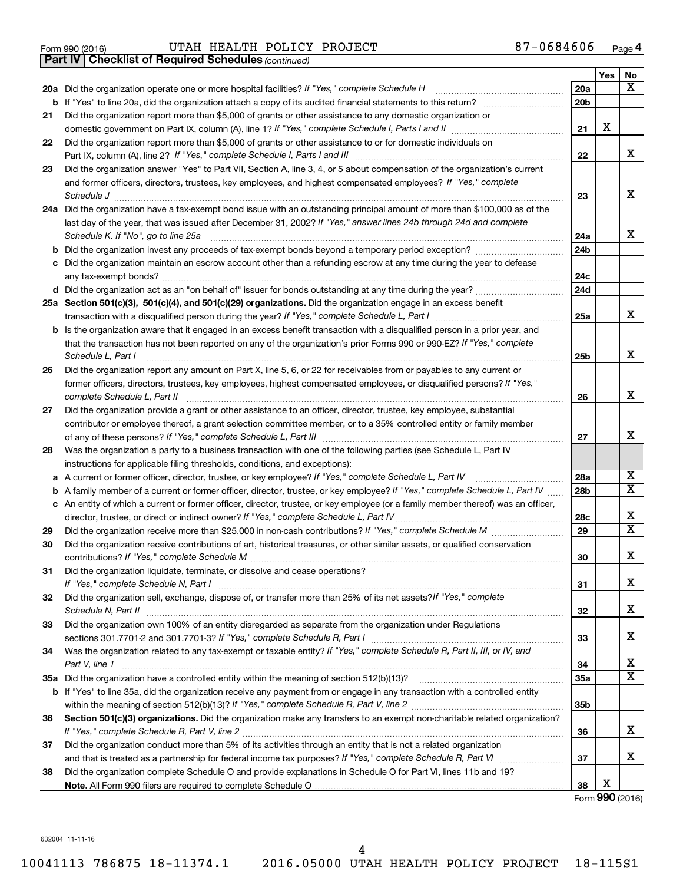Form 990 (2016) UTAH HEALTH POLICY PROJECT 87-0684606 Page 4

**Part IV | Checklist of Required Schedules** *(continued)*

| | | | Yes | No |
|---|---|---|---|---|
| **20a** | Did the organization operate one or more hospital facilities? *If "Yes," complete Schedule H* | 20a | | X |
| **b** | If "Yes" to line 20a, did the organization attach a copy of its audited financial statements to this return? | 20b | | |
| **21** | Did the organization report more than $5,000 of grants or other assistance to any domestic organization or domestic government on Part IX, column (A), line 1? *If "Yes," complete Schedule I, Parts I and II* | 21 | X | |
| **22** | Did the organization report more than $5,000 of grants or other assistance to or for domestic individuals on Part IX, column (A), line 2? *If "Yes," complete Schedule I, Parts I and III* | 22 | | X |
| **23** | Did the organization answer "Yes" to Part VII, Section A, line 3, 4, or 5 about compensation of the organization's current and former officers, directors, trustees, key employees, and highest compensated employees? *If "Yes," complete Schedule J* | 23 | | X |
| **24a** | Did the organization have a tax-exempt bond issue with an outstanding principal amount of more than $100,000 as of the last day of the year, that was issued after December 31, 2002? *If "Yes," answer lines 24b through 24d and complete Schedule K. If "No", go to line 25a* | 24a | | X |
| **b** | Did the organization invest any proceeds of tax-exempt bonds beyond a temporary period exception? | 24b | | |
| **c** | Did the organization maintain an escrow account other than a refunding escrow at any time during the year to defease any tax-exempt bonds? | 24c | | |
| **d** | Did the organization act as an "on behalf of" issuer for bonds outstanding at any time during the year? | 24d | | |
| **25a** | **Section 501(c)(3), 501(c)(4), and 501(c)(29) organizations.** Did the organization engage in an excess benefit transaction with a disqualified person during the year? *If "Yes," complete Schedule L, Part I* | 25a | | X |
| **b** | Is the organization aware that it engaged in an excess benefit transaction with a disqualified person in a prior year, and that the transaction has not been reported on any of the organization's prior Forms 990 or 990-EZ? *If "Yes," complete Schedule L, Part I* | 25b | | X |
| **26** | Did the organization report any amount on Part X, line 5, 6, or 22 for receivables from or payables to any current or former officers, directors, trustees, key employees, highest compensated employees, or disqualified persons? *If "Yes," complete Schedule L, Part II* | 26 | | X |
| **27** | Did the organization provide a grant or other assistance to an officer, director, trustee, key employee, substantial contributor or employee thereof, a grant selection committee member, or to a 35% controlled entity or family member of any of these persons? *If "Yes," complete Schedule L, Part III* | 27 | | X |
| **28** | Was the organization a party to a business transaction with one of the following parties (see Schedule L, Part IV instructions for applicable filing thresholds, conditions, and exceptions): | | | |
| **a** | A current or former officer, director, trustee, or key employee? *If "Yes," complete Schedule L, Part IV* | 28a | | X |
| **b** | A family member of a current or former officer, director, trustee, or key employee? *If "Yes," complete Schedule L, Part IV* | 28b | | X |
| **c** | An entity of which a current or former officer, director, trustee, or key employee (or a family member thereof) was an officer, director, trustee, or direct or indirect owner? *If "Yes," complete Schedule L, Part IV* | 28c | | X |
| **29** | Did the organization receive more than $25,000 in non-cash contributions? *If "Yes," complete Schedule M* | 29 | | X |
| **30** | Did the organization receive contributions of art, historical treasures, or other similar assets, or qualified conservation contributions? *If "Yes," complete Schedule M* | 30 | | X |
| **31** | Did the organization liquidate, terminate, or dissolve and cease operations? *If "Yes," complete Schedule N, Part I* | 31 | | X |
| **32** | Did the organization sell, exchange, dispose of, or transfer more than 25% of its net assets? *If "Yes," complete Schedule N, Part II* | 32 | | X |
| **33** | Did the organization own 100% of an entity disregarded as separate from the organization under Regulations sections 301.7701-2 and 301.7701-3? *If "Yes," complete Schedule R, Part I* | 33 | | X |
| **34** | Was the organization related to any tax-exempt or taxable entity? *If "Yes," complete Schedule R, Part II, III, or IV, and Part V, line 1* | 34 | | X |
| **35a** | Did the organization have a controlled entity within the meaning of section 512(b)(13)? | 35a | | X |
| **b** | If "Yes" to line 35a, did the organization receive any payment from or engage in any transaction with a controlled entity within the meaning of section 512(b)(13)? *If "Yes," complete Schedule R, Part V, line 2* | 35b | | |
| **36** | **Section 501(c)(3) organizations.** Did the organization make any transfers to an exempt non-charitable related organization? *If "Yes," complete Schedule R, Part V, line 2* | 36 | | X |
| **37** | Did the organization conduct more than 5% of its activities through an entity that is not a related organization and that is treated as a partnership for federal income tax purposes? *If "Yes," complete Schedule R, Part VI* | 37 | | X |
| **38** | Did the organization complete Schedule O and provide explanations in Schedule O for Part VI, lines 11b and 19? **Note.** All Form 990 filers are required to complete Schedule O | 38 | X | |

Form **990** (2016)

632004 11-11-16

10041113 786875 18-11374.1 2016.05000 UTAH HEALTH POLICY PROJECT 18-115S1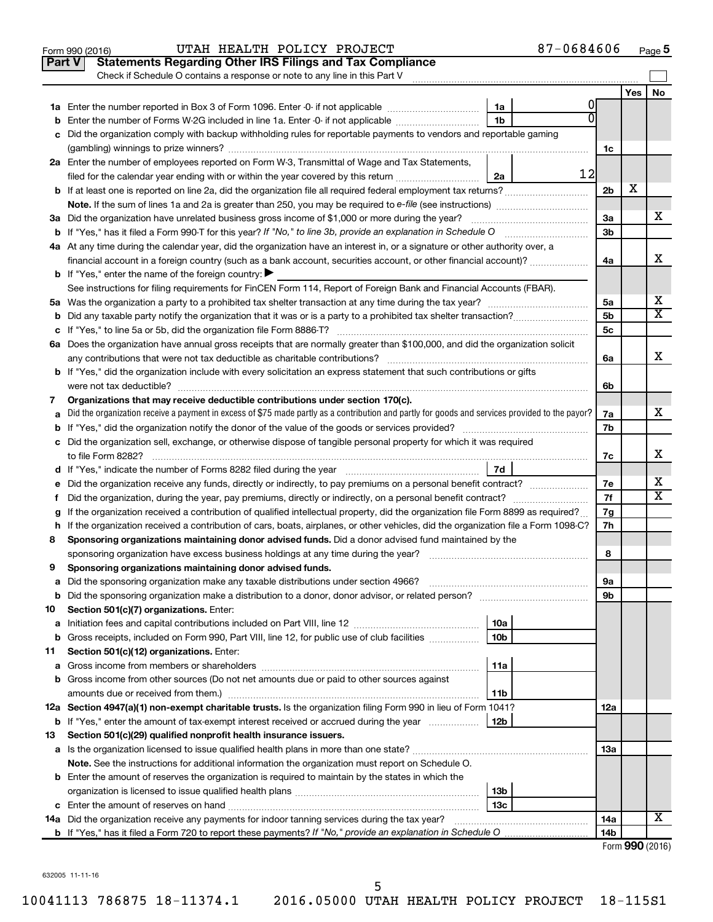Form 990 (2016) UTAH HEALTH POLICY PROJECT 87-0684606 Page 5

## Part V Statements Regarding Other IRS Filings and Tax Compliance

Check if Schedule O contains a response or note to any line in this Part V

| | | | | | Yes | No |
|---|---|---|---|---|---|---|
| **1a** | Enter the number reported in Box 3 of Form 1096. Enter -0- if not applicable | 1a | 0 | | | |
| **b** | Enter the number of Forms W-2G included in line 1a. Enter -0- if not applicable | 1b | 0 | | | |
| **c** | Did the organization comply with backup withholding rules for reportable payments to vendors and reportable gaming (gambling) winnings to prize winners? | | | 1c | | |
| **2a** | Enter the number of employees reported on Form W-3, Transmittal of Wage and Tax Statements, filed for the calendar year ending with or within the year covered by this return | 2a | 12 | | | |
| **b** | If at least one is reported on line 2a, did the organization file all required federal employment tax returns? | | | 2b | X | |
| | **Note.** If the sum of lines 1a and 2a is greater than 250, you may be required to *e-file* (see instructions) | | | | | |
| **3a** | Did the organization have unrelated business gross income of $1,000 or more during the year? | | | 3a | | X |
| **b** | If "Yes," has it filed a Form 990-T for this year? *If "No," to line 3b, provide an explanation in Schedule O* | | | 3b | | |
| **4a** | At any time during the calendar year, did the organization have an interest in, or a signature or other authority over, a financial account in a foreign country (such as a bank account, securities account, or other financial account)? | | | 4a | | X |
| **b** | If "Yes," enter the name of the foreign country: ▶ | | | | | |
| | See instructions for filing requirements for FinCEN Form 114, Report of Foreign Bank and Financial Accounts (FBAR). | | | | | |
| **5a** | Was the organization a party to a prohibited tax shelter transaction at any time during the tax year? | | | 5a | | X |
| **b** | Did any taxable party notify the organization that it was or is a party to a prohibited tax shelter transaction? | | | 5b | | X |
| **c** | If "Yes," to line 5a or 5b, did the organization file Form 8886-T? | | | 5c | | |
| **6a** | Does the organization have annual gross receipts that are normally greater than $100,000, and did the organization solicit any contributions that were not tax deductible as charitable contributions? | | | 6a | | X |
| **b** | If "Yes," did the organization include with every solicitation an express statement that such contributions or gifts were not tax deductible? | | | 6b | | |
| **7** | **Organizations that may receive deductible contributions under section 170(c).** | | | | | |
| **a** | Did the organization receive a payment in excess of $75 made partly as a contribution and partly for goods and services provided to the payor? | | | 7a | | X |
| **b** | If "Yes," did the organization notify the donor of the value of the goods or services provided? | | | 7b | | |
| **c** | Did the organization sell, exchange, or otherwise dispose of tangible personal property for which it was required to file Form 8282? | | | 7c | | X |
| **d** | If "Yes," indicate the number of Forms 8282 filed during the year | 7d | | | | |
| **e** | Did the organization receive any funds, directly or indirectly, to pay premiums on a personal benefit contract? | | | 7e | | X |
| **f** | Did the organization, during the year, pay premiums, directly or indirectly, on a personal benefit contract? | | | 7f | | X |
| **g** | If the organization received a contribution of qualified intellectual property, did the organization file Form 8899 as required? | | | 7g | | |
| **h** | If the organization received a contribution of cars, boats, airplanes, or other vehicles, did the organization file a Form 1098-C? | | | 7h | | |
| **8** | **Sponsoring organizations maintaining donor advised funds.** Did a donor advised fund maintained by the sponsoring organization have excess business holdings at any time during the year? | | | 8 | | |
| **9** | **Sponsoring organizations maintaining donor advised funds.** | | | | | |
| **a** | Did the sponsoring organization make any taxable distributions under section 4966? | | | 9a | | |
| **b** | Did the sponsoring organization make a distribution to a donor, donor advisor, or related person? | | | 9b | | |
| **10** | **Section 501(c)(7) organizations.** Enter: | | | | | |
| **a** | Initiation fees and capital contributions included on Part VIII, line 12 | 10a | | | | |
| **b** | Gross receipts, included on Form 990, Part VIII, line 12, for public use of club facilities | 10b | | | | |
| **11** | **Section 501(c)(12) organizations.** Enter: | | | | | |
| **a** | Gross income from members or shareholders | 11a | | | | |
| **b** | Gross income from other sources (Do not net amounts due or paid to other sources against amounts due or received from them.) | 11b | | | | |
| **12a** | **Section 4947(a)(1) non-exempt charitable trusts.** Is the organization filing Form 990 in lieu of Form 1041? | | | 12a | | |
| **b** | If "Yes," enter the amount of tax-exempt interest received or accrued during the year | 12b | | | | |
| **13** | **Section 501(c)(29) qualified nonprofit health insurance issuers.** | | | | | |
| **a** | Is the organization licensed to issue qualified health plans in more than one state? | | | 13a | | |
| | **Note.** See the instructions for additional information the organization must report on Schedule O. | | | | | |
| **b** | Enter the amount of reserves the organization is required to maintain by the states in which the organization is licensed to issue qualified health plans | 13b | | | | |
| **c** | Enter the amount of reserves on hand | 13c | | | | |
| **14a** | Did the organization receive any payments for indoor tanning services during the tax year? | | | 14a | | X |
| **b** | If "Yes," has it filed a Form 720 to report these payments? *If "No," provide an explanation in Schedule O* | | | 14b | | |

Form **990** (2016)

632005 11-11-16

10041113 786875 18-11374.1 2016.05000 UTAH HEALTH POLICY PROJECT 18-115S1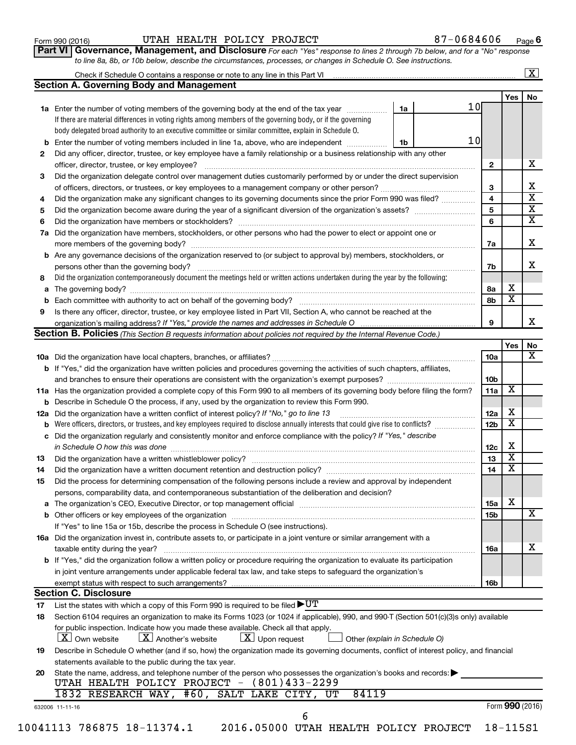Form 990 (2016) UTAH HEALTH POLICY PROJECT 87-0684606 Page 6

**Part VI Governance, Management, and Disclosure** *For each "Yes" response to lines 2 through 7b below, and for a "No" response to line 8a, 8b, or 10b below, describe the circumstances, processes, or changes in Schedule O. See instructions.*

Check if Schedule O contains a response or note to any line in this Part VI [X]

## Section A. Governing Body and Management

| | | | Yes | No |
|---|---|---|---|---|
| 1a | Enter the number of voting members of the governing body at the end of the tax year ... 1a: 10. If there are material differences in voting rights among members of the governing body, or if the governing body delegated broad authority to an executive committee or similar committee, explain in Schedule O. | | | |
| b | Enter the number of voting members included in line 1a, above, who are independent ... 1b: 10 | | | |
| 2 | Did any officer, director, trustee, or key employee have a family relationship or a business relationship with any other officer, director, trustee, or key employee? | 2 | | X |
| 3 | Did the organization delegate control over management duties customarily performed by or under the direct supervision of officers, directors, or trustees, or key employees to a management company or other person? | 3 | | X |
| 4 | Did the organization make any significant changes to its governing documents since the prior Form 990 was filed? | 4 | | X |
| 5 | Did the organization become aware during the year of a significant diversion of the organization's assets? | 5 | | X |
| 6 | Did the organization have members or stockholders? | 6 | | X |
| 7a | Did the organization have members, stockholders, or other persons who had the power to elect or appoint one or more members of the governing body? | 7a | | X |
| b | Are any governance decisions of the organization reserved to (or subject to approval by) members, stockholders, or persons other than the governing body? | 7b | | X |
| 8 | Did the organization contemporaneously document the meetings held or written actions undertaken during the year by the following: | | | |
| a | The governing body? | 8a | X | |
| b | Each committee with authority to act on behalf of the governing body? | 8b | X | |
| 9 | Is there any officer, director, trustee, or key employee listed in Part VII, Section A, who cannot be reached at the organization's mailing address? *If "Yes," provide the names and addresses in Schedule O* | 9 | | X |

## Section B. Policies *(This Section B requests information about policies not required by the Internal Revenue Code.)*

| | | | Yes | No |
|---|---|---|---|---|
| 10a | Did the organization have local chapters, branches, or affiliates? | 10a | | X |
| b | If "Yes," did the organization have written policies and procedures governing the activities of such chapters, affiliates, and branches to ensure their operations are consistent with the organization's exempt purposes? | 10b | | |
| 11a | Has the organization provided a complete copy of this Form 990 to all members of its governing body before filing the form? | 11a | X | |
| b | Describe in Schedule O the process, if any, used by the organization to review this Form 990. | | | |
| 12a | Did the organization have a written conflict of interest policy? *If "No," go to line 13* | 12a | X | |
| b | Were officers, directors, or trustees, and key employees required to disclose annually interests that could give rise to conflicts? | 12b | X | |
| c | Did the organization regularly and consistently monitor and enforce compliance with the policy? *If "Yes," describe in Schedule O how this was done* | 12c | X | |
| 13 | Did the organization have a written whistleblower policy? | 13 | X | |
| 14 | Did the organization have a written document retention and destruction policy? | 14 | X | |
| 15 | Did the process for determining compensation of the following persons include a review and approval by independent persons, comparability data, and contemporaneous substantiation of the deliberation and decision? | | | |
| a | The organization's CEO, Executive Director, or top management official | 15a | X | |
| b | Other officers or key employees of the organization | 15b | | X |
| | If "Yes" to line 15a or 15b, describe the process in Schedule O (see instructions). | | | |
| 16a | Did the organization invest in, contribute assets to, or participate in a joint venture or similar arrangement with a taxable entity during the year? | 16a | | X |
| b | If "Yes," did the organization follow a written policy or procedure requiring the organization to evaluate its participation in joint venture arrangements under applicable federal tax law, and take steps to safeguard the organization's exempt status with respect to such arrangements? | 16b | | |

## Section C. Disclosure

17 List the states with which a copy of this Form 990 is required to be filed ▶UT

18 Section 6104 requires an organization to make its Forms 1023 (or 1024 if applicable), 990, and 990-T (Section 501(c)(3)s only) available for public inspection. Indicate how you made these available. Check all that apply.
[X] Own website [X] Another's website [X] Upon request [ ] Other *(explain in Schedule O)*

19 Describe in Schedule O whether (and if so, how) the organization made its governing documents, conflict of interest policy, and financial statements available to the public during the tax year.

20 State the name, address, and telephone number of the person who possesses the organization's books and records: ▶
UTAH HEALTH POLICY PROJECT - (801)433-2299
1832 RESEARCH WAY, #60, SALT LAKE CITY, UT 84119

632006 11-11-16 Form **990** (2016)

10041113 786875 18-11374.1 2016.05000 UTAH HEALTH POLICY PROJECT 18-115S1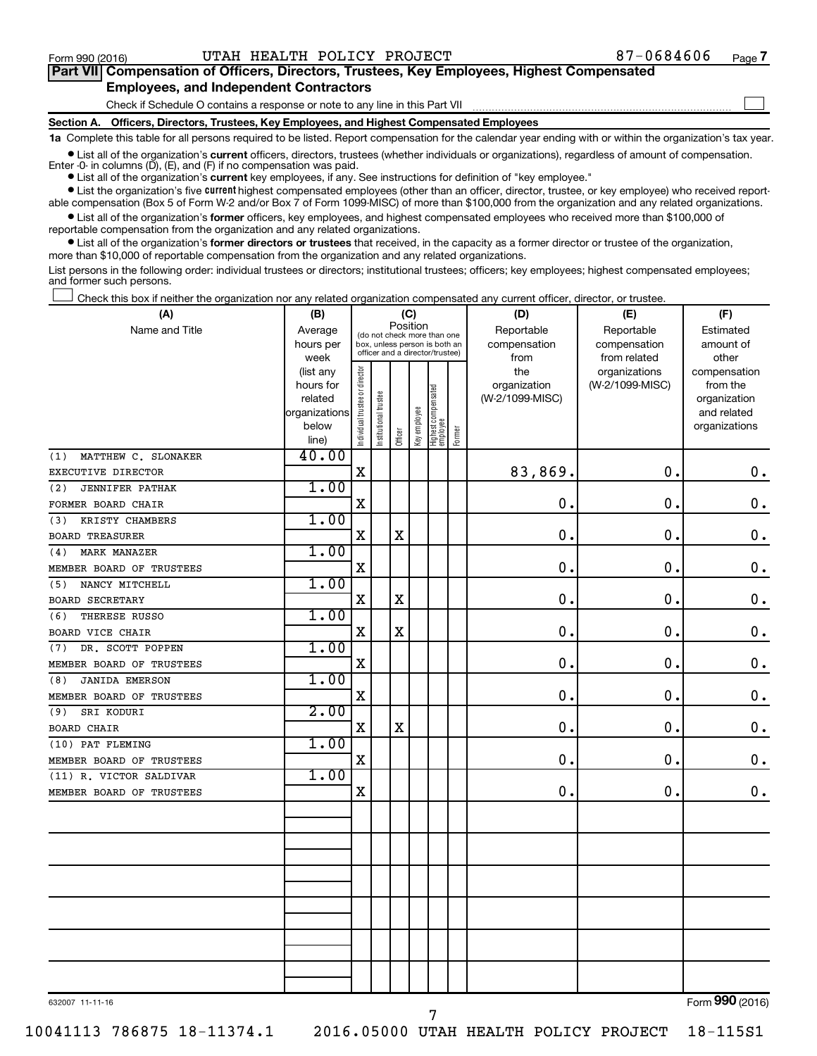Form 990 (2016) UTAH HEALTH POLICY PROJECT 87-0684606 Page 7

**Part VII Compensation of Officers, Directors, Trustees, Key Employees, Highest Compensated Employees, and Independent Contractors**

Check if Schedule O contains a response or note to any line in this Part VII ☐

**Section A. Officers, Directors, Trustees, Key Employees, and Highest Compensated Employees**

**1a** Complete this table for all persons required to be listed. Report compensation for the calendar year ending with or within the organization's tax year.

- List all of the organization's **current** officers, directors, trustees (whether individuals or organizations), regardless of amount of compensation. Enter -0- in columns (D), (E), and (F) if no compensation was paid.
- List all of the organization's **current** key employees, if any. See instructions for definition of "key employee."
- List the organization's five **current** highest compensated employees (other than an officer, director, trustee, or key employee) who received reportable compensation (Box 5 of Form W-2 and/or Box 7 of Form 1099-MISC) of more than $100,000 from the organization and any related organizations.
- List all of the organization's **former** officers, key employees, and highest compensated employees who received more than $100,000 of reportable compensation from the organization and any related organizations.
- List all of the organization's **former directors or trustees** that received, in the capacity as a former director or trustee of the organization, more than $10,000 of reportable compensation from the organization and any related organizations.

List persons in the following order: individual trustees or directors; institutional trustees; officers; key employees; highest compensated employees; and former such persons.

☐ Check this box if neither the organization nor any related organization compensated any current officer, director, or trustee.

| (A) Name and Title | (B) Average hours per week (list any hours for related organizations below line) | (C) Position: Individual trustee or director | Institutional trustee | Officer | Key employee | Highest compensated employee | Former | (D) Reportable compensation from the organization (W-2/1099-MISC) | (E) Reportable compensation from related organizations (W-2/1099-MISC) | (F) Estimated amount of other compensation from the organization and related organizations |
|---|---|---|---|---|---|---|---|---|---|---|
| (1) MATTHEW C. SLONAKER<br>EXECUTIVE DIRECTOR | 40.00 | X | | | | | | 83,869. | 0. | 0. |
| (2) JENNIFER PATHAK<br>FORMER BOARD CHAIR | 1.00 | X | | | | | | 0. | 0. | 0. |
| (3) KRISTY CHAMBERS<br>BOARD TREASURER | 1.00 | X | | X | | | | 0. | 0. | 0. |
| (4) MARK MANAZER<br>MEMBER BOARD OF TRUSTEES | 1.00 | X | | | | | | 0. | 0. | 0. |
| (5) NANCY MITCHELL<br>BOARD SECRETARY | 1.00 | X | | X | | | | 0. | 0. | 0. |
| (6) THERESE RUSSO<br>BOARD VICE CHAIR | 1.00 | X | | X | | | | 0. | 0. | 0. |
| (7) DR. SCOTT POPPEN<br>MEMBER BOARD OF TRUSTEES | 1.00 | X | | | | | | 0. | 0. | 0. |
| (8) JANIDA EMERSON<br>MEMBER BOARD OF TRUSTEES | 1.00 | X | | | | | | 0. | 0. | 0. |
| (9) SRI KODURI<br>BOARD CHAIR | 2.00 | X | | X | | | | 0. | 0. | 0. |
| (10) PAT FLEMING<br>MEMBER BOARD OF TRUSTEES | 1.00 | X | | | | | | 0. | 0. | 0. |
| (11) R. VICTOR SALDIVAR<br>MEMBER BOARD OF TRUSTEES | 1.00 | X | | | | | | 0. | 0. | 0. |
| | | | | | | | | | | |
| | | | | | | | | | | |
| | | | | | | | | | | |
| | | | | | | | | | | |
| | | | | | | | | | | |
| | | | | | | | | | | |

632007 11-11-16 Form **990** (2016)

10041113 786875 18-11374.1 2016.05000 UTAH HEALTH POLICY PROJECT 18-115S1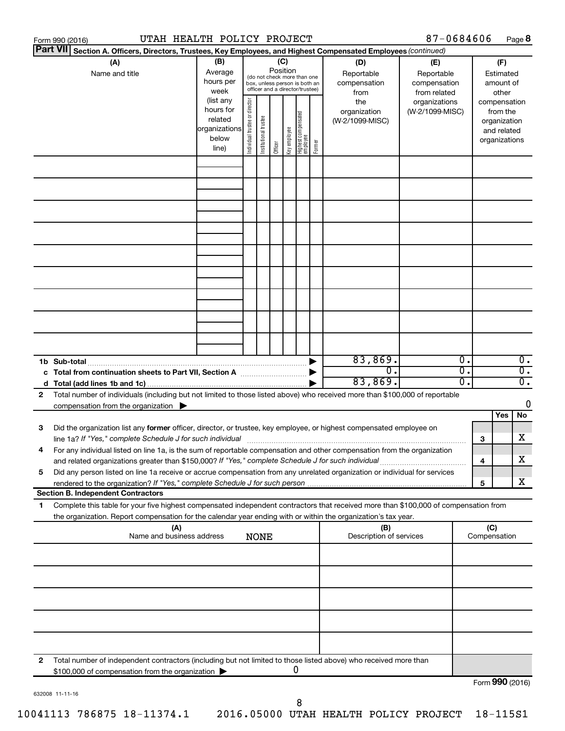Form 990 (2016) UTAH HEALTH POLICY PROJECT 87-0684606 Page **8**

**Part VII** **Section A. Officers, Directors, Trustees, Key Employees, and Highest Compensated Employees** *(continued)*

| (A) Name and title | (B) Average hours per week (list any hours for related organizations below line) | (C) Position (do not check more than one box, unless person is both an officer and a director/trustee): Individual trustee or director | Institutional trustee | Officer | Key employee | Highest compensated employee | Former | (D) Reportable compensation from the organization (W-2/1099-MISC) | (E) Reportable compensation from related organizations (W-2/1099-MISC) | (F) Estimated amount of other compensation from the organization and related organizations |
|---|---|---|---|---|---|---|---|---|---|---|
| | | | | | | | | | | |
| | | | | | | | | | | |
| | | | | | | | | | | |
| | | | | | | | | | | |
| | | | | | | | | | | |
| | | | | | | | | | | |
| | | | | | | | | | | |
| | | | | | | | | | | |
| | | | | | | | | | | |
| **1b Sub-total** | | | | | | | | 83,869. | 0. | 0. |
| **c Total from continuation sheets to Part VII, Section A** | | | | | | | | 0. | 0. | 0. |
| **d Total (add lines 1b and 1c)** | | | | | | | | 83,869. | 0. | 0. |

**2** Total number of individuals (including but not limited to those listed above) who received more than $100,000 of reportable compensation from the organization ▶ 0

| | | | Yes | No |
|---|---|---|---|---|
| **3** | Did the organization list any **former** officer, director, or trustee, key employee, or highest compensated employee on line 1a? *If "Yes," complete Schedule J for such individual* | **3** | | X |
| **4** | For any individual listed on line 1a, is the sum of reportable compensation and other compensation from the organization and related organizations greater than $150,000? *If "Yes," complete Schedule J for such individual* | **4** | | X |
| **5** | Did any person listed on line 1a receive or accrue compensation from any unrelated organization or individual for services rendered to the organization? *If "Yes," complete Schedule J for such person* | **5** | | X |

**Section B. Independent Contractors**

**1** Complete this table for your five highest compensated independent contractors that received more than $100,000 of compensation from the organization. Report compensation for the calendar year ending with or within the organization's tax year.

| (A) Name and business address | (B) Description of services | (C) Compensation |
|---|---|---|
| NONE | | |
| | | |
| | | |
| | | |
| | | |
| | | |

**2** Total number of independent contractors (including but not limited to those listed above) who received more than $100,000 of compensation from the organization ▶ 0

Form **990** (2016)

632008 11-11-16

10041113 786875 18-11374.1 2016.05000 UTAH HEALTH POLICY PROJECT 18-115S1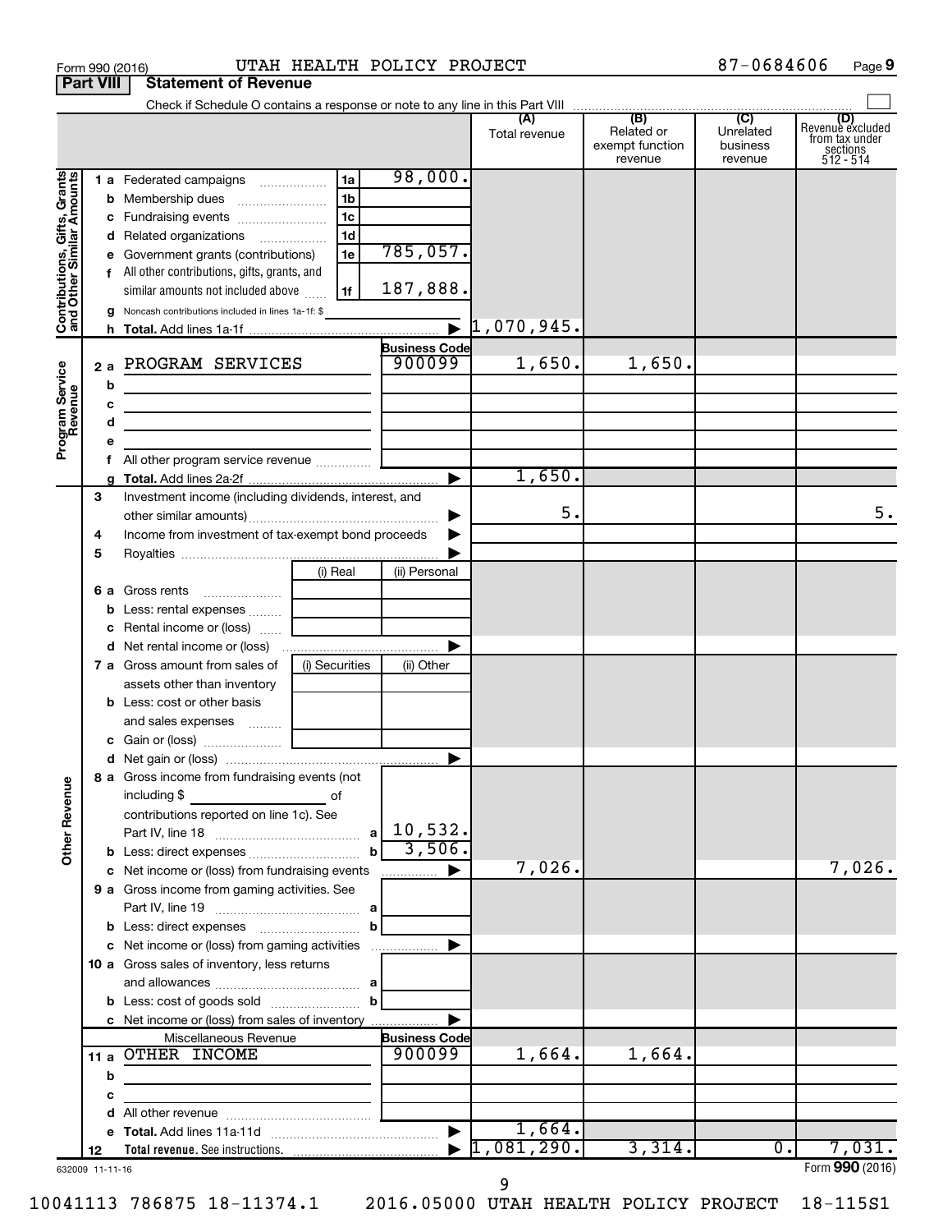Form 990 (2016) UTAH HEALTH POLICY PROJECT 87-0684606 Page 9

**Part VIII Statement of Revenue**

Check if Schedule O contains a response or note to any line in this Part VIII

| | | | | (A) Total revenue | (B) Related or exempt function revenue | (C) Unrelated business revenue | (D) Revenue excluded from tax under sections 512 - 514 |
|---|---|---|---|---|---|---|---|
| **Contributions, Gifts, Grants and Other Similar Amounts** | 1 a Federated campaigns | 1a | 98,000. | | | | |
| | b Membership dues | 1b | | | | | |
| | c Fundraising events | 1c | | | | | |
| | d Related organizations | 1d | | | | | |
| | e Government grants (contributions) | 1e | 785,057. | | | | |
| | f All other contributions, gifts, grants, and similar amounts not included above | 1f | 187,888. | | | | |
| | g Noncash contributions included in lines 1a-1f: $ | | | | | | |
| | h **Total.** Add lines 1a-1f | | | 1,070,945. | | | |
| **Program Service Revenue** | | | **Business Code** | | | | |
| | 2 a PROGRAM SERVICES | | 900099 | 1,650. | 1,650. | | |
| | b | | | | | | |
| | c | | | | | | |
| | d | | | | | | |
| | e | | | | | | |
| | f All other program service revenue | | | | | | |
| | g **Total.** Add lines 2a-2f | | | 1,650. | | | |
| **Other Revenue** | 3 Investment income (including dividends, interest, and other similar amounts) | | | 5. | | | 5. |
| | 4 Income from investment of tax-exempt bond proceeds | | | | | | |
| | 5 Royalties | | | | | | |
| | | (i) Real | (ii) Personal | | | | |
| | 6 a Gross rents | | | | | | |
| | b Less: rental expenses | | | | | | |
| | c Rental income or (loss) | | | | | | |
| | d Net rental income or (loss) | | | | | | |
| | | (i) Securities | (ii) Other | | | | |
| | 7 a Gross amount from sales of assets other than inventory | | | | | | |
| | b Less: cost or other basis and sales expenses | | | | | | |
| | c Gain or (loss) | | | | | | |
| | d Net gain or (loss) | | | | | | |
| | 8 a Gross income from fundraising events (not including $ of contributions reported on line 1c). See Part IV, line 18 | a | 10,532. | | | | |
| | b Less: direct expenses | b | 3,506. | | | | |
| | c Net income or (loss) from fundraising events | | | 7,026. | | | 7,026. |
| | 9 a Gross income from gaming activities. See Part IV, line 19 | a | | | | | |
| | b Less: direct expenses | b | | | | | |
| | c Net income or (loss) from gaming activities | | | | | | |
| | 10 a Gross sales of inventory, less returns and allowances | a | | | | | |
| | b Less: cost of goods sold | b | | | | | |
| | c Net income or (loss) from sales of inventory | | | | | | |
| | Miscellaneous Revenue | | **Business Code** | | | | |
| | 11 a OTHER INCOME | | 900099 | 1,664. | 1,664. | | |
| | b | | | | | | |
| | c | | | | | | |
| | d All other revenue | | | | | | |
| | e **Total.** Add lines 11a-11d | | | 1,664. | | | |
| | 12 **Total revenue.** See instructions. | | | 1,081,290. | 3,314. | 0. | 7,031. |

632009 11-11-16 Form **990** (2016)

10041113 786875 18-11374.1 2016.05000 UTAH HEALTH POLICY PROJECT 18-115S1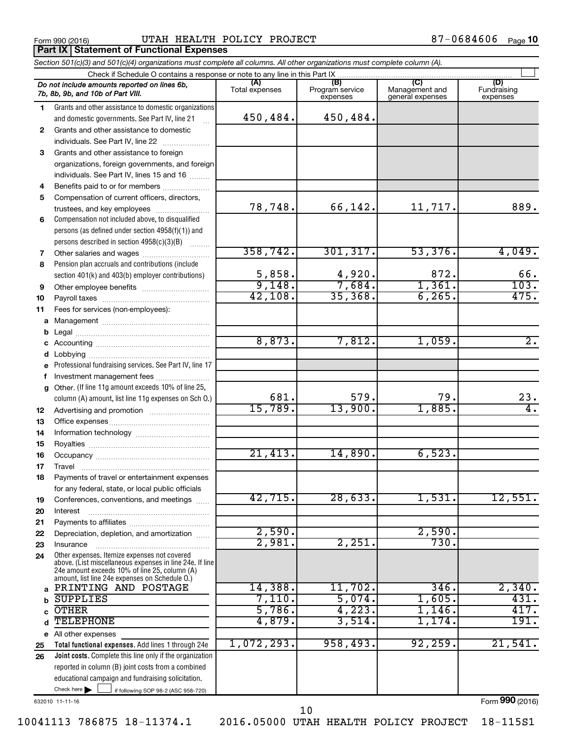Form 990 (2016) UTAH HEALTH POLICY PROJECT 87-0684606 Page 10

## Part IX Statement of Functional Expenses

*Section 501(c)(3) and 501(c)(4) organizations must complete all columns. All other organizations must complete column (A).*

Check if Schedule O contains a response or note to any line in this Part IX

| | *Do not include amounts reported on lines 6b, 7b, 8b, 9b, and 10b of Part VIII.* | (A) Total expenses | (B) Program service expenses | (C) Management and general expenses | (D) Fundraising expenses |
|---|---|---|---|---|---|
| 1 | Grants and other assistance to domestic organizations and domestic governments. See Part IV, line 21 | 450,484. | 450,484. | | |
| 2 | Grants and other assistance to domestic individuals. See Part IV, line 22 | | | | |
| 3 | Grants and other assistance to foreign organizations, foreign governments, and foreign individuals. See Part IV, lines 15 and 16 | | | | |
| 4 | Benefits paid to or for members | | | | |
| 5 | Compensation of current officers, directors, trustees, and key employees | 78,748. | 66,142. | 11,717. | 889. |
| 6 | Compensation not included above, to disqualified persons (as defined under section 4958(f)(1)) and persons described in section 4958(c)(3)(B) | | | | |
| 7 | Other salaries and wages | 358,742. | 301,317. | 53,376. | 4,049. |
| 8 | Pension plan accruals and contributions (include section 401(k) and 403(b) employer contributions) | 5,858. | 4,920. | 872. | 66. |
| 9 | Other employee benefits | 9,148. | 7,684. | 1,361. | 103. |
| 10 | Payroll taxes | 42,108. | 35,368. | 6,265. | 475. |
| 11 | Fees for services (non-employees): | | | | |
| a | Management | | | | |
| b | Legal | | | | |
| c | Accounting | 8,873. | 7,812. | 1,059. | 2. |
| d | Lobbying | | | | |
| e | Professional fundraising services. See Part IV, line 17 | | | | |
| f | Investment management fees | | | | |
| g | Other. (If line 11g amount exceeds 10% of line 25, column (A) amount, list line 11g expenses on Sch O.) | 681. | 579. | 79. | 23. |
| 12 | Advertising and promotion | 15,789. | 13,900. | 1,885. | 4. |
| 13 | Office expenses | | | | |
| 14 | Information technology | | | | |
| 15 | Royalties | | | | |
| 16 | Occupancy | 21,413. | 14,890. | 6,523. | |
| 17 | Travel | | | | |
| 18 | Payments of travel or entertainment expenses for any federal, state, or local public officials | | | | |
| 19 | Conferences, conventions, and meetings | 42,715. | 28,633. | 1,531. | 12,551. |
| 20 | Interest | | | | |
| 21 | Payments to affiliates | | | | |
| 22 | Depreciation, depletion, and amortization | 2,590. | | 2,590. | |
| 23 | Insurance | 2,981. | 2,251. | 730. | |
| 24 | Other expenses. Itemize expenses not covered above. (List miscellaneous expenses in line 24e. If line 24e amount exceeds 10% of line 25, column (A) amount, list line 24e expenses on Schedule O.) | | | | |
| a | PRINTING AND POSTAGE | 14,388. | 11,702. | 346. | 2,340. |
| b | SUPPLIES | 7,110. | 5,074. | 1,605. | 431. |
| c | OTHER | 5,786. | 4,223. | 1,146. | 417. |
| d | TELEPHONE | 4,879. | 3,514. | 1,174. | 191. |
| e | All other expenses | | | | |
| 25 | **Total functional expenses.** Add lines 1 through 24e | 1,072,293. | 958,493. | 92,259. | 21,541. |
| 26 | **Joint costs.** Complete this line only if the organization reported in column (B) joint costs from a combined educational campaign and fundraising solicitation. Check here ☐ if following SOP 98-2 (ASC 958-720) | | | | |

632010 11-11-16

Form 990 (2016)

10041113 786875 18-11374.1 2016.05000 UTAH HEALTH POLICY PROJECT 18-115S1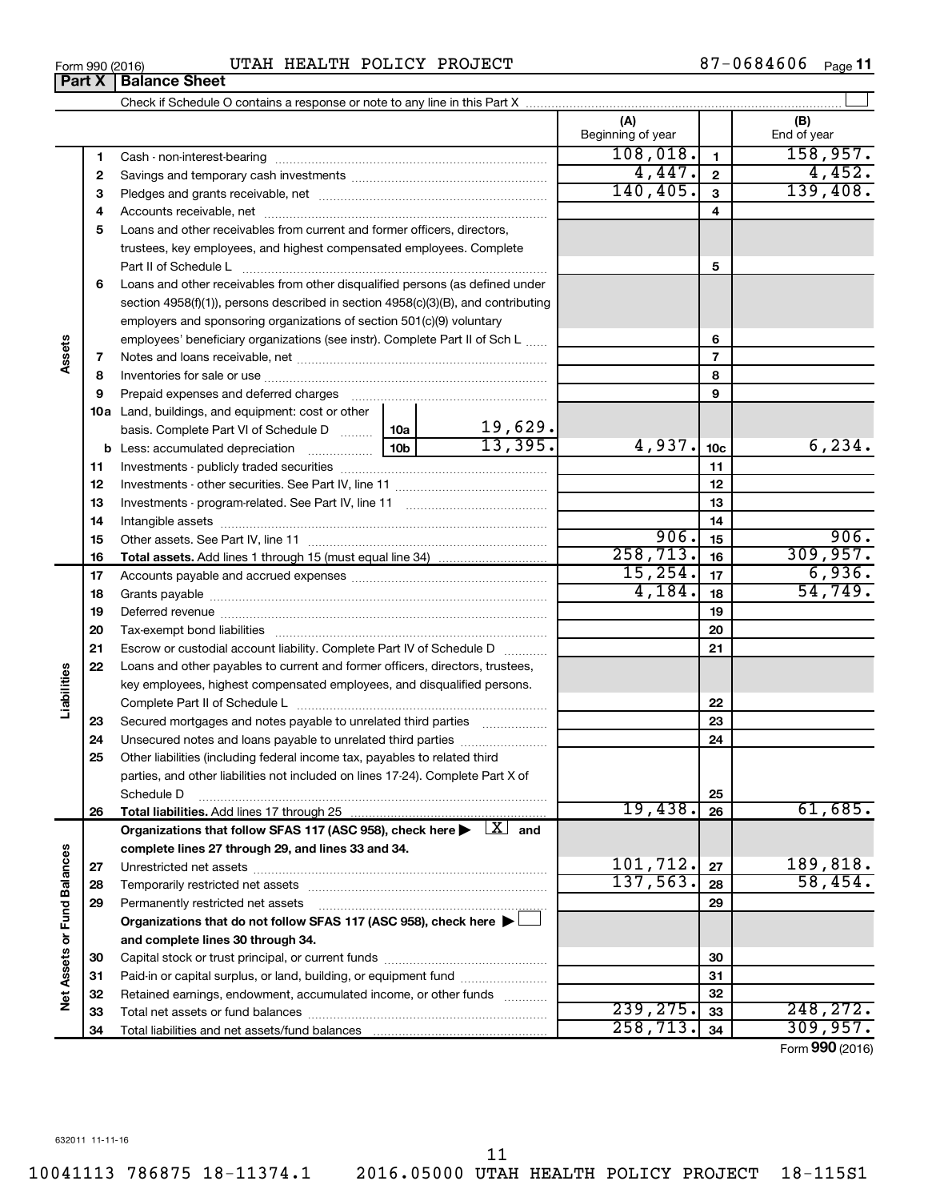Form 990 (2016) UTAH HEALTH POLICY PROJECT 87-0684606

**Part X | Balance Sheet**

Check if Schedule O contains a response or note to any line in this Part X ☐

| | | | | (A) Beginning of year | | (B) End of year |
|---|---|---|---|---|---|---|
| Assets | 1 | Cash - non-interest-bearing | | 108,018. | 1 | 158,957. |
| | 2 | Savings and temporary cash investments | | 4,447. | 2 | 4,452. |
| | 3 | Pledges and grants receivable, net | | 140,405. | 3 | 139,408. |
| | 4 | Accounts receivable, net | | | 4 | |
| | 5 | Loans and other receivables from current and former officers, directors, trustees, key employees, and highest compensated employees. Complete Part II of Schedule L | | | 5 | |
| | 6 | Loans and other receivables from other disqualified persons (as defined under section 4958(f)(1)), persons described in section 4958(c)(3)(B), and contributing employers and sponsoring organizations of section 501(c)(9) voluntary employees' beneficiary organizations (see instr). Complete Part II of Sch L | | | 6 | |
| | 7 | Notes and loans receivable, net | | | 7 | |
| | 8 | Inventories for sale or use | | | 8 | |
| | 9 | Prepaid expenses and deferred charges | | | 9 | |
| | 10a | Land, buildings, and equipment: cost or other basis. Complete Part VI of Schedule D | 10a 19,629. | | | |
| | b | Less: accumulated depreciation | 10b 13,395. | 4,937. | 10c | 6,234. |
| | 11 | Investments - publicly traded securities | | | 11 | |
| | 12 | Investments - other securities. See Part IV, line 11 | | | 12 | |
| | 13 | Investments - program-related. See Part IV, line 11 | | | 13 | |
| | 14 | Intangible assets | | | 14 | |
| | 15 | Other assets. See Part IV, line 11 | | 906. | 15 | 906. |
| | 16 | **Total assets.** Add lines 1 through 15 (must equal line 34) | | 258,713. | 16 | 309,957. |
| Liabilities | 17 | Accounts payable and accrued expenses | | 15,254. | 17 | 6,936. |
| | 18 | Grants payable | | 4,184. | 18 | 54,749. |
| | 19 | Deferred revenue | | | 19 | |
| | 20 | Tax-exempt bond liabilities | | | 20 | |
| | 21 | Escrow or custodial account liability. Complete Part IV of Schedule D | | | 21 | |
| | 22 | Loans and other payables to current and former officers, directors, trustees, key employees, highest compensated employees, and disqualified persons. Complete Part II of Schedule L | | | 22 | |
| | 23 | Secured mortgages and notes payable to unrelated third parties | | | 23 | |
| | 24 | Unsecured notes and loans payable to unrelated third parties | | | 24 | |
| | 25 | Other liabilities (including federal income tax, payables to related third parties, and other liabilities not included on lines 17-24). Complete Part X of Schedule D | | | 25 | |
| | 26 | **Total liabilities.** Add lines 17 through 25 | | 19,438. | 26 | 61,685. |
| Net Assets or Fund Balances | | **Organizations that follow SFAS 117 (ASC 958), check here ▶ ☒ and complete lines 27 through 29, and lines 33 and 34.** | | | | |
| | 27 | Unrestricted net assets | | 101,712. | 27 | 189,818. |
| | 28 | Temporarily restricted net assets | | 137,563. | 28 | 58,454. |
| | 29 | Permanently restricted net assets | | | 29 | |
| | | **Organizations that do not follow SFAS 117 (ASC 958), check here ▶ ☐ and complete lines 30 through 34.** | | | | |
| | 30 | Capital stock or trust principal, or current funds | | | 30 | |
| | 31 | Paid-in or capital surplus, or land, building, or equipment fund | | | 31 | |
| | 32 | Retained earnings, endowment, accumulated income, or other funds | | | 32 | |
| | 33 | Total net assets or fund balances | | 239,275. | 33 | 248,272. |
| | 34 | Total liabilities and net assets/fund balances | | 258,713. | 34 | 309,957. |

Form **990** (2016)

632011 11-11-16

10041113 786875 18-11374.1 2016.05000 UTAH HEALTH POLICY PROJECT 18-115S1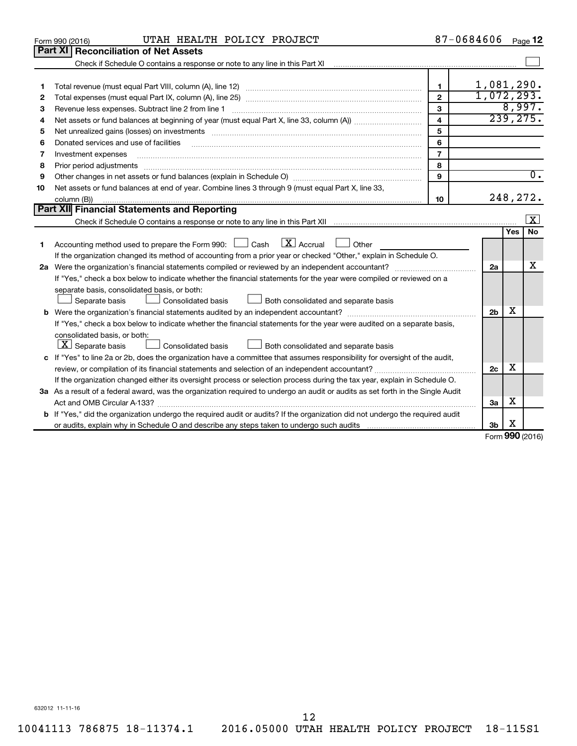Form 990 (2016) UTAH HEALTH POLICY PROJECT 87-0684606

## Part XI Reconciliation of Net Assets

Check if Schedule O contains a response or note to any line in this Part XI ☐

| | | | |
|---|---|---|---|
| 1 | Total revenue (must equal Part VIII, column (A), line 12) | 1 | 1,081,290. |
| 2 | Total expenses (must equal Part IX, column (A), line 25) | 2 | 1,072,293. |
| 3 | Revenue less expenses. Subtract line 2 from line 1 | 3 | 8,997. |
| 4 | Net assets or fund balances at beginning of year (must equal Part X, line 33, column (A)) | 4 | 239,275. |
| 5 | Net unrealized gains (losses) on investments | 5 | |
| 6 | Donated services and use of facilities | 6 | |
| 7 | Investment expenses | 7 | |
| 8 | Prior period adjustments | 8 | |
| 9 | Other changes in net assets or fund balances (explain in Schedule O) | 9 | 0. |
| 10 | Net assets or fund balances at end of year. Combine lines 3 through 9 (must equal Part X, line 33, column (B)) | 10 | 248,272. |

## Part XII Financial Statements and Reporting

Check if Schedule O contains a response or note to any line in this Part XII ☒

| | | | Yes | No |
|---|---|---|---|---|
| 1 | Accounting method used to prepare the Form 990: ☐ Cash ☒ Accrual ☐ Other<br>If the organization changed its method of accounting from a prior year or checked "Other," explain in Schedule O. | | | |
| 2a | Were the organization's financial statements compiled or reviewed by an independent accountant? | 2a | | X |
| | If "Yes," check a box below to indicate whether the financial statements for the year were compiled or reviewed on a separate basis, consolidated basis, or both:<br>☐ Separate basis ☐ Consolidated basis ☐ Both consolidated and separate basis | | | |
| b | Were the organization's financial statements audited by an independent accountant? | 2b | X | |
| | If "Yes," check a box below to indicate whether the financial statements for the year were audited on a separate basis, consolidated basis, or both:<br>☒ Separate basis ☐ Consolidated basis ☐ Both consolidated and separate basis | | | |
| c | If "Yes" to line 2a or 2b, does the organization have a committee that assumes responsibility for oversight of the audit, review, or compilation of its financial statements and selection of an independent accountant? | 2c | X | |
| | If the organization changed either its oversight process or selection process during the tax year, explain in Schedule O. | | | |
| 3a | As a result of a federal award, was the organization required to undergo an audit or audits as set forth in the Single Audit Act and OMB Circular A-133? | 3a | X | |
| b | If "Yes," did the organization undergo the required audit or audits? If the organization did not undergo the required audit or audits, explain why in Schedule O and describe any steps taken to undergo such audits | 3b | X | |

Form 990 (2016)

632012 11-11-16

10041113 786875 18-11374.1 2016.05000 UTAH HEALTH POLICY PROJECT 18-115S1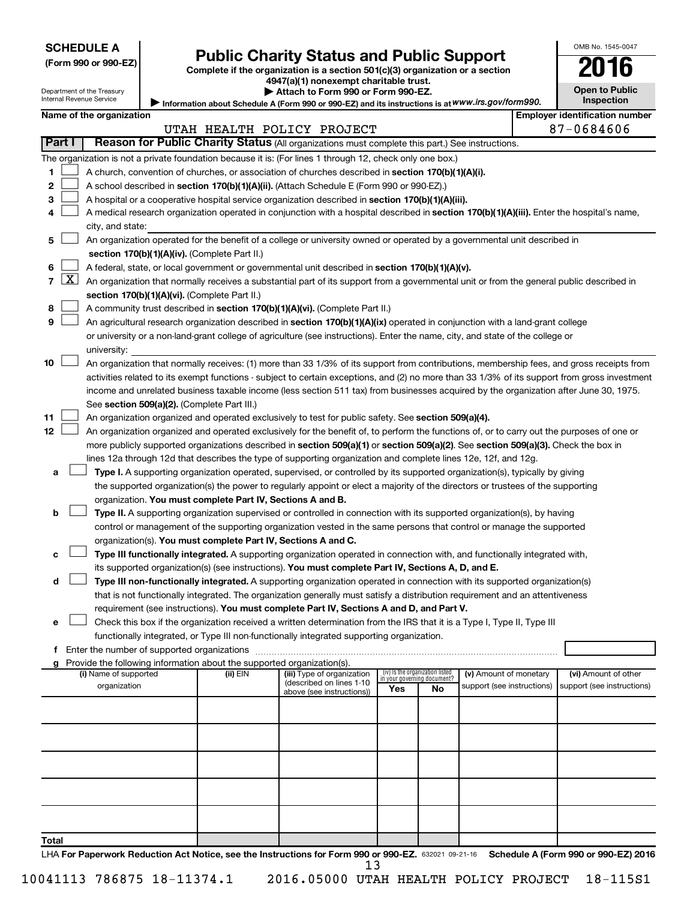**SCHEDULE A**
**(Form 990 or 990-EZ)**

Department of the Treasury
Internal Revenue Service

# Public Charity Status and Public Support

**Complete if the organization is a section 501(c)(3) organization or a section 4947(a)(1) nonexempt charitable trust.**
**▶ Attach to Form 990 or Form 990-EZ.**
**▶ Information about Schedule A (Form 990 or 990-EZ) and its instructions is at www.irs.gov/form990.**

OMB No. 1545-0047
**2016**
**Open to Public Inspection**

**Name of the organization:** UTAH HEALTH POLICY PROJECT
**Employer identification number:** 87-0684606

**Part I — Reason for Public Charity Status** (All organizations must complete this part.) See instructions.

The organization is not a private foundation because it is: (For lines 1 through 12, check only one box.)

1. [ ] A church, convention of churches, or association of churches described in **section 170(b)(1)(A)(i).**
2. [ ] A school described in **section 170(b)(1)(A)(ii).** (Attach Schedule E (Form 990 or 990-EZ).)
3. [ ] A hospital or a cooperative hospital service organization described in **section 170(b)(1)(A)(iii).**
4. [ ] A medical research organization operated in conjunction with a hospital described in **section 170(b)(1)(A)(iii).** Enter the hospital's name, city, and state:
5. [ ] An organization operated for the benefit of a college or university owned or operated by a governmental unit described in **section 170(b)(1)(A)(iv).** (Complete Part II.)
6. [ ] A federal, state, or local government or governmental unit described in **section 170(b)(1)(A)(v).**
7. [X] An organization that normally receives a substantial part of its support from a governmental unit or from the general public described in **section 170(b)(1)(A)(vi).** (Complete Part II.)
8. [ ] A community trust described in **section 170(b)(1)(A)(vi).** (Complete Part II.)
9. [ ] An agricultural research organization described in **section 170(b)(1)(A)(ix)** operated in conjunction with a land-grant college or university or a non-land-grant college of agriculture (see instructions). Enter the name, city, and state of the college or university:
10. [ ] An organization that normally receives: (1) more than 33 1/3% of its support from contributions, membership fees, and gross receipts from activities related to its exempt functions - subject to certain exceptions, and (2) no more than 33 1/3% of its support from gross investment income and unrelated business taxable income (less section 511 tax) from businesses acquired by the organization after June 30, 1975. See **section 509(a)(2).** (Complete Part III.)
11. [ ] An organization organized and operated exclusively to test for public safety. See **section 509(a)(4).**
12. [ ] An organization organized and operated exclusively for the benefit of, to perform the functions of, or to carry out the purposes of one or more publicly supported organizations described in **section 509(a)(1)** or **section 509(a)(2).** See **section 509(a)(3).** Check the box in lines 12a through 12d that describes the type of supporting organization and complete lines 12e, 12f, and 12g.
   - **a** [ ] **Type I.** A supporting organization operated, supervised, or controlled by its supported organization(s), typically by giving the supported organization(s) the power to regularly appoint or elect a majority of the directors or trustees of the supporting organization. **You must complete Part IV, Sections A and B.**
   - **b** [ ] **Type II.** A supporting organization supervised or controlled in connection with its supported organization(s), by having control or management of the supporting organization vested in the same persons that control or manage the supported organization(s). **You must complete Part IV, Sections A and C.**
   - **c** [ ] **Type III functionally integrated.** A supporting organization operated in connection with, and functionally integrated with, its supported organization(s) (see instructions). **You must complete Part IV, Sections A, D, and E.**
   - **d** [ ] **Type III non-functionally integrated.** A supporting organization operated in connection with its supported organization(s) that is not functionally integrated. The organization generally must satisfy a distribution requirement and an attentiveness requirement (see instructions). **You must complete Part IV, Sections A and D, and Part V.**
   - **e** [ ] Check this box if the organization received a written determination from the IRS that it is a Type I, Type II, Type III functionally integrated, or Type III non-functionally integrated supporting organization.
   - **f** Enter the number of supported organizations
   - **g** Provide the following information about the supported organization(s).

| (i) Name of supported organization | (ii) EIN | (iii) Type of organization (described on lines 1-10 above (see instructions)) | (iv) Is the organization listed in your governing document? Yes | No | (v) Amount of monetary support (see instructions) | (vi) Amount of other support (see instructions) |
|---|---|---|---|---|---|---|
| | | | | | | |
| | | | | | | |
| | | | | | | |
| | | | | | | |
| | | | | | | |
| **Total** | | | | | | |

LHA **For Paperwork Reduction Act Notice, see the Instructions for Form 990 or 990-EZ.** 632021 09-21-16 **Schedule A (Form 990 or 990-EZ) 2016**

10041113 786875 18-11374.1 2016.05000 UTAH HEALTH POLICY PROJECT 18-115S1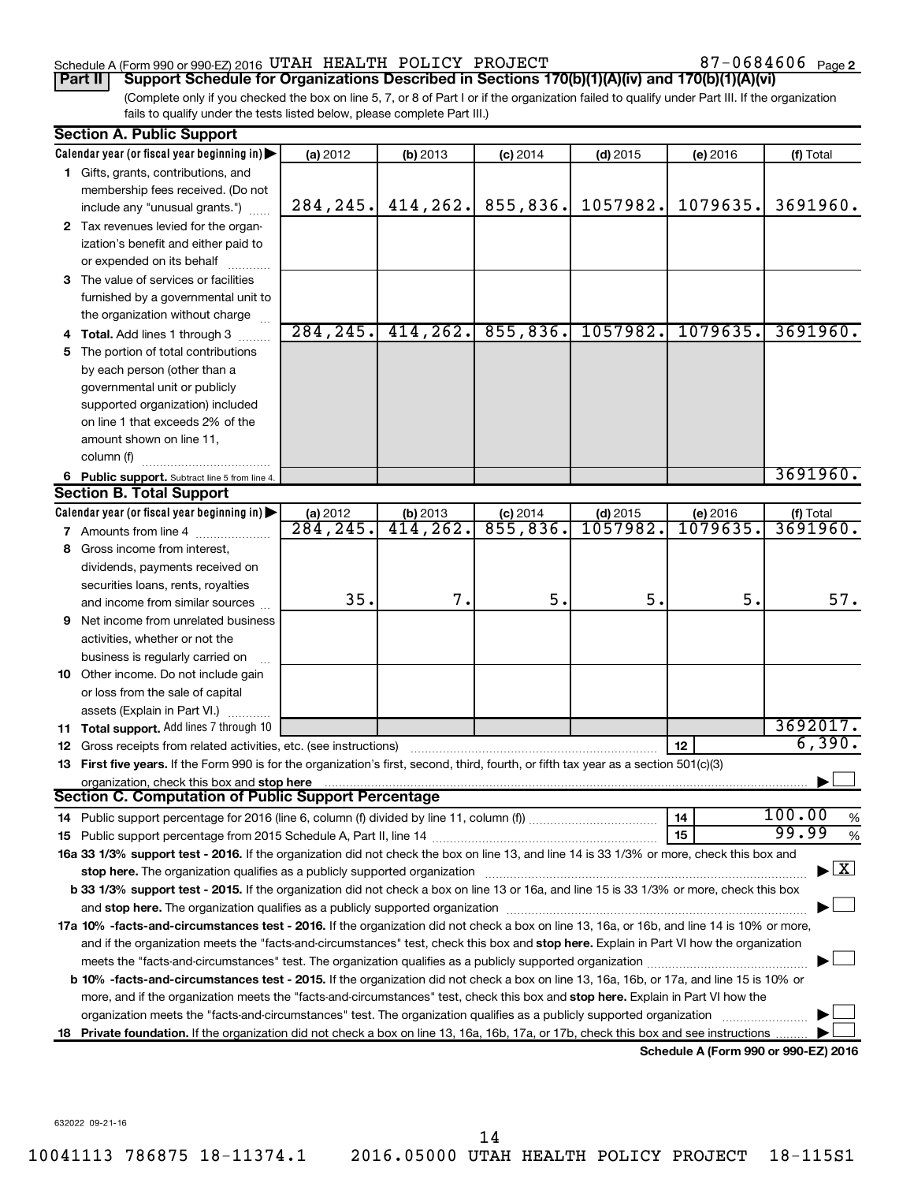Schedule A (Form 990 or 990-EZ) 2016 UTAH HEALTH POLICY PROJECT 87-0684606 Page 2

**Part II | Support Schedule for Organizations Described in Sections 170(b)(1)(A)(iv) and 170(b)(1)(A)(vi)**

(Complete only if you checked the box on line 5, 7, or 8 of Part I or if the organization failed to qualify under Part III. If the organization fails to qualify under the tests listed below, please complete Part III.)

## Section A. Public Support

| Calendar year (or fiscal year beginning in) | (a) 2012 | (b) 2013 | (c) 2014 | (d) 2015 | (e) 2016 | (f) Total |
|---|---|---|---|---|---|---|
| 1 Gifts, grants, contributions, and membership fees received. (Do not include any "unusual grants.") | 284,245. | 414,262. | 855,836. | 1057982. | 1079635. | 3691960. |
| 2 Tax revenues levied for the organization's benefit and either paid to or expended on its behalf | | | | | | |
| 3 The value of services or facilities furnished by a governmental unit to the organization without charge | | | | | | |
| 4 Total. Add lines 1 through 3 | 284,245. | 414,262. | 855,836. | 1057982. | 1079635. | 3691960. |
| 5 The portion of total contributions by each person (other than a governmental unit or publicly supported organization) included on line 1 that exceeds 2% of the amount shown on line 11, column (f) | | | | | | |
| 6 Public support. Subtract line 5 from line 4. | | | | | | 3691960. |

## Section B. Total Support

| Calendar year (or fiscal year beginning in) | (a) 2012 | (b) 2013 | (c) 2014 | (d) 2015 | (e) 2016 | (f) Total |
|---|---|---|---|---|---|---|
| 7 Amounts from line 4 | 284,245. | 414,262. | 855,836. | 1057982. | 1079635. | 3691960. |
| 8 Gross income from interest, dividends, payments received on securities loans, rents, royalties and income from similar sources | 35. | 7. | 5. | 5. | 5. | 57. |
| 9 Net income from unrelated business activities, whether or not the business is regularly carried on | | | | | | |
| 10 Other income. Do not include gain or loss from the sale of capital assets (Explain in Part VI.) | | | | | | |
| 11 Total support. Add lines 7 through 10 | | | | | | 3692017. |

12 Gross receipts from related activities, etc. (see instructions) | 12 | 6,390.

13 **First five years.** If the Form 990 is for the organization's first, second, third, fourth, or fifth tax year as a section 501(c)(3) organization, check this box and **stop here** ☐

## Section C. Computation of Public Support Percentage

14 Public support percentage for 2016 (line 6, column (f) divided by line 11, column (f)) | 14 | 100.00 %

15 Public support percentage from 2015 Schedule A, Part II, line 14 | 15 | 99.99 %

**16a 33 1/3% support test - 2016.** If the organization did not check the box on line 13, and line 14 is 33 1/3% or more, check this box and **stop here.** The organization qualifies as a publicly supported organization ☒

**b 33 1/3% support test - 2015.** If the organization did not check a box on line 13 or 16a, and line 15 is 33 1/3% or more, check this box and **stop here.** The organization qualifies as a publicly supported organization ☐

**17a 10% -facts-and-circumstances test - 2016.** If the organization did not check a box on line 13, 16a, or 16b, and line 14 is 10% or more, and if the organization meets the "facts-and-circumstances" test, check this box and **stop here.** Explain in Part VI how the organization meets the "facts-and-circumstances" test. The organization qualifies as a publicly supported organization ☐

**b 10% -facts-and-circumstances test - 2015.** If the organization did not check a box on line 13, 16a, 16b, or 17a, and line 15 is 10% or more, and if the organization meets the "facts-and-circumstances" test, check this box and **stop here.** Explain in Part VI how the organization meets the "facts-and-circumstances" test. The organization qualifies as a publicly supported organization ☐

**18 Private foundation.** If the organization did not check a box on line 13, 16a, 16b, 17a, or 17b, check this box and see instructions ☐

**Schedule A (Form 990 or 990-EZ) 2016**

632022 09-21-16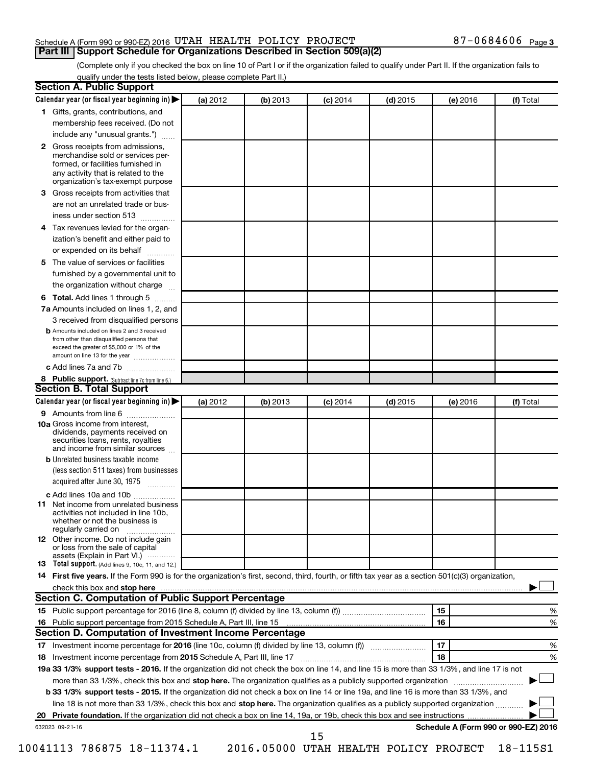Schedule A (Form 990 or 990-EZ) 2016 UTAH HEALTH POLICY PROJECT 87-0684606 Page 3

## Part III Support Schedule for Organizations Described in Section 509(a)(2)

(Complete only if you checked the box on line 10 of Part I or if the organization failed to qualify under Part II. If the organization fails to qualify under the tests listed below, please complete Part II.)

### Section A. Public Support

| Calendar year (or fiscal year beginning in) ▶ | (a) 2012 | (b) 2013 | (c) 2014 | (d) 2015 | (e) 2016 | (f) Total |
|---|---|---|---|---|---|---|
| 1 Gifts, grants, contributions, and membership fees received. (Do not include any "unusual grants.") | | | | | | |
| 2 Gross receipts from admissions, merchandise sold or services performed, or facilities furnished in any activity that is related to the organization's tax-exempt purpose | | | | | | |
| 3 Gross receipts from activities that are not an unrelated trade or business under section 513 | | | | | | |
| 4 Tax revenues levied for the organization's benefit and either paid to or expended on its behalf | | | | | | |
| 5 The value of services or facilities furnished by a governmental unit to the organization without charge | | | | | | |
| 6 **Total.** Add lines 1 through 5 | | | | | | |
| 7a Amounts included on lines 1, 2, and 3 received from disqualified persons | | | | | | |
| b Amounts included on lines 2 and 3 received from other than disqualified persons that exceed the greater of $5,000 or 1% of the amount on line 13 for the year | | | | | | |
| c Add lines 7a and 7b | | | | | | |
| 8 **Public support.** (Subtract line 7c from line 6.) | | | | | | |

### Section B. Total Support

| Calendar year (or fiscal year beginning in) ▶ | (a) 2012 | (b) 2013 | (c) 2014 | (d) 2015 | (e) 2016 | (f) Total |
|---|---|---|---|---|---|---|
| 9 Amounts from line 6 | | | | | | |
| 10a Gross income from interest, dividends, payments received on securities loans, rents, royalties and income from similar sources | | | | | | |
| b Unrelated business taxable income (less section 511 taxes) from businesses acquired after June 30, 1975 | | | | | | |
| c Add lines 10a and 10b | | | | | | |
| 11 Net income from unrelated business activities not included in line 10b, whether or not the business is regularly carried on | | | | | | |
| 12 Other income. Do not include gain or loss from the sale of capital assets (Explain in Part VI.) | | | | | | |
| 13 **Total support.** (Add lines 9, 10c, 11, and 12.) | | | | | | |

14 **First five years.** If the Form 990 is for the organization's first, second, third, fourth, or fifth tax year as a section 501(c)(3) organization, check this box and **stop here** ▶ ☐

### Section C. Computation of Public Support Percentage

| | | | |
|---|---|---|---|
| 15 | Public support percentage for 2016 (line 8, column (f) divided by line 13, column (f)) | 15 | % |
| 16 | Public support percentage from 2015 Schedule A, Part III, line 15 | 16 | % |

### Section D. Computation of Investment Income Percentage

| | | | |
|---|---|---|---|
| 17 | Investment income percentage for **2016** (line 10c, column (f) divided by line 13, column (f)) | 17 | % |
| 18 | Investment income percentage from **2015** Schedule A, Part III, line 17 | 18 | % |

**19a 33 1/3% support tests - 2016.** If the organization did not check the box on line 14, and line 15 is more than 33 1/3%, and line 17 is not more than 33 1/3%, check this box and **stop here.** The organization qualifies as a publicly supported organization ▶ ☐

**b 33 1/3% support tests - 2015.** If the organization did not check a box on line 14 or line 19a, and line 16 is more than 33 1/3%, and line 18 is not more than 33 1/3%, check this box and **stop here.** The organization qualifies as a publicly supported organization ▶ ☐

**20 Private foundation.** If the organization did not check a box on line 14, 19a, or 19b, check this box and see instructions ▶ ☐

632023 09-21-16 **Schedule A (Form 990 or 990-EZ) 2016**

10041113 786875 18-11374.1 2016.05000 UTAH HEALTH POLICY PROJECT 18-115S1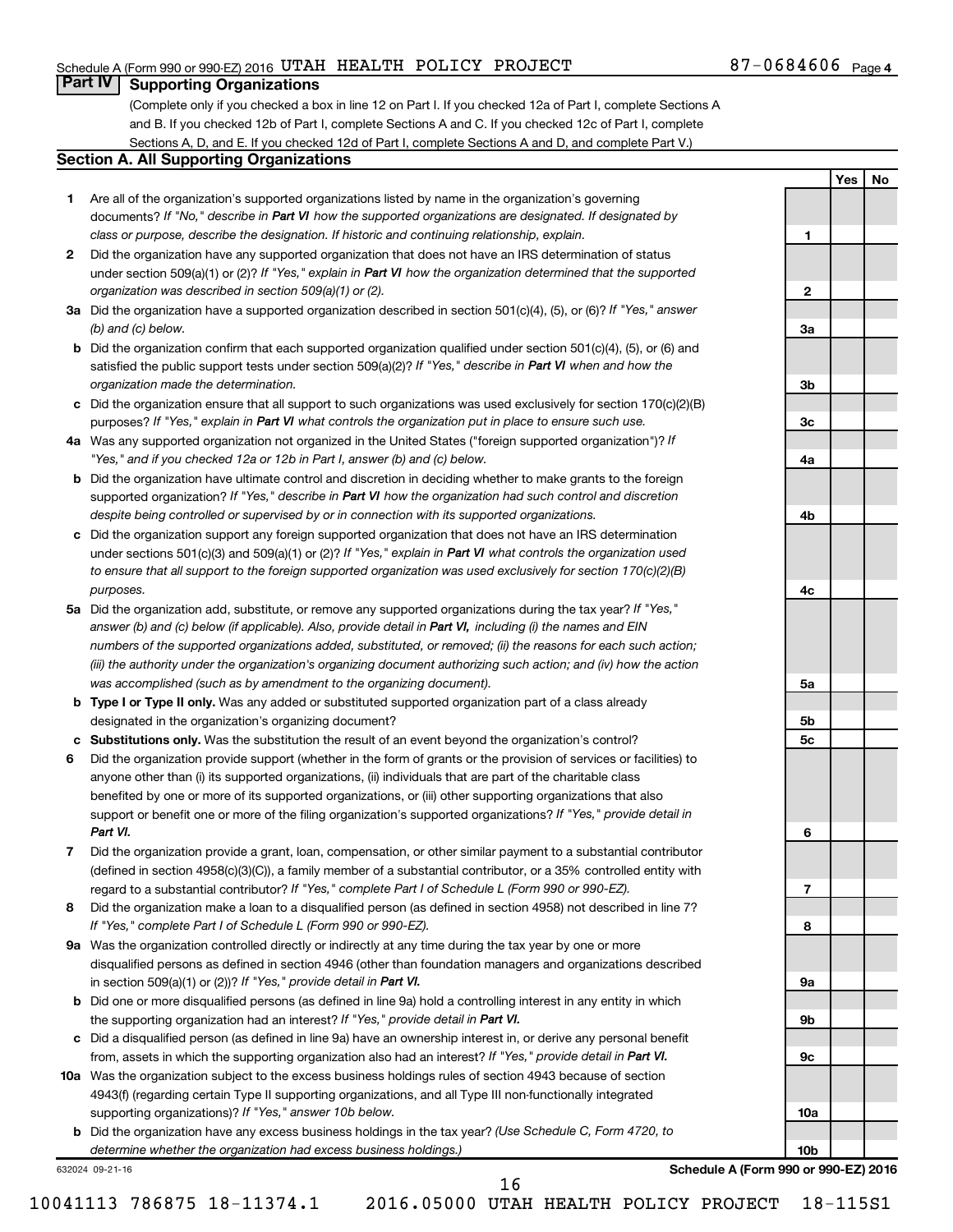## Part IV Supporting Organizations

(Complete only if you checked a box in line 12 on Part I. If you checked 12a of Part I, complete Sections A and B. If you checked 12b of Part I, complete Sections A and C. If you checked 12c of Part I, complete Sections A, D, and E. If you checked 12d of Part I, complete Sections A and D, and complete Part V.)

### Section A. All Supporting Organizations

| | | | Yes | No |
|---|---|---|---|---|
| **1** | Are all of the organization's supported organizations listed by name in the organization's governing documents? *If "No," describe in **Part VI** how the supported organizations are designated. If designated by class or purpose, describe the designation. If historic and continuing relationship, explain.* | 1 | | |
| **2** | Did the organization have any supported organization that does not have an IRS determination of status under section 509(a)(1) or (2)? *If "Yes," explain in **Part VI** how the organization determined that the supported organization was described in section 509(a)(1) or (2).* | 2 | | |
| **3a** | Did the organization have a supported organization described in section 501(c)(4), (5), or (6)? *If "Yes," answer (b) and (c) below.* | 3a | | |
| **b** | Did the organization confirm that each supported organization qualified under section 501(c)(4), (5), or (6) and satisfied the public support tests under section 509(a)(2)? *If "Yes," describe in **Part VI** when and how the organization made the determination.* | 3b | | |
| **c** | Did the organization ensure that all support to such organizations was used exclusively for section 170(c)(2)(B) purposes? *If "Yes," explain in **Part VI** what controls the organization put in place to ensure such use.* | 3c | | |
| **4a** | Was any supported organization not organized in the United States ("foreign supported organization")? *If "Yes," and if you checked 12a or 12b in Part I, answer (b) and (c) below.* | 4a | | |
| **b** | Did the organization have ultimate control and discretion in deciding whether to make grants to the foreign supported organization? *If "Yes," describe in **Part VI** how the organization had such control and discretion despite being controlled or supervised by or in connection with its supported organizations.* | 4b | | |
| **c** | Did the organization support any foreign supported organization that does not have an IRS determination under sections 501(c)(3) and 509(a)(1) or (2)? *If "Yes," explain in **Part VI** what controls the organization used to ensure that all support to the foreign supported organization was used exclusively for section 170(c)(2)(B) purposes.* | 4c | | |
| **5a** | Did the organization add, substitute, or remove any supported organizations during the tax year? *If "Yes," answer (b) and (c) below (if applicable). Also, provide detail in **Part VI,** including (i) the names and EIN numbers of the supported organizations added, substituted, or removed; (ii) the reasons for each such action; (iii) the authority under the organization's organizing document authorizing such action; and (iv) how the action was accomplished (such as by amendment to the organizing document).* | 5a | | |
| **b** | **Type I or Type II only.** Was any added or substituted supported organization part of a class already designated in the organization's organizing document? | 5b | | |
| **c** | **Substitutions only.** Was the substitution the result of an event beyond the organization's control? | 5c | | |
| **6** | Did the organization provide support (whether in the form of grants or the provision of services or facilities) to anyone other than (i) its supported organizations, (ii) individuals that are part of the charitable class benefited by one or more of its supported organizations, or (iii) other supporting organizations that also support or benefit one or more of the filing organization's supported organizations? *If "Yes," provide detail in **Part VI.*** | 6 | | |
| **7** | Did the organization provide a grant, loan, compensation, or other similar payment to a substantial contributor (defined in section 4958(c)(3)(C)), a family member of a substantial contributor, or a 35% controlled entity with regard to a substantial contributor? *If "Yes," complete Part I of Schedule L (Form 990 or 990-EZ).* | 7 | | |
| **8** | Did the organization make a loan to a disqualified person (as defined in section 4958) not described in line 7? *If "Yes," complete Part I of Schedule L (Form 990 or 990-EZ).* | 8 | | |
| **9a** | Was the organization controlled directly or indirectly at any time during the tax year by one or more disqualified persons as defined in section 4946 (other than foundation managers and organizations described in section 509(a)(1) or (2))? *If "Yes," provide detail in **Part VI.*** | 9a | | |
| **b** | Did one or more disqualified persons (as defined in line 9a) hold a controlling interest in any entity in which the supporting organization had an interest? *If "Yes," provide detail in **Part VI.*** | 9b | | |
| **c** | Did a disqualified person (as defined in line 9a) have an ownership interest in, or derive any personal benefit from, assets in which the supporting organization also had an interest? *If "Yes," provide detail in **Part VI.*** | 9c | | |
| **10a** | Was the organization subject to the excess business holdings rules of section 4943 because of section 4943(f) (regarding certain Type II supporting organizations, and all Type III non-functionally integrated supporting organizations)? *If "Yes," answer 10b below.* | 10a | | |
| **b** | Did the organization have any excess business holdings in the tax year? *(Use Schedule C, Form 4720, to determine whether the organization had excess business holdings.)* | 10b | | |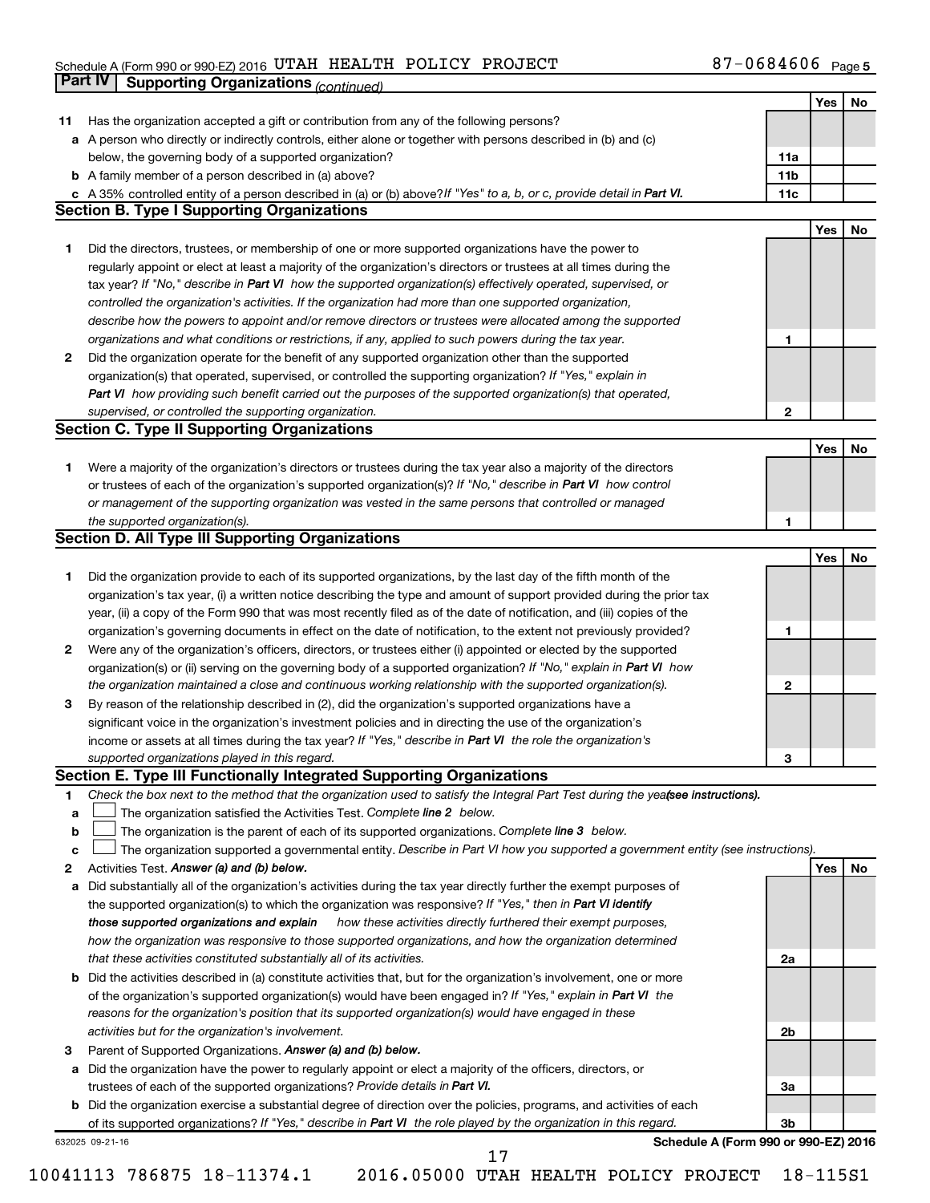Schedule A (Form 990 or 990-EZ) 2016 UTAH HEALTH POLICY PROJECT 87-0684606 Page 5

## Part IV Supporting Organizations *(continued)*

| | | | Yes | No |
|---|---|---|---|---|
| **11** | Has the organization accepted a gift or contribution from any of the following persons? | | | |
| **a** | A person who directly or indirectly controls, either alone or together with persons described in (b) and (c) below, the governing body of a supported organization? | 11a | | |
| **b** | A family member of a person described in (a) above? | 11b | | |
| **c** | A 35% controlled entity of a person described in (a) or (b) above? *If "Yes" to a, b, or c, provide detail in* ***Part VI.*** | 11c | | |

### Section B. Type I Supporting Organizations

| | | | Yes | No |
|---|---|---|---|---|
| **1** | Did the directors, trustees, or membership of one or more supported organizations have the power to regularly appoint or elect at least a majority of the organization's directors or trustees at all times during the tax year? *If "No," describe in* ***Part VI*** *how the supported organization(s) effectively operated, supervised, or controlled the organization's activities. If the organization had more than one supported organization, describe how the powers to appoint and/or remove directors or trustees were allocated among the supported organizations and what conditions or restrictions, if any, applied to such powers during the tax year.* | 1 | | |
| **2** | Did the organization operate for the benefit of any supported organization other than the supported organization(s) that operated, supervised, or controlled the supporting organization? *If "Yes," explain in* ***Part VI*** *how providing such benefit carried out the purposes of the supported organization(s) that operated, supervised, or controlled the supporting organization.* | 2 | | |

### Section C. Type II Supporting Organizations

| | | | Yes | No |
|---|---|---|---|---|
| **1** | Were a majority of the organization's directors or trustees during the tax year also a majority of the directors or trustees of each of the organization's supported organization(s)? *If "No," describe in* ***Part VI*** *how control or management of the supporting organization was vested in the same persons that controlled or managed the supported organization(s).* | 1 | | |

### Section D. All Type III Supporting Organizations

| | | | Yes | No |
|---|---|---|---|---|
| **1** | Did the organization provide to each of its supported organizations, by the last day of the fifth month of the organization's tax year, (i) a written notice describing the type and amount of support provided during the prior tax year, (ii) a copy of the Form 990 that was most recently filed as of the date of notification, and (iii) copies of the organization's governing documents in effect on the date of notification, to the extent not previously provided? | 1 | | |
| **2** | Were any of the organization's officers, directors, or trustees either (i) appointed or elected by the supported organization(s) or (ii) serving on the governing body of a supported organization? *If "No," explain in* ***Part VI*** *how the organization maintained a close and continuous working relationship with the supported organization(s).* | 2 | | |
| **3** | By reason of the relationship described in (2), did the organization's supported organizations have a significant voice in the organization's investment policies and in directing the use of the organization's income or assets at all times during the tax year? *If "Yes," describe in* ***Part VI*** *the role the organization's supported organizations played in this regard.* | 3 | | |

### Section E. Type III Functionally Integrated Supporting Organizations

**1** *Check the box next to the method that the organization used to satisfy the Integral Part Test during the year* ***(see instructions).***

- **a** ☐ The organization satisfied the Activities Test. *Complete* ***line 2*** *below.*
- **b** ☐ The organization is the parent of each of its supported organizations. *Complete* ***line 3*** *below.*
- **c** ☐ The organization supported a governmental entity. *Describe in Part VI how you supported a government entity (see instructions).*

| | | | Yes | No |
|---|---|---|---|---|
| **2** | Activities Test. ***Answer (a) and (b) below.*** | | | |
| **a** | Did substantially all of the organization's activities during the tax year directly further the exempt purposes of the supported organization(s) to which the organization was responsive? *If "Yes," then in* ***Part VI identify those supported organizations and explain*** *how these activities directly furthered their exempt purposes, how the organization was responsive to those supported organizations, and how the organization determined that these activities constituted substantially all of its activities.* | 2a | | |
| **b** | Did the activities described in (a) constitute activities that, but for the organization's involvement, one or more of the organization's supported organization(s) would have been engaged in? *If "Yes," explain in* ***Part VI*** *the reasons for the organization's position that its supported organization(s) would have engaged in these activities but for the organization's involvement.* | 2b | | |
| **3** | Parent of Supported Organizations. ***Answer (a) and (b) below.*** | | | |
| **a** | Did the organization have the power to regularly appoint or elect a majority of the officers, directors, or trustees of each of the supported organizations? *Provide details in* ***Part VI.*** | 3a | | |
| **b** | Did the organization exercise a substantial degree of direction over the policies, programs, and activities of each of its supported organizations? *If "Yes," describe in* ***Part VI*** *the role played by the organization in this regard.* | 3b | | |

632025 09-21-16 **Schedule A (Form 990 or 990-EZ) 2016**

10041113 786875 18-11374.1 2016.05000 UTAH HEALTH POLICY PROJECT 18-115S1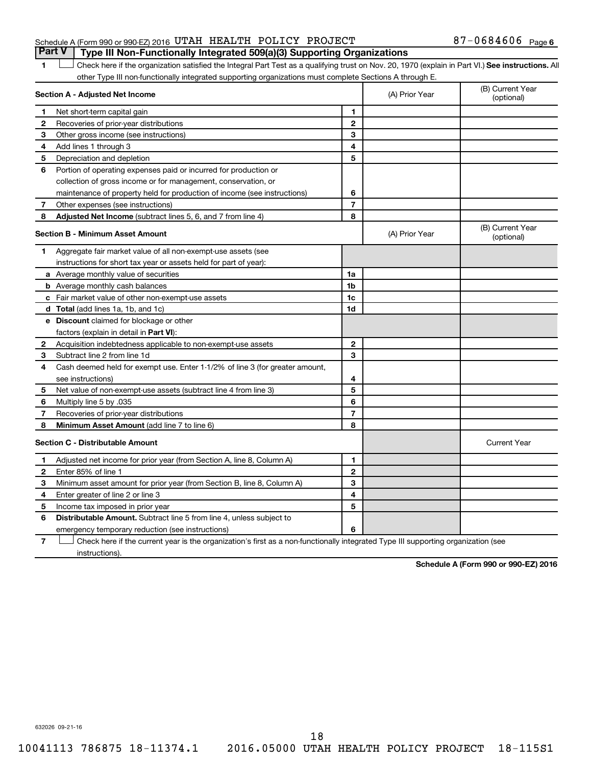Schedule A (Form 990 or 990-EZ) 2016 UTAH HEALTH POLICY PROJECT 87-0684606 Page 6

## Part V Type III Non-Functionally Integrated 509(a)(3) Supporting Organizations

1 ☐ Check here if the organization satisfied the Integral Part Test as a qualifying trust on Nov. 20, 1970 (explain in Part VI.) **See instructions.** All other Type III non-functionally integrated supporting organizations must complete Sections A through E.

| **Section A - Adjusted Net Income** | | | (A) Prior Year | (B) Current Year (optional) |
|---|---|---|---|---|
| **1** | Net short-term capital gain | 1 | | |
| **2** | Recoveries of prior-year distributions | 2 | | |
| **3** | Other gross income (see instructions) | 3 | | |
| **4** | Add lines 1 through 3 | 4 | | |
| **5** | Depreciation and depletion | 5 | | |
| **6** | Portion of operating expenses paid or incurred for production or collection of gross income or for management, conservation, or maintenance of property held for production of income (see instructions) | 6 | | |
| **7** | Other expenses (see instructions) | 7 | | |
| **8** | **Adjusted Net Income** (subtract lines 5, 6, and 7 from line 4) | 8 | | |

| **Section B - Minimum Asset Amount** | | | (A) Prior Year | (B) Current Year (optional) |
|---|---|---|---|---|
| **1** | Aggregate fair market value of all non-exempt-use assets (see instructions for short tax year or assets held for part of year): | | | |
| **a** | Average monthly value of securities | 1a | | |
| **b** | Average monthly cash balances | 1b | | |
| **c** | Fair market value of other non-exempt-use assets | 1c | | |
| **d** | **Total** (add lines 1a, 1b, and 1c) | 1d | | |
| **e** | **Discount** claimed for blockage or other factors (explain in detail in **Part VI**): | | | |
| **2** | Acquisition indebtedness applicable to non-exempt-use assets | 2 | | |
| **3** | Subtract line 2 from line 1d | 3 | | |
| **4** | Cash deemed held for exempt use. Enter 1-1/2% of line 3 (for greater amount, see instructions) | 4 | | |
| **5** | Net value of non-exempt-use assets (subtract line 4 from line 3) | 5 | | |
| **6** | Multiply line 5 by .035 | 6 | | |
| **7** | Recoveries of prior-year distributions | 7 | | |
| **8** | **Minimum Asset Amount** (add line 7 to line 6) | 8 | | |

| **Section C - Distributable Amount** | | | | Current Year |
|---|---|---|---|---|
| **1** | Adjusted net income for prior year (from Section A, line 8, Column A) | 1 | | |
| **2** | Enter 85% of line 1 | 2 | | |
| **3** | Minimum asset amount for prior year (from Section B, line 8, Column A) | 3 | | |
| **4** | Enter greater of line 2 or line 3 | 4 | | |
| **5** | Income tax imposed in prior year | 5 | | |
| **6** | **Distributable Amount.** Subtract line 5 from line 4, unless subject to emergency temporary reduction (see instructions) | 6 | | |

7 ☐ Check here if the current year is the organization's first as a non-functionally integrated Type III supporting organization (see instructions).

**Schedule A (Form 990 or 990-EZ) 2016**

632026 09-21-16

10041113 786875 18-11374.1 2016.05000 UTAH HEALTH POLICY PROJECT 18-115S1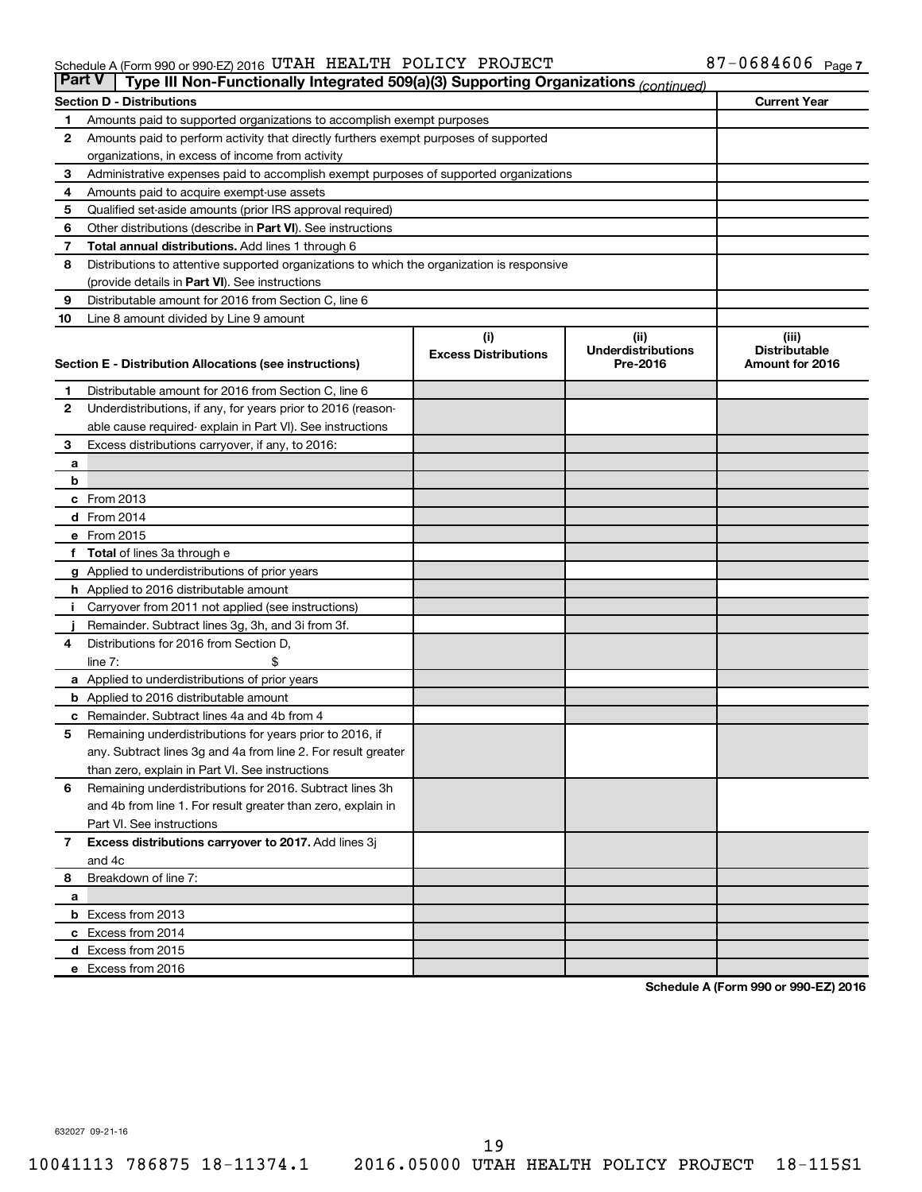Schedule A (Form 990 or 990-EZ) 2016 UTAH HEALTH POLICY PROJECT 87-0684606 Page 7

**Part V | Type III Non-Functionally Integrated 509(a)(3) Supporting Organizations** *(continued)*

| | **Section D - Distributions** | **Current Year** |
|---|---|---|
| 1 | Amounts paid to supported organizations to accomplish exempt purposes | |
| 2 | Amounts paid to perform activity that directly furthers exempt purposes of supported organizations, in excess of income from activity | |
| 3 | Administrative expenses paid to accomplish exempt purposes of supported organizations | |
| 4 | Amounts paid to acquire exempt-use assets | |
| 5 | Qualified set-aside amounts (prior IRS approval required) | |
| 6 | Other distributions (describe in **Part VI**). See instructions | |
| 7 | **Total annual distributions.** Add lines 1 through 6 | |
| 8 | Distributions to attentive supported organizations to which the organization is responsive (provide details in **Part VI**). See instructions | |
| 9 | Distributable amount for 2016 from Section C, line 6 | |
| 10 | Line 8 amount divided by Line 9 amount | |

| | **Section E - Distribution Allocations (see instructions)** | **(i) Excess Distributions** | **(ii) Underdistributions Pre-2016** | **(iii) Distributable Amount for 2016** |
|---|---|---|---|---|
| 1 | Distributable amount for 2016 from Section C, line 6 | | | |
| 2 | Underdistributions, if any, for years prior to 2016 (reasonable cause required- explain in Part VI). See instructions | | | |
| 3 | Excess distributions carryover, if any, to 2016: | | | |
| a | | | | |
| b | | | | |
| c | From 2013 | | | |
| d | From 2014 | | | |
| e | From 2015 | | | |
| f | **Total** of lines 3a through e | | | |
| g | Applied to underdistributions of prior years | | | |
| h | Applied to 2016 distributable amount | | | |
| i | Carryover from 2011 not applied (see instructions) | | | |
| j | Remainder. Subtract lines 3g, 3h, and 3i from 3f. | | | |
| 4 | Distributions for 2016 from Section D, line 7: $ | | | |
| a | Applied to underdistributions of prior years | | | |
| b | Applied to 2016 distributable amount | | | |
| c | Remainder. Subtract lines 4a and 4b from 4 | | | |
| 5 | Remaining underdistributions for years prior to 2016, if any. Subtract lines 3g and 4a from line 2. For result greater than zero, explain in Part VI. See instructions | | | |
| 6 | Remaining underdistributions for 2016. Subtract lines 3h and 4b from line 1. For result greater than zero, explain in Part VI. See instructions | | | |
| 7 | **Excess distributions carryover to 2017.** Add lines 3j and 4c | | | |
| 8 | Breakdown of line 7: | | | |
| a | | | | |
| b | Excess from 2013 | | | |
| c | Excess from 2014 | | | |
| d | Excess from 2015 | | | |
| e | Excess from 2016 | | | |

**Schedule A (Form 990 or 990-EZ) 2016**

632027 09-21-16

10041113 786875 18-11374.1 2016.05000 UTAH HEALTH POLICY PROJECT 18-115S1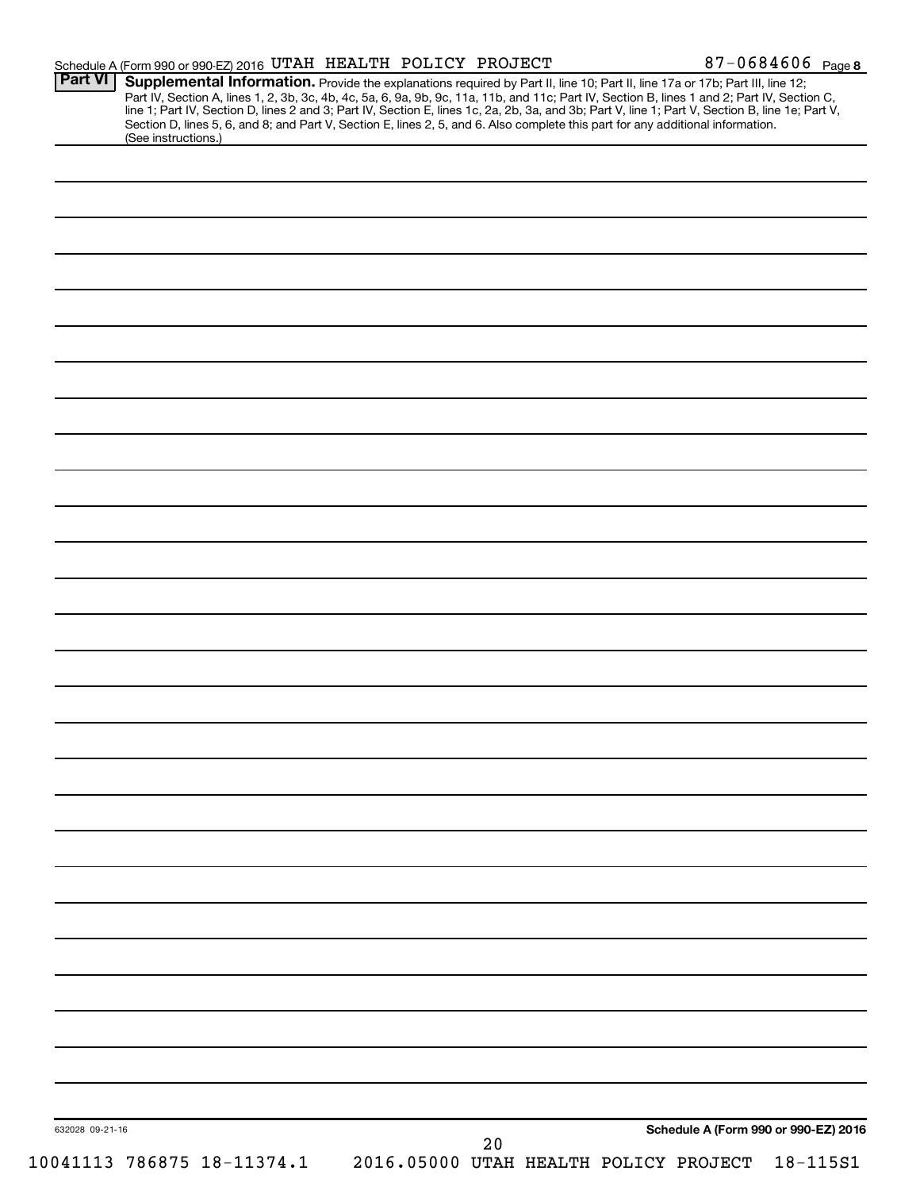Schedule A (Form 990 or 990-EZ) 2016 UTAH HEALTH POLICY PROJECT 87-0684606 Page 8

**Part VI** **Supplemental Information.** Provide the explanations required by Part II, line 10; Part II, line 17a or 17b; Part III, line 12; Part IV, Section A, lines 1, 2, 3b, 3c, 4b, 4c, 5a, 6, 9a, 9b, 9c, 11a, 11b, and 11c; Part IV, Section B, lines 1 and 2; Part IV, Section C, line 1; Part IV, Section D, lines 2 and 3; Part IV, Section E, lines 1c, 2a, 2b, 3a, and 3b; Part V, line 1; Part V, Section B, line 1e; Part V, Section D, lines 5, 6, and 8; and Part V, Section E, lines 2, 5, and 6. Also complete this part for any additional information. (See instructions.)

632028 09-21-16 **Schedule A (Form 990 or 990-EZ) 2016**

10041113 786875 18-11374.1 2016.05000 UTAH HEALTH POLICY PROJECT 18-115S1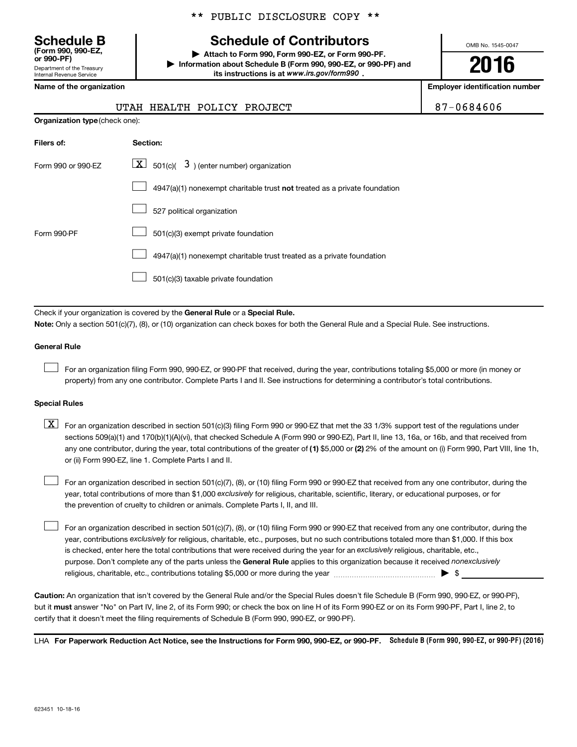** PUBLIC DISCLOSURE COPY **

**Schedule B**
**(Form 990, 990-EZ, or 990-PF)**
Department of the Treasury
Internal Revenue Service

# Schedule of Contributors

▶ **Attach to Form 990, Form 990-EZ, or Form 990-PF.**
▶ **Information about Schedule B (Form 990, 990-EZ, or 990-PF) and its instructions is at** ***www.irs.gov/form990*** **.**

OMB No. 1545-0047

**2016**

**Name of the organization**

UTAH HEALTH POLICY PROJECT

**Employer identification number**

87-0684606

**Organization type** (check one):

| **Filers of:** | **Section:** |
|---|---|
| Form 990 or 990-EZ | [X] 501(c)( 3 ) (enter number) organization |
| | [ ] 4947(a)(1) nonexempt charitable trust **not** treated as a private foundation |
| | [ ] 527 political organization |
| Form 990-PF | [ ] 501(c)(3) exempt private foundation |
| | [ ] 4947(a)(1) nonexempt charitable trust treated as a private foundation |
| | [ ] 501(c)(3) taxable private foundation |

Check if your organization is covered by the **General Rule** or a **Special Rule.**

**Note:** Only a section 501(c)(7), (8), or (10) organization can check boxes for both the General Rule and a Special Rule. See instructions.

**General Rule**

[ ] For an organization filing Form 990, 990-EZ, or 990-PF that received, during the year, contributions totaling $5,000 or more (in money or property) from any one contributor. Complete Parts I and II. See instructions for determining a contributor's total contributions.

**Special Rules**

[X] For an organization described in section 501(c)(3) filing Form 990 or 990-EZ that met the 33 1/3% support test of the regulations under sections 509(a)(1) and 170(b)(1)(A)(vi), that checked Schedule A (Form 990 or 990-EZ), Part II, line 13, 16a, or 16b, and that received from any one contributor, during the year, total contributions of the greater of **(1)** $5,000 or **(2)** 2% of the amount on (i) Form 990, Part VIII, line 1h, or (ii) Form 990-EZ, line 1. Complete Parts I and II.

[ ] For an organization described in section 501(c)(7), (8), or (10) filing Form 990 or 990-EZ that received from any one contributor, during the year, total contributions of more than $1,000 *exclusively* for religious, charitable, scientific, literary, or educational purposes, or for the prevention of cruelty to children or animals. Complete Parts I, II, and III.

[ ] For an organization described in section 501(c)(7), (8), or (10) filing Form 990 or 990-EZ that received from any one contributor, during the year, contributions *exclusively* for religious, charitable, etc., purposes, but no such contributions totaled more than $1,000. If this box is checked, enter here the total contributions that were received during the year for an *exclusively* religious, charitable, etc., purpose. Don't complete any of the parts unless the **General Rule** applies to this organization because it received *nonexclusively* religious, charitable, etc., contributions totaling $5,000 or more during the year ▶ $ ____________

**Caution:** An organization that isn't covered by the General Rule and/or the Special Rules doesn't file Schedule B (Form 990, 990-EZ, or 990-PF), but it **must** answer "No" on Part IV, line 2, of its Form 990; or check the box on line H of its Form 990-EZ or on its Form 990-PF, Part I, line 2, to certify that it doesn't meet the filing requirements of Schedule B (Form 990, 990-EZ, or 990-PF).

LHA **For Paperwork Reduction Act Notice, see the Instructions for Form 990, 990-EZ, or 990-PF.** **Schedule B (Form 990, 990-EZ, or 990-PF) (2016)**

623451 10-18-16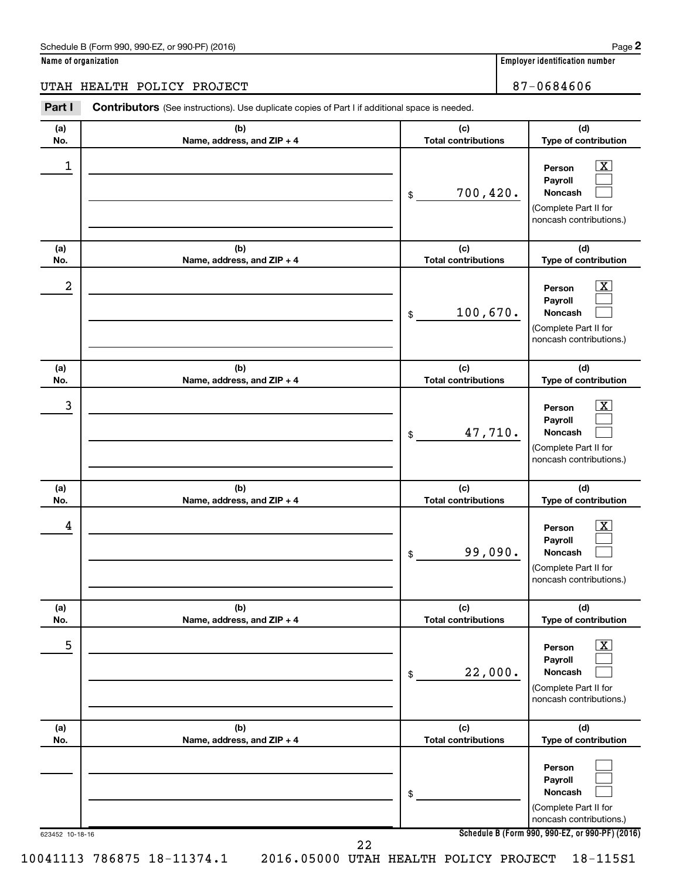Schedule B (Form 990, 990-EZ, or 990-PF) (2016)

**Name of organization**

UTAH HEALTH POLICY PROJECT

**Employer identification number**

87-0684606

**Part I** **Contributors** (See instructions). Use duplicate copies of Part I if additional space is needed.

| (a) No. | (b) Name, address, and ZIP + 4 | (c) Total contributions | (d) Type of contribution |
|---|---|---|---|
| 1 | | $ 700,420. | Person [X] Payroll [ ] Noncash [ ] (Complete Part II for noncash contributions.) |
| 2 | | $ 100,670. | Person [X] Payroll [ ] Noncash [ ] (Complete Part II for noncash contributions.) |
| 3 | | $ 47,710. | Person [X] Payroll [ ] Noncash [ ] (Complete Part II for noncash contributions.) |
| 4 | | $ 99,090. | Person [X] Payroll [ ] Noncash [ ] (Complete Part II for noncash contributions.) |
| 5 | | $ 22,000. | Person [X] Payroll [ ] Noncash [ ] (Complete Part II for noncash contributions.) |
| | | $ | Person [ ] Payroll [ ] Noncash [ ] (Complete Part II for noncash contributions.) |

623452 10-18-16

**Schedule B (Form 990, 990-EZ, or 990-PF) (2016)**

10041113 786875 18-11374.1 2016.05000 UTAH HEALTH POLICY PROJECT 18-115S1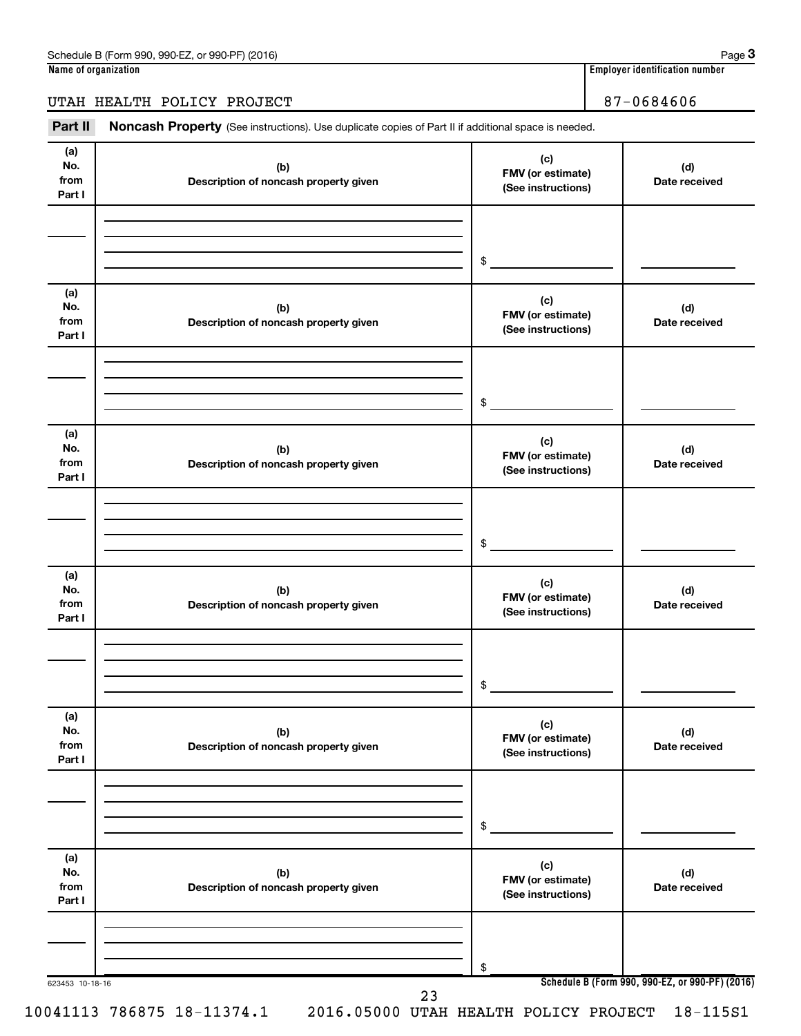**Name of organization**

UTAH HEALTH POLICY PROJECT

**Employer identification number**

87-0684606

**Part II** **Noncash Property** (See instructions). Use duplicate copies of Part II if additional space is needed.

| (a) No. from Part I | (b) Description of noncash property given | (c) FMV (or estimate) (See instructions) | (d) Date received |
|---|---|---|---|
| | | $ | |

| (a) No. from Part I | (b) Description of noncash property given | (c) FMV (or estimate) (See instructions) | (d) Date received |
|---|---|---|---|
| | | $ | |

| (a) No. from Part I | (b) Description of noncash property given | (c) FMV (or estimate) (See instructions) | (d) Date received |
|---|---|---|---|
| | | $ | |

| (a) No. from Part I | (b) Description of noncash property given | (c) FMV (or estimate) (See instructions) | (d) Date received |
|---|---|---|---|
| | | $ | |

| (a) No. from Part I | (b) Description of noncash property given | (c) FMV (or estimate) (See instructions) | (d) Date received |
|---|---|---|---|
| | | $ | |

| (a) No. from Part I | (b) Description of noncash property given | (c) FMV (or estimate) (See instructions) | (d) Date received |
|---|---|---|---|
| | | $ | |

623453 10-18-16

**Schedule B (Form 990, 990-EZ, or 990-PF) (2016)**

10041113 786875 18-11374.1 2016.05000 UTAH HEALTH POLICY PROJECT 18-115S1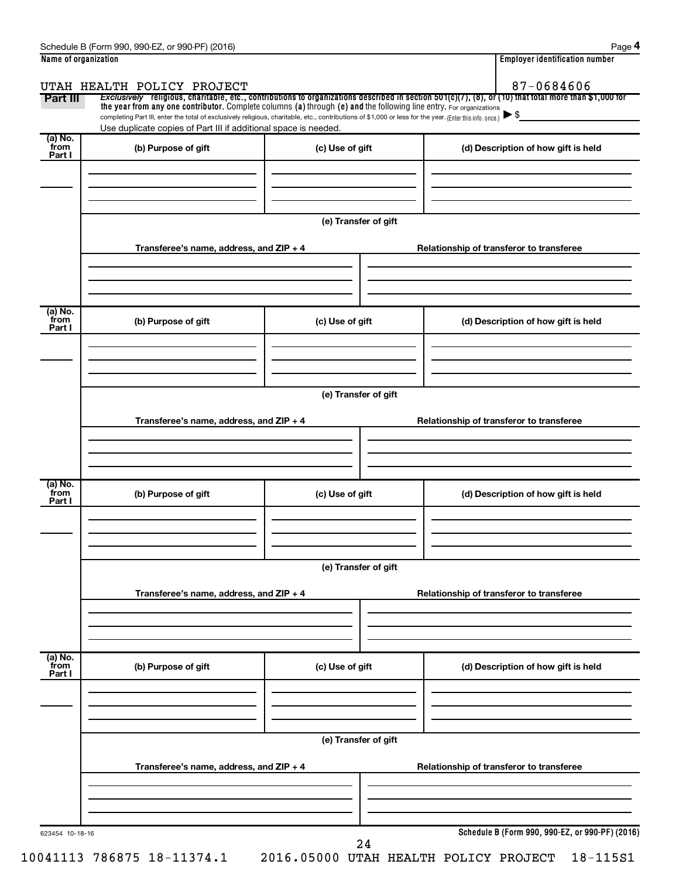**Name of organization**

UTAH HEALTH POLICY PROJECT

**Employer identification number**

87-0684606

**Part III** *Exclusively* religious, charitable, etc., contributions to organizations described in section 501(c)(7), (8), or (10) that total more than $1,000 for the year from any one contributor. Complete columns (a) through (e) and the following line entry. For organizations completing Part III, enter the total of exclusively religious, charitable, etc., contributions of $1,000 or less for the year. (Enter this info. once.) ▶ $

Use duplicate copies of Part III if additional space is needed.

| (a) No. from Part I | (b) Purpose of gift | (c) Use of gift | (d) Description of how gift is held |
|---|---|---|---|
| | | | |

(e) Transfer of gift

| Transferee's name, address, and ZIP + 4 | Relationship of transferor to transferee |
|---|---|
| | |

| (a) No. from Part I | (b) Purpose of gift | (c) Use of gift | (d) Description of how gift is held |
|---|---|---|---|
| | | | |

(e) Transfer of gift

| Transferee's name, address, and ZIP + 4 | Relationship of transferor to transferee |
|---|---|
| | |

| (a) No. from Part I | (b) Purpose of gift | (c) Use of gift | (d) Description of how gift is held |
|---|---|---|---|
| | | | |

(e) Transfer of gift

| Transferee's name, address, and ZIP + 4 | Relationship of transferor to transferee |
|---|---|
| | |

| (a) No. from Part I | (b) Purpose of gift | (c) Use of gift | (d) Description of how gift is held |
|---|---|---|---|
| | | | |

(e) Transfer of gift

| Transferee's name, address, and ZIP + 4 | Relationship of transferor to transferee |
|---|---|
| | |

623454 10-18-16

**Schedule B (Form 990, 990-EZ, or 990-PF) (2016)**

10041113 786875 18-11374.1 2016.05000 UTAH HEALTH POLICY PROJECT 18-115S1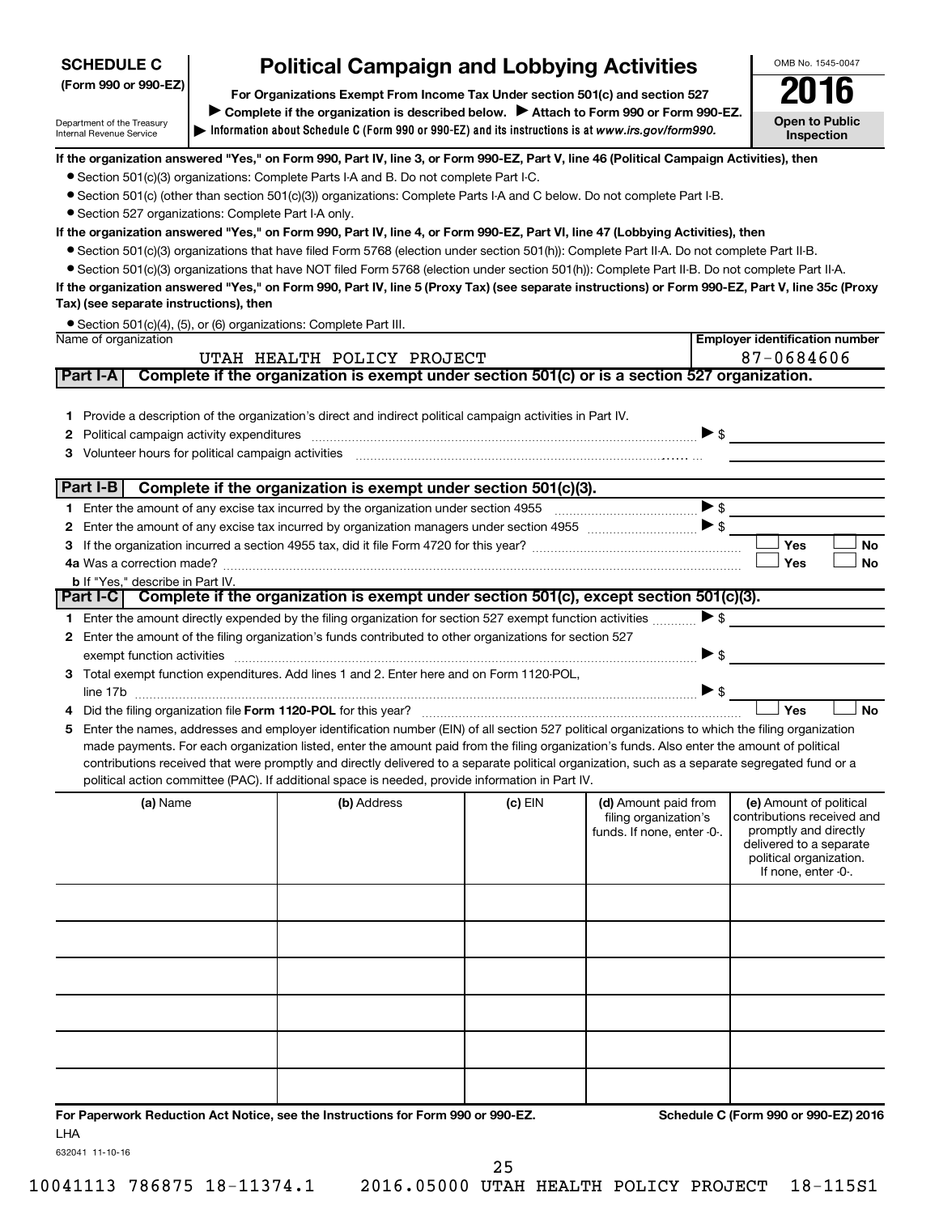**SCHEDULE C**
**(Form 990 or 990-EZ)**

Department of the Treasury
Internal Revenue Service

# Political Campaign and Lobbying Activities

**For Organizations Exempt From Income Tax Under section 501(c) and section 527**
**▶ Complete if the organization is described below. ▶ Attach to Form 990 or Form 990-EZ.**
**▶ Information about Schedule C (Form 990 or 990-EZ) and its instructions is at *www.irs.gov/form990.***

OMB No. 1545-0047
**2016**
**Open to Public Inspection**

**If the organization answered "Yes," on Form 990, Part IV, line 3, or Form 990-EZ, Part V, line 46 (Political Campaign Activities), then**

- Section 501(c)(3) organizations: Complete Parts I-A and B. Do not complete Part I-C.
- Section 501(c) (other than section 501(c)(3)) organizations: Complete Parts I-A and C below. Do not complete Part I-B.
- Section 527 organizations: Complete Part I-A only.

**If the organization answered "Yes," on Form 990, Part IV, line 4, or Form 990-EZ, Part VI, line 47 (Lobbying Activities), then**

- Section 501(c)(3) organizations that have filed Form 5768 (election under section 501(h)): Complete Part II-A. Do not complete Part II-B.
- Section 501(c)(3) organizations that have NOT filed Form 5768 (election under section 501(h)): Complete Part II-B. Do not complete Part II-A.

**If the organization answered "Yes," on Form 990, Part IV, line 5 (Proxy Tax) (see separate instructions) or Form 990-EZ, Part V, line 35c (Proxy Tax) (see separate instructions), then**

- Section 501(c)(4), (5), or (6) organizations: Complete Part III.

| Name of organization | Employer identification number |
|---|---|
| UTAH HEALTH POLICY PROJECT | 87-0684606 |

## Part I-A Complete if the organization is exempt under section 501(c) or is a section 527 organization.

1. Provide a description of the organization's direct and indirect political campaign activities in Part IV.
2. Political campaign activity expenditures ▶ $
3. Volunteer hours for political campaign activities

## Part I-B Complete if the organization is exempt under section 501(c)(3).

1. Enter the amount of any excise tax incurred by the organization under section 4955 ▶ $
2. Enter the amount of any excise tax incurred by organization managers under section 4955 ▶ $
3. If the organization incurred a section 4955 tax, did it file Form 4720 for this year? ☐ Yes ☐ No
4a. Was a correction made? ☐ Yes ☐ No
 b. If "Yes," describe in Part IV.

## Part I-C Complete if the organization is exempt under section 501(c), except section 501(c)(3).

1. Enter the amount directly expended by the filing organization for section 527 exempt function activities ▶ $
2. Enter the amount of the filing organization's funds contributed to other organizations for section 527 exempt function activities ▶ $
3. Total exempt function expenditures. Add lines 1 and 2. Enter here and on Form 1120-POL, line 17b ▶ $
4. Did the filing organization file **Form 1120-POL** for this year? ☐ Yes ☐ No
5. Enter the names, addresses and employer identification number (EIN) of all section 527 political organizations to which the filing organization made payments. For each organization listed, enter the amount paid from the filing organization's funds. Also enter the amount of political contributions received that were promptly and directly delivered to a separate political organization, such as a separate segregated fund or a political action committee (PAC). If additional space is needed, provide information in Part IV.

| (a) Name | (b) Address | (c) EIN | (d) Amount paid from filing organization's funds. If none, enter -0-. | (e) Amount of political contributions received and promptly and directly delivered to a separate political organization. If none, enter -0-. |
|---|---|---|---|---|
| | | | | |
| | | | | |
| | | | | |
| | | | | |
| | | | | |
| | | | | |

**For Paperwork Reduction Act Notice, see the Instructions for Form 990 or 990-EZ.** **Schedule C (Form 990 or 990-EZ) 2016**

LHA
632041 11-10-16

10041113 786875 18-11374.1 2016.05000 UTAH HEALTH POLICY PROJECT 18-115S1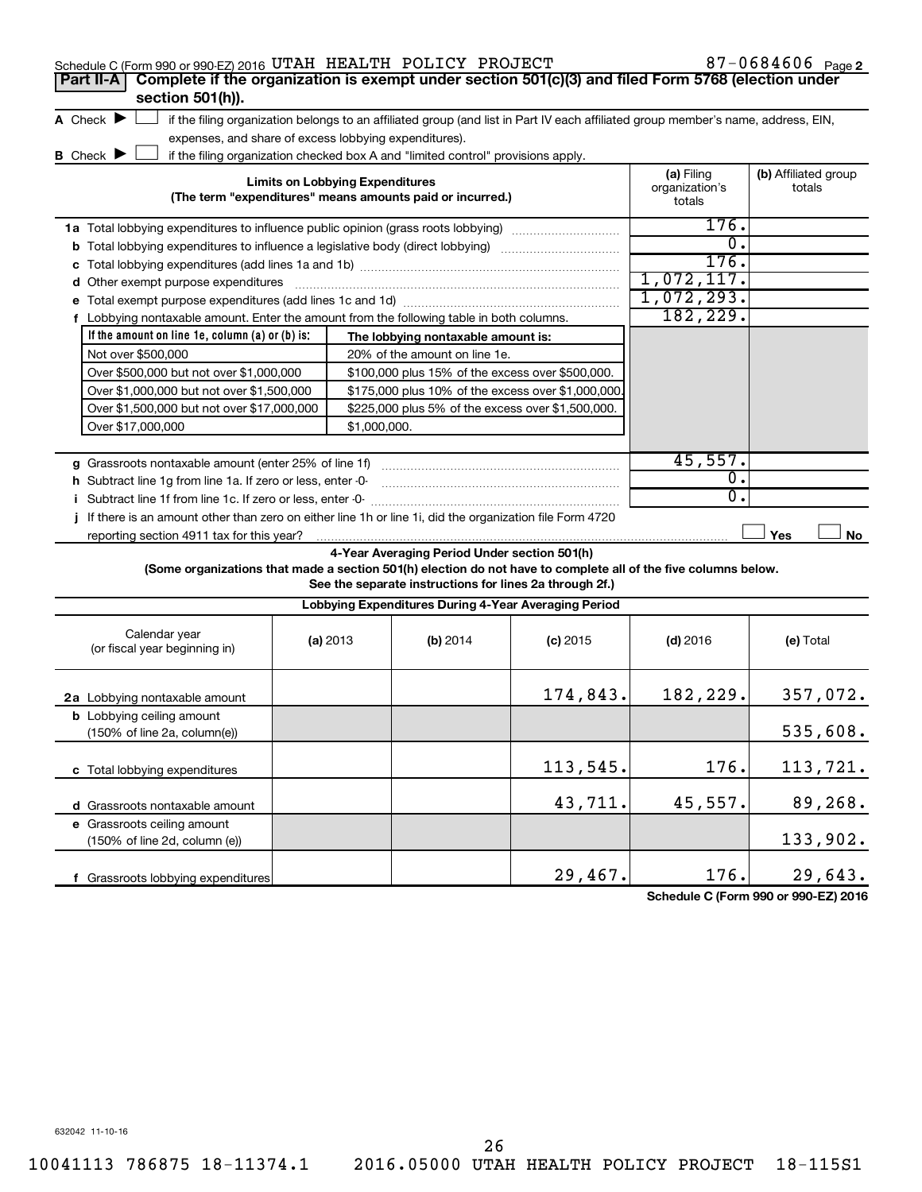Schedule C (Form 990 or 990-EZ) 2016 UTAH HEALTH POLICY PROJECT 87-0684606 Page 2

**Part II-A Complete if the organization is exempt under section 501(c)(3) and filed Form 5768 (election under section 501(h)).**

A Check ☐ if the filing organization belongs to an affiliated group (and list in Part IV each affiliated group member's name, address, EIN, expenses, and share of excess lobbying expenditures).

B Check ☐ if the filing organization checked box A and "limited control" provisions apply.

| Limits on Lobbying Expenditures (The term "expenditures" means amounts paid or incurred.) | (a) Filing organization's totals | (b) Affiliated group totals |
|---|---|---|
| 1a Total lobbying expenditures to influence public opinion (grass roots lobbying) | 176. | |
| b Total lobbying expenditures to influence a legislative body (direct lobbying) | 0. | |
| c Total lobbying expenditures (add lines 1a and 1b) | 176. | |
| d Other exempt purpose expenditures | 1,072,117. | |
| e Total exempt purpose expenditures (add lines 1c and 1d) | 1,072,293. | |
| f Lobbying nontaxable amount. Enter the amount from the following table in both columns. | 182,229. | |

| If the amount on line 1e, column (a) or (b) is: | The lobbying nontaxable amount is: |
|---|---|
| Not over $500,000 | 20% of the amount on line 1e. |
| Over $500,000 but not over $1,000,000 | $100,000 plus 15% of the excess over $500,000. |
| Over $1,000,000 but not over $1,500,000 | $175,000 plus 10% of the excess over $1,000,000. |
| Over $1,500,000 but not over $17,000,000 | $225,000 plus 5% of the excess over $1,500,000. |
| Over $17,000,000 | $1,000,000. |

| | (a) Filing organization's totals | (b) Affiliated group totals |
|---|---|---|
| g Grassroots nontaxable amount (enter 25% of line 1f) | 45,557. | |
| h Subtract line 1g from line 1a. If zero or less, enter -0- | 0. | |
| i Subtract line 1f from line 1c. If zero or less, enter -0- | 0. | |
| j If there is an amount other than zero on either line 1h or line 1i, did the organization file Form 4720 reporting section 4911 tax for this year? | ☐ Yes | ☐ No |

**4-Year Averaging Period Under section 501(h)**

**(Some organizations that made a section 501(h) election do not have to complete all of the five columns below. See the separate instructions for lines 2a through 2f.)**

**Lobbying Expenditures During 4-Year Averaging Period**

| Calendar year (or fiscal year beginning in) | (a) 2013 | (b) 2014 | (c) 2015 | (d) 2016 | (e) Total |
|---|---|---|---|---|---|
| 2a Lobbying nontaxable amount | | | 174,843. | 182,229. | 357,072. |
| b Lobbying ceiling amount (150% of line 2a, column(e)) | | | | | 535,608. |
| c Total lobbying expenditures | | | 113,545. | 176. | 113,721. |
| d Grassroots nontaxable amount | | | 43,711. | 45,557. | 89,268. |
| e Grassroots ceiling amount (150% of line 2d, column (e)) | | | | | 133,902. |
| f Grassroots lobbying expenditures | | | 29,467. | 176. | 29,643. |

**Schedule C (Form 990 or 990-EZ) 2016**

632042 11-10-16

10041113 786875 18-11374.1 2016.05000 UTAH HEALTH POLICY PROJECT 18-115S1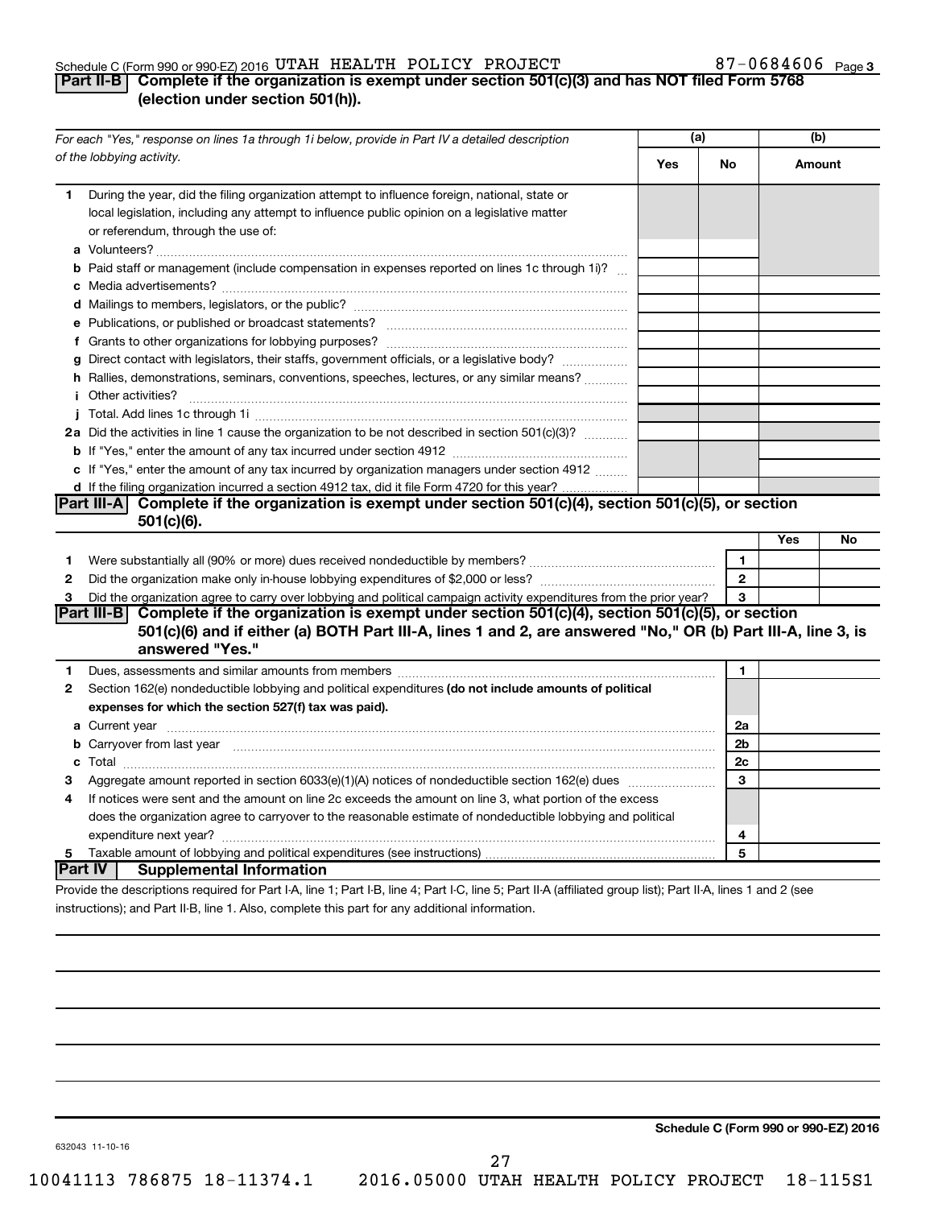Schedule C (Form 990 or 990-EZ) 2016 UTAH HEALTH POLICY PROJECT 87-0684606 Page 3

## Part II-B Complete if the organization is exempt under section 501(c)(3) and has NOT filed Form 5768 (election under section 501(h)).

| *For each "Yes," response on lines 1a through 1i below, provide in Part IV a detailed description of the lobbying activity.* | (a) Yes | (a) No | (b) Amount |
|---|---|---|---|
| **1** During the year, did the filing organization attempt to influence foreign, national, state or local legislation, including any attempt to influence public opinion on a legislative matter or referendum, through the use of: | | | |
| **a** Volunteers? | | | |
| **b** Paid staff or management (include compensation in expenses reported on lines 1c through 1i)? | | | |
| **c** Media advertisements? | | | |
| **d** Mailings to members, legislators, or the public? | | | |
| **e** Publications, or published or broadcast statements? | | | |
| **f** Grants to other organizations for lobbying purposes? | | | |
| **g** Direct contact with legislators, their staffs, government officials, or a legislative body? | | | |
| **h** Rallies, demonstrations, seminars, conventions, speeches, lectures, or any similar means? | | | |
| **i** Other activities? | | | |
| **j** Total. Add lines 1c through 1i | | | |
| **2a** Did the activities in line 1 cause the organization to be not described in section 501(c)(3)? | | | |
| **b** If "Yes," enter the amount of any tax incurred under section 4912 | | | |
| **c** If "Yes," enter the amount of any tax incurred by organization managers under section 4912 | | | |
| **d** If the filing organization incurred a section 4912 tax, did it file Form 4720 for this year? | | | |

## Part III-A Complete if the organization is exempt under section 501(c)(4), section 501(c)(5), or section 501(c)(6).

| | | | Yes | No |
|---|---|---|---|---|
| **1** | Were substantially all (90% or more) dues received nondeductible by members? | 1 | | |
| **2** | Did the organization make only in-house lobbying expenditures of $2,000 or less? | 2 | | |
| **3** | Did the organization agree to carry over lobbying and political campaign activity expenditures from the prior year? | 3 | | |

## Part III-B Complete if the organization is exempt under section 501(c)(4), section 501(c)(5), or section 501(c)(6) and if either (a) BOTH Part III-A, lines 1 and 2, are answered "No," OR (b) Part III-A, line 3, is answered "Yes."

| | | | |
|---|---|---|---|
| **1** | Dues, assessments and similar amounts from members | 1 | |
| **2** | Section 162(e) nondeductible lobbying and political expenditures **(do not include amounts of political expenses for which the section 527(f) tax was paid).** | | |
| **a** | Current year | 2a | |
| **b** | Carryover from last year | 2b | |
| **c** | Total | 2c | |
| **3** | Aggregate amount reported in section 6033(e)(1)(A) notices of nondeductible section 162(e) dues | 3 | |
| **4** | If notices were sent and the amount on line 2c exceeds the amount on line 3, what portion of the excess does the organization agree to carryover to the reasonable estimate of nondeductible lobbying and political expenditure next year? | 4 | |
| **5** | Taxable amount of lobbying and political expenditures (see instructions) | 5 | |

## Part IV Supplemental Information

Provide the descriptions required for Part I-A, line 1; Part I-B, line 4; Part I-C, line 5; Part II-A (affiliated group list); Part II-A, lines 1 and 2 (see instructions); and Part II-B, line 1. Also, complete this part for any additional information.

**Schedule C (Form 990 or 990-EZ) 2016**

632043 11-10-16

10041113 786875 18-11374.1 2016.05000 UTAH HEALTH POLICY PROJECT 18-115S1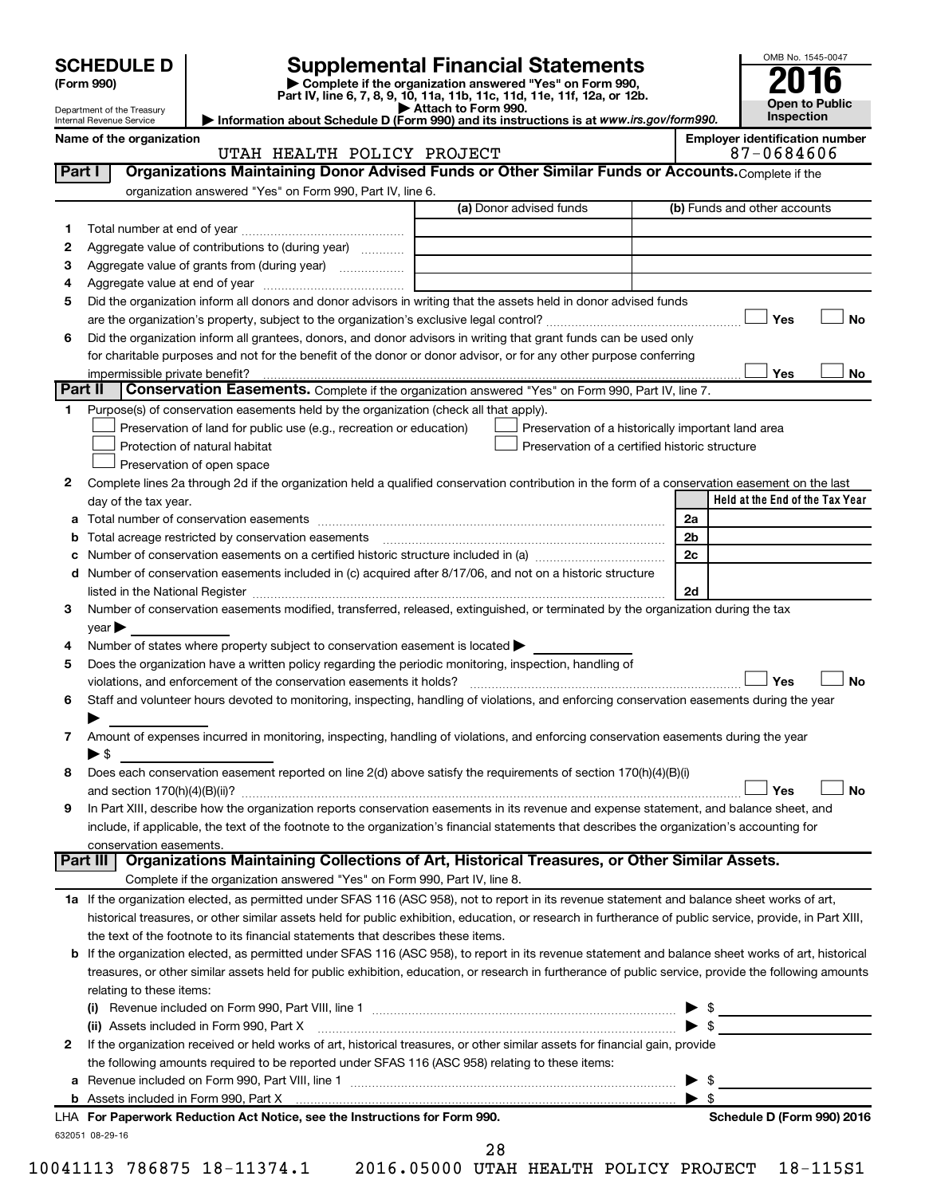# SCHEDULE D (Form 990)

Department of the Treasury
Internal Revenue Service

## Supplemental Financial Statements

▶ Complete if the organization answered "Yes" on Form 990, Part IV, line 6, 7, 8, 9, 10, 11a, 11b, 11c, 11d, 11e, 11f, 12a, or 12b.
▶ Attach to Form 990.
▶ Information about Schedule D (Form 990) and its instructions is at www.irs.gov/form990.

OMB No. 1545-0047
**2016**
**Open to Public Inspection**

**Name of the organization:** UTAH HEALTH POLICY PROJECT
**Employer identification number:** 87-0684606

### Part I — Organizations Maintaining Donor Advised Funds or Other Similar Funds or Accounts.
Complete if the organization answered "Yes" on Form 990, Part IV, line 6.

| | | (a) Donor advised funds | (b) Funds and other accounts |
|---|---|---|---|
| 1 | Total number at end of year | | |
| 2 | Aggregate value of contributions to (during year) | | |
| 3 | Aggregate value of grants from (during year) | | |
| 4 | Aggregate value at end of year | | |

5 Did the organization inform all donors and donor advisors in writing that the assets held in donor advised funds are the organization's property, subject to the organization's exclusive legal control? ☐ Yes ☐ No

6 Did the organization inform all grantees, donors, and donor advisors in writing that grant funds can be used only for charitable purposes and not for the benefit of the donor or donor advisor, or for any other purpose conferring impermissible private benefit? ☐ Yes ☐ No

### Part II — Conservation Easements.
Complete if the organization answered "Yes" on Form 990, Part IV, line 7.

1 Purpose(s) of conservation easements held by the organization (check all that apply).
- ☐ Preservation of land for public use (e.g., recreation or education)
- ☐ Protection of natural habitat
- ☐ Preservation of open space
- ☐ Preservation of a historically important land area
- ☐ Preservation of a certified historic structure

2 Complete lines 2a through 2d if the organization held a qualified conservation contribution in the form of a conservation easement on the last day of the tax year.

| | | | Held at the End of the Tax Year |
|---|---|---|---|
| a | Total number of conservation easements | 2a | |
| b | Total acreage restricted by conservation easements | 2b | |
| c | Number of conservation easements on a certified historic structure included in (a) | 2c | |
| d | Number of conservation easements included in (c) acquired after 8/17/06, and not on a historic structure listed in the National Register | 2d | |

3 Number of conservation easements modified, transferred, released, extinguished, or terminated by the organization during the tax year ▶

4 Number of states where property subject to conservation easement is located ▶

5 Does the organization have a written policy regarding the periodic monitoring, inspection, handling of violations, and enforcement of the conservation easements it holds? ☐ Yes ☐ No

6 Staff and volunteer hours devoted to monitoring, inspecting, handling of violations, and enforcing conservation easements during the year ▶

7 Amount of expenses incurred in monitoring, inspecting, handling of violations, and enforcing conservation easements during the year ▶ $

8 Does each conservation easement reported on line 2(d) above satisfy the requirements of section 170(h)(4)(B)(i) and section 170(h)(4)(B)(ii)? ☐ Yes ☐ No

9 In Part XIII, describe how the organization reports conservation easements in its revenue and expense statement, and balance sheet, and include, if applicable, the text of the footnote to the organization's financial statements that describes the organization's accounting for conservation easements.

### Part III — Organizations Maintaining Collections of Art, Historical Treasures, or Other Similar Assets.
Complete if the organization answered "Yes" on Form 990, Part IV, line 8.

1a If the organization elected, as permitted under SFAS 116 (ASC 958), not to report in its revenue statement and balance sheet works of art, historical treasures, or other similar assets held for public exhibition, education, or research in furtherance of public service, provide, in Part XIII, the text of the footnote to its financial statements that describes these items.

b If the organization elected, as permitted under SFAS 116 (ASC 958), to report in its revenue statement and balance sheet works of art, historical treasures, or other similar assets held for public exhibition, education, or research in furtherance of public service, provide the following amounts relating to these items:

(i) Revenue included on Form 990, Part VIII, line 1 ▶ $

(ii) Assets included in Form 990, Part X ▶ $

2 If the organization received or held works of art, historical treasures, or other similar assets for financial gain, provide the following amounts required to be reported under SFAS 116 (ASC 958) relating to these items:

a Revenue included on Form 990, Part VIII, line 1 ▶ $

b Assets included in Form 990, Part X ▶ $

LHA For Paperwork Reduction Act Notice, see the Instructions for Form 990. Schedule D (Form 990) 2016

632051 08-29-16

10041113 786875 18-11374.1 2016.05000 UTAH HEALTH POLICY PROJECT 18-115S1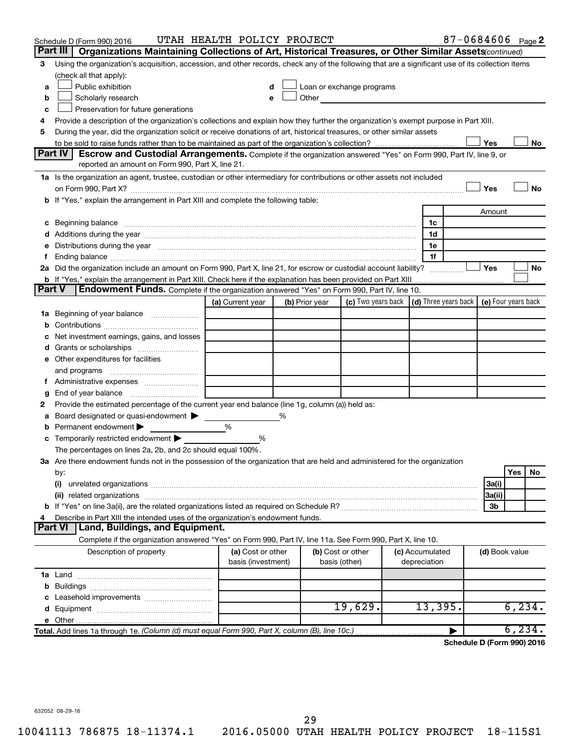Schedule D (Form 990) 2016 UTAH HEALTH POLICY PROJECT 87-0684606 Page 2

## Part III Organizations Maintaining Collections of Art, Historical Treasures, or Other Similar Assets *(continued)*

3 Using the organization's acquisition, accession, and other records, check any of the following that are a significant use of its collection items (check all that apply):

- a ☐ Public exhibition
- b ☐ Scholarly research
- c ☐ Preservation for future generations
- d ☐ Loan or exchange programs
- e ☐ Other

4 Provide a description of the organization's collections and explain how they further the organization's exempt purpose in Part XIII.

5 During the year, did the organization solicit or receive donations of art, historical treasures, or other similar assets to be sold to raise funds rather than to be maintained as part of the organization's collection? ☐ Yes ☐ No

## Part IV Escrow and Custodial Arrangements.

Complete if the organization answered "Yes" on Form 990, Part IV, line 9, or reported an amount on Form 990, Part X, line 21.

1a Is the organization an agent, trustee, custodian or other intermediary for contributions or other assets not included on Form 990, Part X? ☐ Yes ☐ No

b If "Yes," explain the arrangement in Part XIII and complete the following table:

| | | Amount |
|---|---|---|
| c Beginning balance | 1c | |
| d Additions during the year | 1d | |
| e Distributions during the year | 1e | |
| f Ending balance | 1f | |

2a Did the organization include an amount on Form 990, Part X, line 21, for escrow or custodial account liability? ☐ Yes ☐ No

b If "Yes," explain the arrangement in Part XIII. Check here if the explanation has been provided on Part XIII ☐

## Part V Endowment Funds.

Complete if the organization answered "Yes" on Form 990, Part IV, line 10.

| | (a) Current year | (b) Prior year | (c) Two years back | (d) Three years back | (e) Four years back |
|---|---|---|---|---|---|
| 1a Beginning of year balance | | | | | |
| b Contributions | | | | | |
| c Net investment earnings, gains, and losses | | | | | |
| d Grants or scholarships | | | | | |
| e Other expenditures for facilities and programs | | | | | |
| f Administrative expenses | | | | | |
| g End of year balance | | | | | |

2 Provide the estimated percentage of the current year end balance (line 1g, column (a)) held as:

- a Board designated or quasi-endowment ▶ %
- b Permanent endowment ▶ %
- c Temporarily restricted endowment ▶ %

The percentages on lines 2a, 2b, and 2c should equal 100%.

3a Are there endowment funds not in the possession of the organization that are held and administered for the organization by:

| | | Yes | No |
|---|---|---|---|
| (i) unrelated organizations | 3a(i) | | |
| (ii) related organizations | 3a(ii) | | |
| b If "Yes" on line 3a(ii), are the related organizations listed as required on Schedule R? | 3b | | |

4 Describe in Part XIII the intended uses of the organization's endowment funds.

## Part VI Land, Buildings, and Equipment.

Complete if the organization answered "Yes" on Form 990, Part IV, line 11a. See Form 990, Part X, line 10.

| Description of property | (a) Cost or other basis (investment) | (b) Cost or other basis (other) | (c) Accumulated depreciation | (d) Book value |
|---|---|---|---|---|
| 1a Land | | | | |
| b Buildings | | | | |
| c Leasehold improvements | | | | |
| d Equipment | | 19,629. | 13,395. | 6,234. |
| e Other | | | | |
| **Total.** Add lines 1a through 1e. *(Column (d) must equal Form 990, Part X, column (B), line 10c.)* | | | ▶ | 6,234. |

**Schedule D (Form 990) 2016**

632052 08-29-16

10041113 786875 18-11374.1 2016.05000 UTAH HEALTH POLICY PROJECT 18-115S1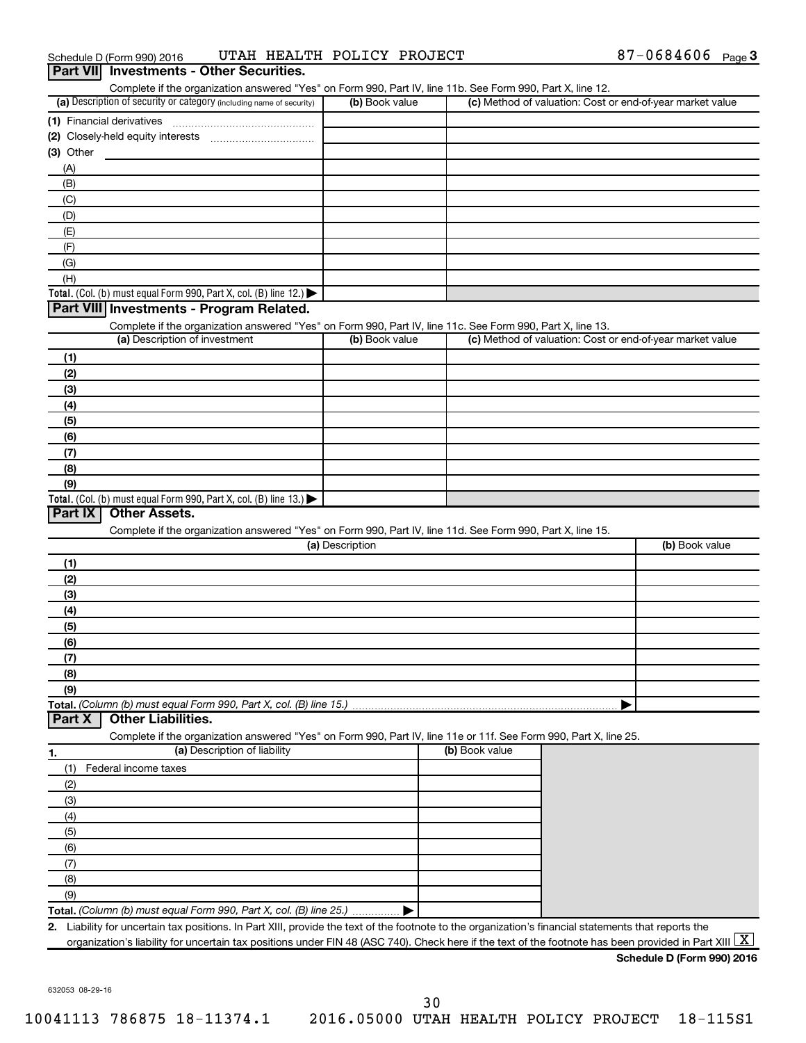Schedule D (Form 990) 2016 UTAH HEALTH POLICY PROJECT 87-0684606 Page 3

## Part VII Investments - Other Securities.

Complete if the organization answered "Yes" on Form 990, Part IV, line 11b. See Form 990, Part X, line 12.

| (a) Description of security or category (including name of security) | (b) Book value | (c) Method of valuation: Cost or end-of-year market value |
|---|---|---|
| (1) Financial derivatives | | |
| (2) Closely-held equity interests | | |
| (3) Other | | |
| (A) | | |
| (B) | | |
| (C) | | |
| (D) | | |
| (E) | | |
| (F) | | |
| (G) | | |
| (H) | | |
| **Total.** (Col. (b) must equal Form 990, Part X, col. (B) line 12.) ▶ | | |

## Part VIII Investments - Program Related.

Complete if the organization answered "Yes" on Form 990, Part IV, line 11c. See Form 990, Part X, line 13.

| (a) Description of investment | (b) Book value | (c) Method of valuation: Cost or end-of-year market value |
|---|---|---|
| (1) | | |
| (2) | | |
| (3) | | |
| (4) | | |
| (5) | | |
| (6) | | |
| (7) | | |
| (8) | | |
| (9) | | |
| **Total.** (Col. (b) must equal Form 990, Part X, col. (B) line 13.) ▶ | | |

## Part IX Other Assets.

Complete if the organization answered "Yes" on Form 990, Part IV, line 11d. See Form 990, Part X, line 15.

| (a) Description | (b) Book value |
|---|---|
| (1) | |
| (2) | |
| (3) | |
| (4) | |
| (5) | |
| (6) | |
| (7) | |
| (8) | |
| (9) | |
| **Total.** *(Column (b) must equal Form 990, Part X, col. (B) line 15.)* ▶ | |

## Part X Other Liabilities.

Complete if the organization answered "Yes" on Form 990, Part IV, line 11e or 11f. See Form 990, Part X, line 25.

| 1. (a) Description of liability | (b) Book value |
|---|---|
| (1) Federal income taxes | |
| (2) | |
| (3) | |
| (4) | |
| (5) | |
| (6) | |
| (7) | |
| (8) | |
| (9) | |
| **Total.** *(Column (b) must equal Form 990, Part X, col. (B) line 25.)* ▶ | |

**2.** Liability for uncertain tax positions. In Part XIII, provide the text of the footnote to the organization's financial statements that reports the organization's liability for uncertain tax positions under FIN 48 (ASC 740). Check here if the text of the footnote has been provided in Part XIII [X]

**Schedule D (Form 990) 2016**

632053 08-29-16

10041113 786875 18-11374.1 2016.05000 UTAH HEALTH POLICY PROJECT 18-115S1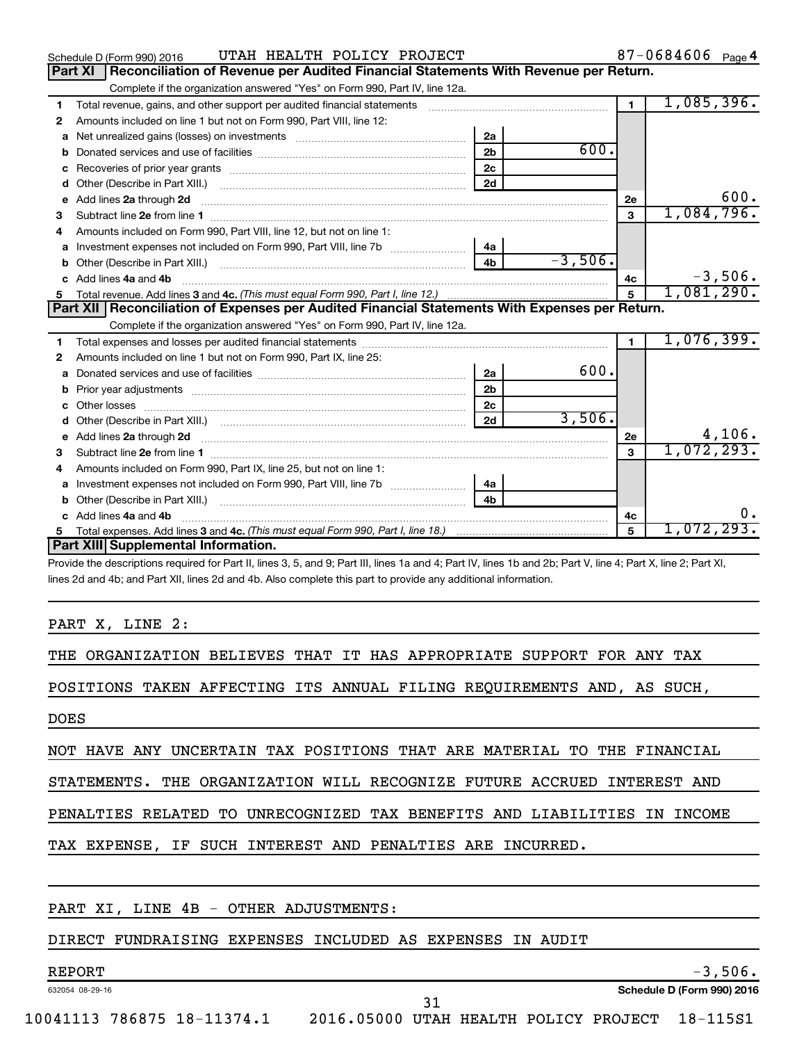Schedule D (Form 990) 2016 UTAH HEALTH POLICY PROJECT 87-0684606 Page 4

## Part XI Reconciliation of Revenue per Audited Financial Statements With Revenue per Return.

Complete if the organization answered "Yes" on Form 990, Part IV, line 12a.

| | | | | | |
|---|---|---|---|---|---|
| 1 | Total revenue, gains, and other support per audited financial statements | | | 1 | 1,085,396. |
| 2 | Amounts included on line 1 but not on Form 990, Part VIII, line 12: | | | | |
| a | Net unrealized gains (losses) on investments | 2a | | | |
| b | Donated services and use of facilities | 2b | 600. | | |
| c | Recoveries of prior year grants | 2c | | | |
| d | Other (Describe in Part XIII.) | 2d | | | |
| e | Add lines 2a through 2d | | | 2e | 600. |
| 3 | Subtract line 2e from line 1 | | | 3 | 1,084,796. |
| 4 | Amounts included on Form 990, Part VIII, line 12, but not on line 1: | | | | |
| a | Investment expenses not included on Form 990, Part VIII, line 7b | 4a | | | |
| b | Other (Describe in Part XIII.) | 4b | -3,506. | | |
| c | Add lines 4a and 4b | | | 4c | -3,506. |
| 5 | Total revenue. Add lines 3 and 4c. *(This must equal Form 990, Part I, line 12.)* | | | 5 | 1,081,290. |

## Part XII Reconciliation of Expenses per Audited Financial Statements With Expenses per Return.

Complete if the organization answered "Yes" on Form 990, Part IV, line 12a.

| | | | | | |
|---|---|---|---|---|---|
| 1 | Total expenses and losses per audited financial statements | | | 1 | 1,076,399. |
| 2 | Amounts included on line 1 but not on Form 990, Part IX, line 25: | | | | |
| a | Donated services and use of facilities | 2a | 600. | | |
| b | Prior year adjustments | 2b | | | |
| c | Other losses | 2c | | | |
| d | Other (Describe in Part XIII.) | 2d | 3,506. | | |
| e | Add lines 2a through 2d | | | 2e | 4,106. |
| 3 | Subtract line 2e from line 1 | | | 3 | 1,072,293. |
| 4 | Amounts included on Form 990, Part IX, line 25, but not on line 1: | | | | |
| a | Investment expenses not included on Form 990, Part VIII, line 7b | 4a | | | |
| b | Other (Describe in Part XIII.) | 4b | | | |
| c | Add lines 4a and 4b | | | 4c | 0. |
| 5 | Total expenses. Add lines 3 and 4c. *(This must equal Form 990, Part I, line 18.)* | | | 5 | 1,072,293. |

## Part XIII Supplemental Information.

Provide the descriptions required for Part II, lines 3, 5, and 9; Part III, lines 1a and 4; Part IV, lines 1b and 2b; Part V, line 4; Part X, line 2; Part XI, lines 2d and 4b; and Part XII, lines 2d and 4b. Also complete this part to provide any additional information.

PART X, LINE 2:

THE ORGANIZATION BELIEVES THAT IT HAS APPROPRIATE SUPPORT FOR ANY TAX POSITIONS TAKEN AFFECTING ITS ANNUAL FILING REQUIREMENTS AND, AS SUCH, DOES NOT HAVE ANY UNCERTAIN TAX POSITIONS THAT ARE MATERIAL TO THE FINANCIAL STATEMENTS. THE ORGANIZATION WILL RECOGNIZE FUTURE ACCRUED INTEREST AND PENALTIES RELATED TO UNRECOGNIZED TAX BENEFITS AND LIABILITIES IN INCOME TAX EXPENSE, IF SUCH INTEREST AND PENALTIES ARE INCURRED.

PART XI, LINE 4B - OTHER ADJUSTMENTS:

DIRECT FUNDRAISING EXPENSES INCLUDED AS EXPENSES IN AUDIT REPORT -3,506.

632054 08-29-16 Schedule D (Form 990) 2016

10041113 786875 18-11374.1 2016.05000 UTAH HEALTH POLICY PROJECT 18-115S1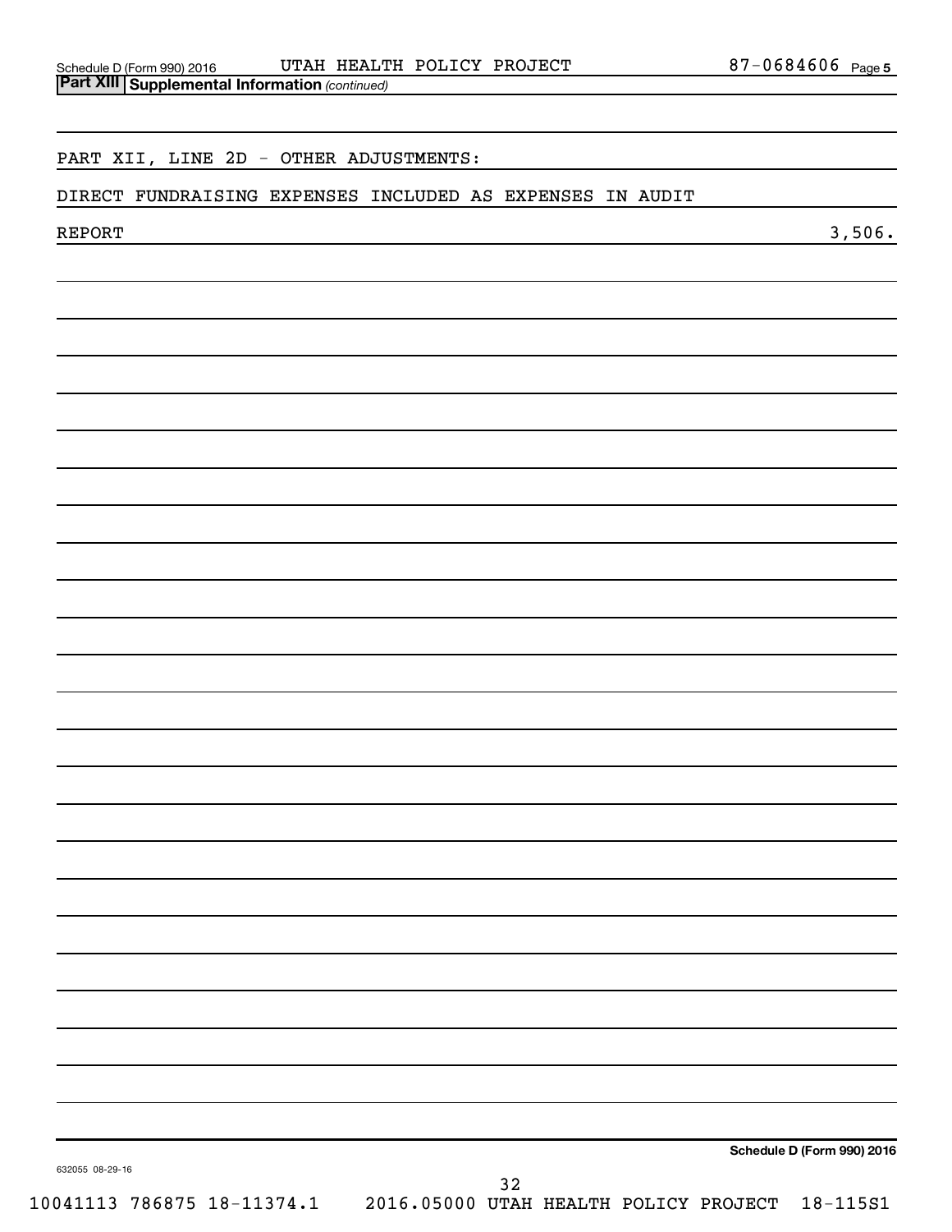Schedule D (Form 990) 2016 UTAH HEALTH POLICY PROJECT 87-0684606 Page 5

**Part XIII Supplemental Information** *(continued)*

PART XII, LINE 2D - OTHER ADJUSTMENTS:

DIRECT FUNDRAISING EXPENSES INCLUDED AS EXPENSES IN AUDIT REPORT 3,506.

**Schedule D (Form 990) 2016**

632055 08-29-16

10041113 786875 18-11374.1 2016.05000 UTAH HEALTH POLICY PROJECT 18-115S1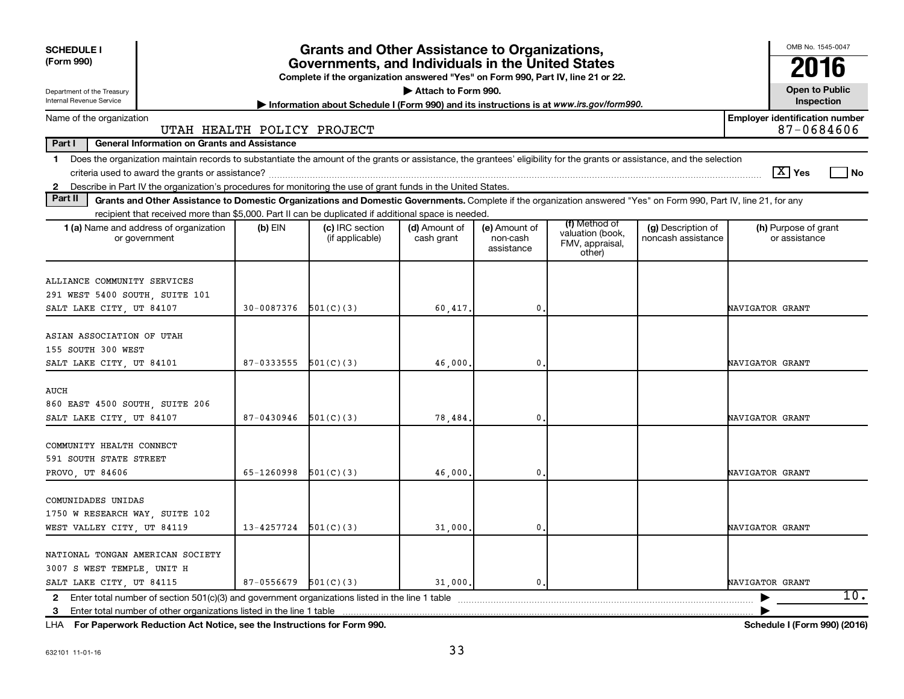**SCHEDULE I (Form 990)**

Department of the Treasury
Internal Revenue Service

# Grants and Other Assistance to Organizations, Governments, and Individuals in the United States

**Complete if the organization answered "Yes" on Form 990, Part IV, line 21 or 22.**

**▶ Attach to Form 990.**

**▶ Information about Schedule I (Form 990) and its instructions is at www.irs.gov/form990.**

OMB No. 1545-0047

**2016**

**Open to Public Inspection**

Name of the organization: UTAH HEALTH POLICY PROJECT

**Employer identification number:** 87-0684606

**Part I — General Information on Grants and Assistance**

1 Does the organization maintain records to substantiate the amount of the grants or assistance, the grantees' eligibility for the grants or assistance, and the selection criteria used to award the grants or assistance? [X] Yes [ ] No

2 Describe in Part IV the organization's procedures for monitoring the use of grant funds in the United States.

**Part II — Grants and Other Assistance to Domestic Organizations and Domestic Governments.** Complete if the organization answered "Yes" on Form 990, Part IV, line 21, for any recipient that received more than $5,000. Part II can be duplicated if additional space is needed.

| 1 (a) Name and address of organization or government | (b) EIN | (c) IRC section (if applicable) | (d) Amount of cash grant | (e) Amount of non-cash assistance | (f) Method of valuation (book, FMV, appraisal, other) | (g) Description of noncash assistance | (h) Purpose of grant or assistance |
|---|---|---|---|---|---|---|---|
| ALLIANCE COMMUNITY SERVICES<br>291 WEST 5400 SOUTH, SUITE 101<br>SALT LAKE CITY, UT 84107 | 30-0087376 | 501(C)(3) | 60,417. | 0. | | | NAVIGATOR GRANT |
| ASIAN ASSOCIATION OF UTAH<br>155 SOUTH 300 WEST<br>SALT LAKE CITY, UT 84101 | 87-0333555 | 501(C)(3) | 46,000. | 0. | | | NAVIGATOR GRANT |
| AUCH<br>860 EAST 4500 SOUTH, SUITE 206<br>SALT LAKE CITY, UT 84107 | 87-0430946 | 501(C)(3) | 78,484. | 0. | | | NAVIGATOR GRANT |
| COMMUNITY HEALTH CONNECT<br>591 SOUTH STATE STREET<br>PROVO, UT 84606 | 65-1260998 | 501(C)(3) | 46,000. | 0. | | | NAVIGATOR GRANT |
| COMUNIDADES UNIDAS<br>1750 W RESEARCH WAY, SUITE 102<br>WEST VALLEY CITY, UT 84119 | 13-4257724 | 501(C)(3) | 31,000. | 0. | | | NAVIGATOR GRANT |
| NATIONAL TONGAN AMERICAN SOCIETY<br>3007 S WEST TEMPLE, UNIT H<br>SALT LAKE CITY, UT 84115 | 87-0556679 | 501(C)(3) | 31,000. | 0. | | | NAVIGATOR GRANT |

2 Enter total number of section 501(c)(3) and government organizations listed in the line 1 table ▶ 10.

3 Enter total number of other organizations listed in the line 1 table ▶

LHA **For Paperwork Reduction Act Notice, see the Instructions for Form 990.** **Schedule I (Form 990) (2016)**

632101 11-01-16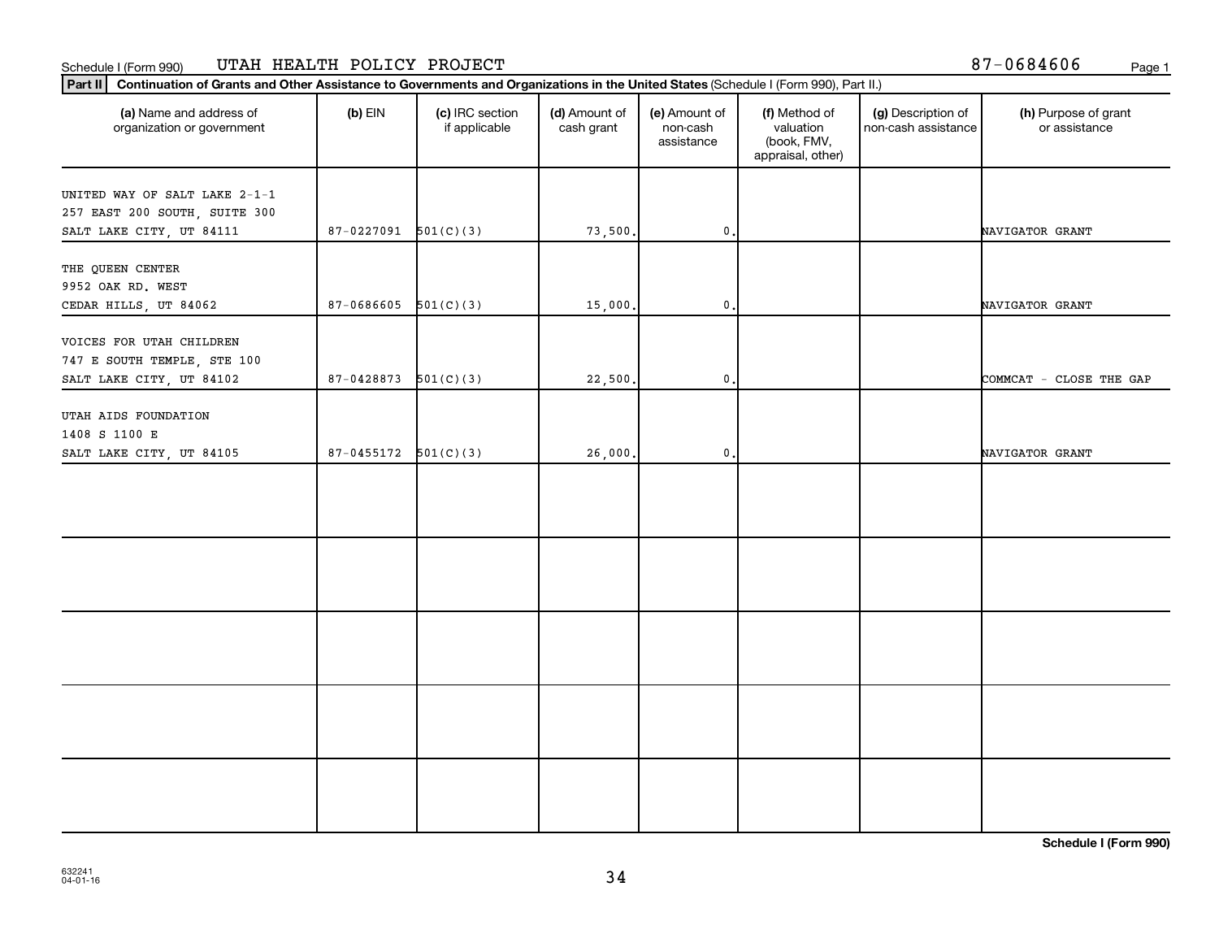Schedule I (Form 990) UTAH HEALTH POLICY PROJECT 87-0684606

**Part II** **Continuation of Grants and Other Assistance to Governments and Organizations in the United States** (Schedule I (Form 990), Part II.)

| (a) Name and address of organization or government | (b) EIN | (c) IRC section if applicable | (d) Amount of cash grant | (e) Amount of non-cash assistance | (f) Method of valuation (book, FMV, appraisal, other) | (g) Description of non-cash assistance | (h) Purpose of grant or assistance |
|---|---|---|---|---|---|---|---|
| UNITED WAY OF SALT LAKE 2-1-1<br>257 EAST 200 SOUTH, SUITE 300<br>SALT LAKE CITY, UT 84111 | 87-0227091 | 501(C)(3) | 73,500. | 0. | | | NAVIGATOR GRANT |
| THE QUEEN CENTER<br>9952 OAK RD. WEST<br>CEDAR HILLS, UT 84062 | 87-0686605 | 501(C)(3) | 15,000. | 0. | | | NAVIGATOR GRANT |
| VOICES FOR UTAH CHILDREN<br>747 E SOUTH TEMPLE, STE 100<br>SALT LAKE CITY, UT 84102 | 87-0428873 | 501(C)(3) | 22,500. | 0. | | | COMMCAT - CLOSE THE GAP |
| UTAH AIDS FOUNDATION<br>1408 S 1100 E<br>SALT LAKE CITY, UT 84105 | 87-0455172 | 501(C)(3) | 26,000. | 0. | | | NAVIGATOR GRANT |
| | | | | | | | |
| | | | | | | | |
| | | | | | | | |
| | | | | | | | |
| | | | | | | | |

**Schedule I (Form 990)**

632241
04-01-16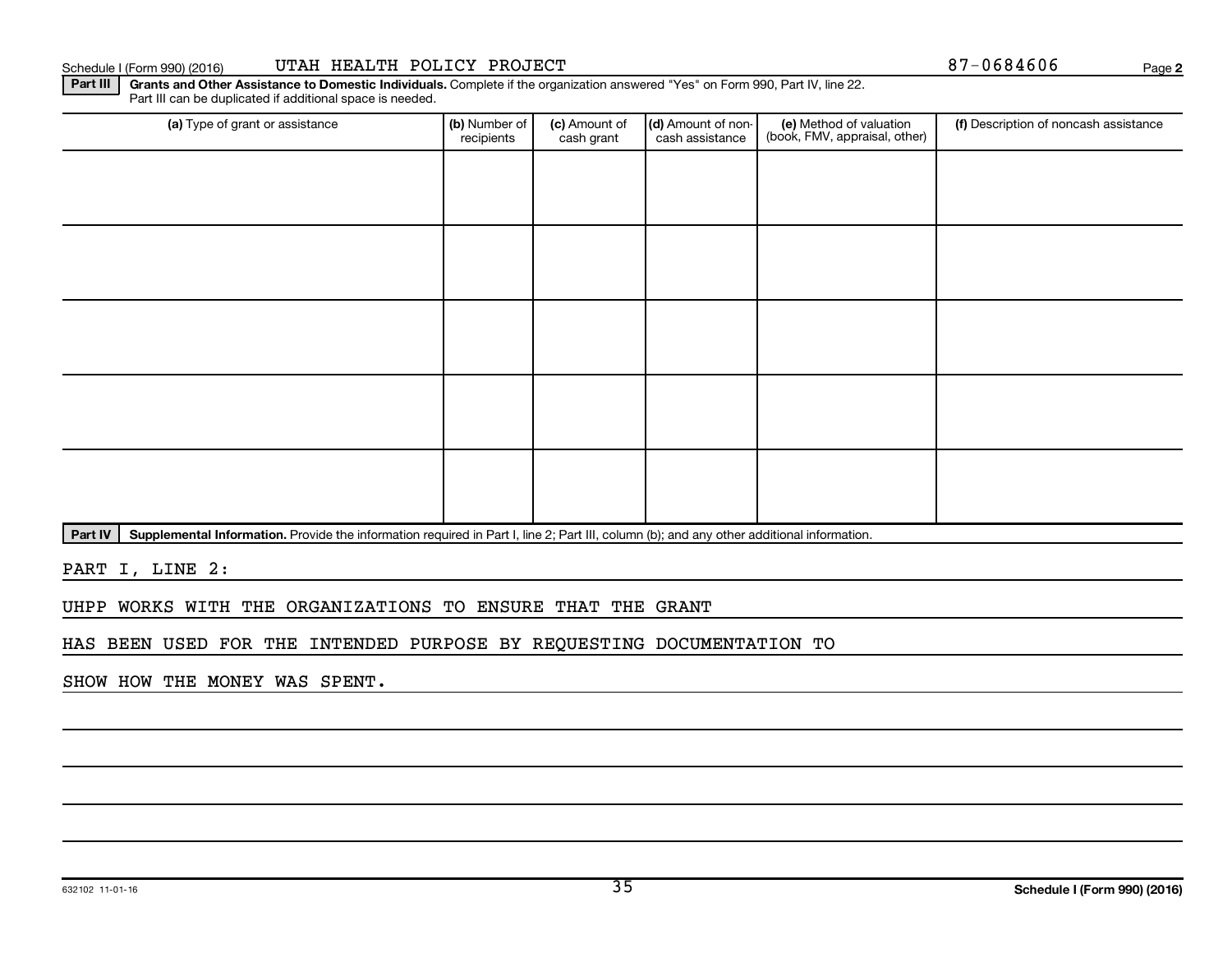Schedule I (Form 990) (2016) UTAH HEALTH POLICY PROJECT 87-0684606 Page 2

**Part III** **Grants and Other Assistance to Domestic Individuals.** Complete if the organization answered "Yes" on Form 990, Part IV, line 22. Part III can be duplicated if additional space is needed.

| (a) Type of grant or assistance | (b) Number of recipients | (c) Amount of cash grant | (d) Amount of non-cash assistance | (e) Method of valuation (book, FMV, appraisal, other) | (f) Description of noncash assistance |
|---|---|---|---|---|---|
| | | | | | |
| | | | | | |
| | | | | | |
| | | | | | |
| | | | | | |

**Part IV** **Supplemental Information.** Provide the information required in Part I, line 2; Part III, column (b); and any other additional information.

PART I, LINE 2:

UHPP WORKS WITH THE ORGANIZATIONS TO ENSURE THAT THE GRANT

HAS BEEN USED FOR THE INTENDED PURPOSE BY REQUESTING DOCUMENTATION TO

SHOW HOW THE MONEY WAS SPENT.

632102 11-01-16 **Schedule I (Form 990) (2016)**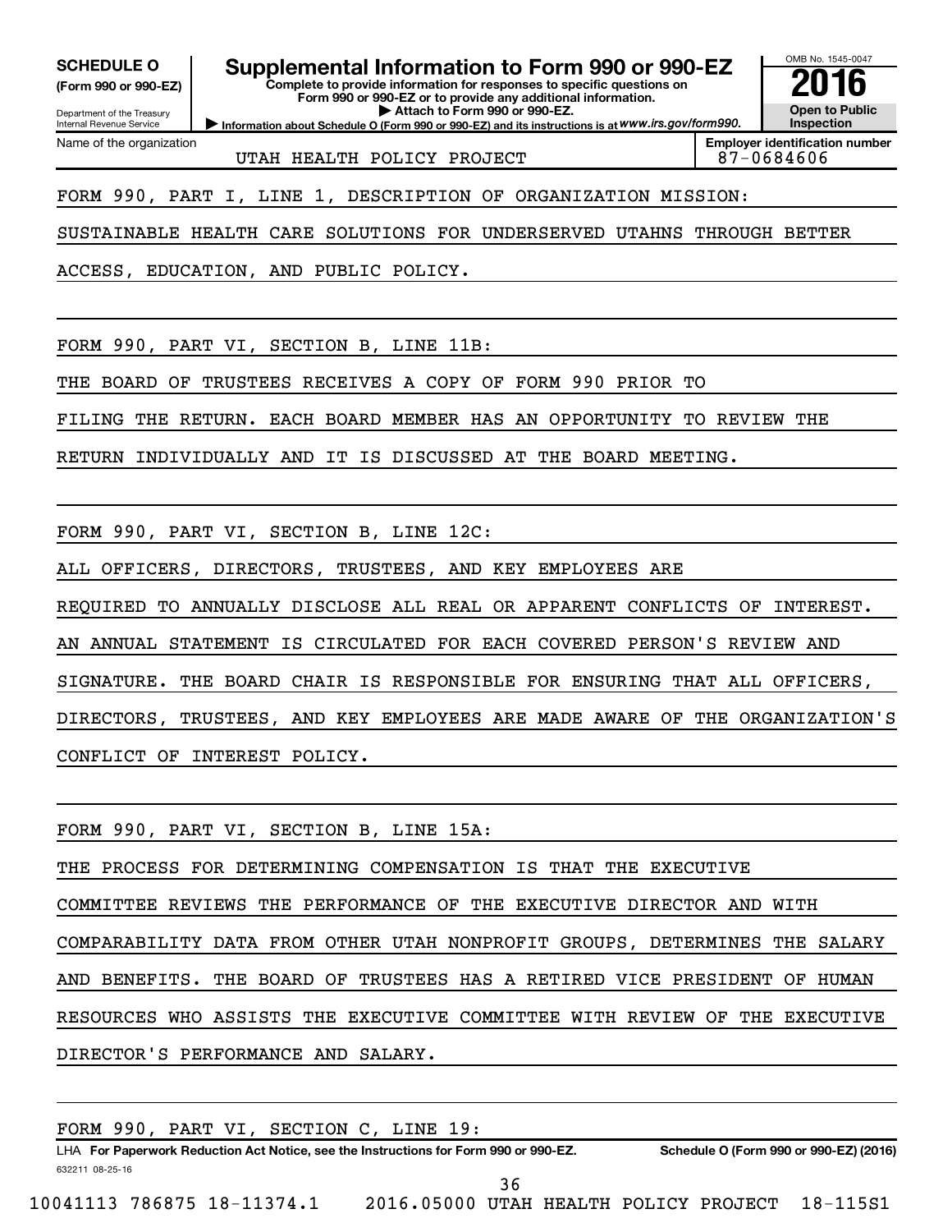**SCHEDULE O (Form 990 or 990-EZ)**

Department of the Treasury
Internal Revenue Service

# Supplemental Information to Form 990 or 990-EZ

**Complete to provide information for responses to specific questions on Form 990 or 990-EZ or to provide any additional information.**

**▶ Attach to Form 990 or 990-EZ.**

**▶ Information about Schedule O (Form 990 or 990-EZ) and its instructions is at *www.irs.gov/form990.***

OMB No. 1545-0047

**2016**

**Open to Public Inspection**

| Name of the organization | Employer identification number |
|---|---|
| UTAH HEALTH POLICY PROJECT | 87-0684606 |

FORM 990, PART I, LINE 1, DESCRIPTION OF ORGANIZATION MISSION:

SUSTAINABLE HEALTH CARE SOLUTIONS FOR UNDERSERVED UTAHNS THROUGH BETTER ACCESS, EDUCATION, AND PUBLIC POLICY.

FORM 990, PART VI, SECTION B, LINE 11B:

THE BOARD OF TRUSTEES RECEIVES A COPY OF FORM 990 PRIOR TO FILING THE RETURN. EACH BOARD MEMBER HAS AN OPPORTUNITY TO REVIEW THE RETURN INDIVIDUALLY AND IT IS DISCUSSED AT THE BOARD MEETING.

FORM 990, PART VI, SECTION B, LINE 12C:

ALL OFFICERS, DIRECTORS, TRUSTEES, AND KEY EMPLOYEES ARE REQUIRED TO ANNUALLY DISCLOSE ALL REAL OR APPARENT CONFLICTS OF INTEREST. AN ANNUAL STATEMENT IS CIRCULATED FOR EACH COVERED PERSON'S REVIEW AND SIGNATURE. THE BOARD CHAIR IS RESPONSIBLE FOR ENSURING THAT ALL OFFICERS, DIRECTORS, TRUSTEES, AND KEY EMPLOYEES ARE MADE AWARE OF THE ORGANIZATION'S CONFLICT OF INTEREST POLICY.

FORM 990, PART VI, SECTION B, LINE 15A:

THE PROCESS FOR DETERMINING COMPENSATION IS THAT THE EXECUTIVE COMMITTEE REVIEWS THE PERFORMANCE OF THE EXECUTIVE DIRECTOR AND WITH COMPARABILITY DATA FROM OTHER UTAH NONPROFIT GROUPS, DETERMINES THE SALARY AND BENEFITS. THE BOARD OF TRUSTEES HAS A RETIRED VICE PRESIDENT OF HUMAN RESOURCES WHO ASSISTS THE EXECUTIVE COMMITTEE WITH REVIEW OF THE EXECUTIVE DIRECTOR'S PERFORMANCE AND SALARY.

FORM 990, PART VI, SECTION C, LINE 19:

LHA **For Paperwork Reduction Act Notice, see the Instructions for Form 990 or 990-EZ.** **Schedule O (Form 990 or 990-EZ) (2016)**

632211 08-25-16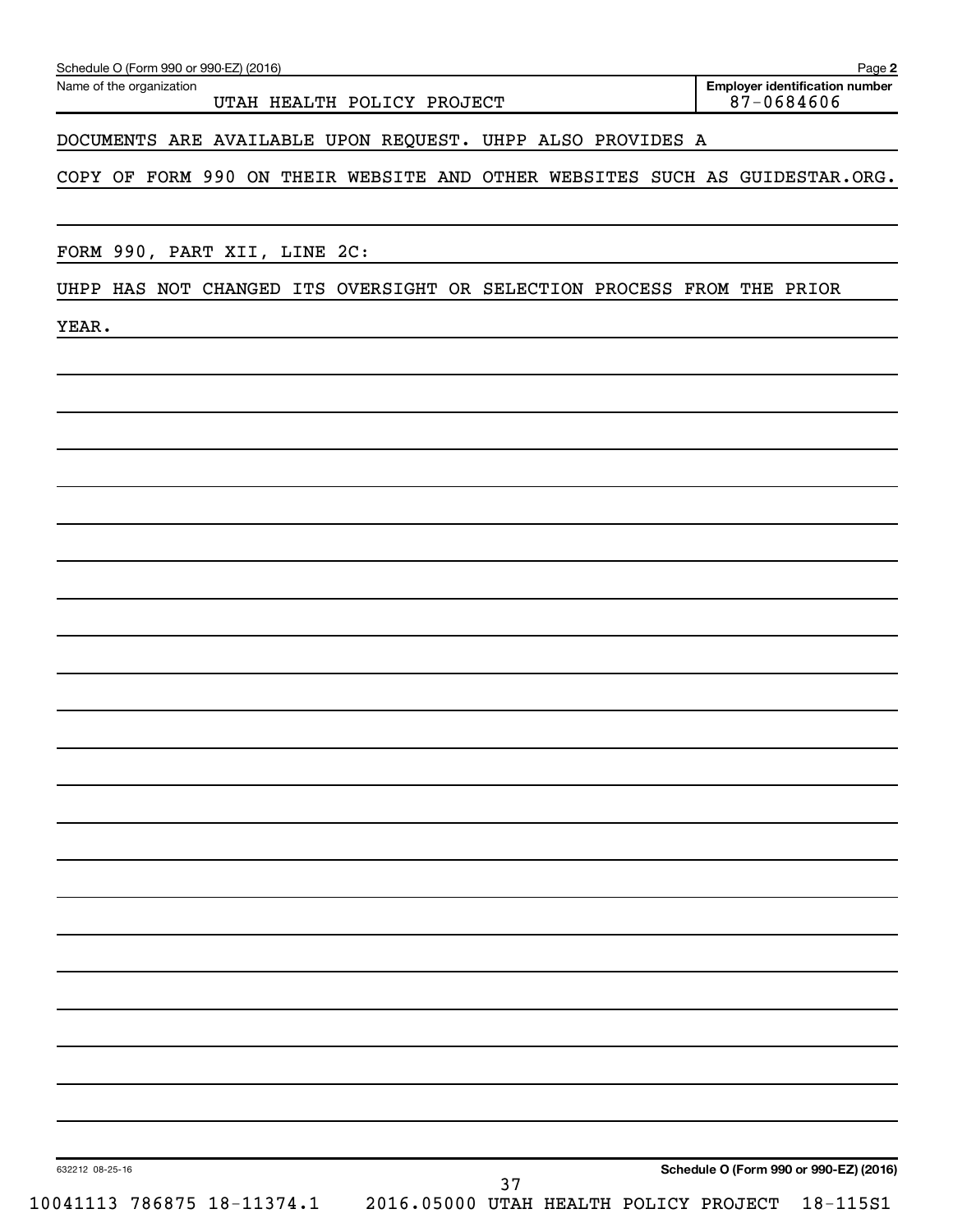Name of the organization: UTAH HEALTH POLICY PROJECT

Employer identification number: 87-0684606

DOCUMENTS ARE AVAILABLE UPON REQUEST. UHPP ALSO PROVIDES A COPY OF FORM 990 ON THEIR WEBSITE AND OTHER WEBSITES SUCH AS GUIDESTAR.ORG.

FORM 990, PART XII, LINE 2C:

UHPP HAS NOT CHANGED ITS OVERSIGHT OR SELECTION PROCESS FROM THE PRIOR YEAR.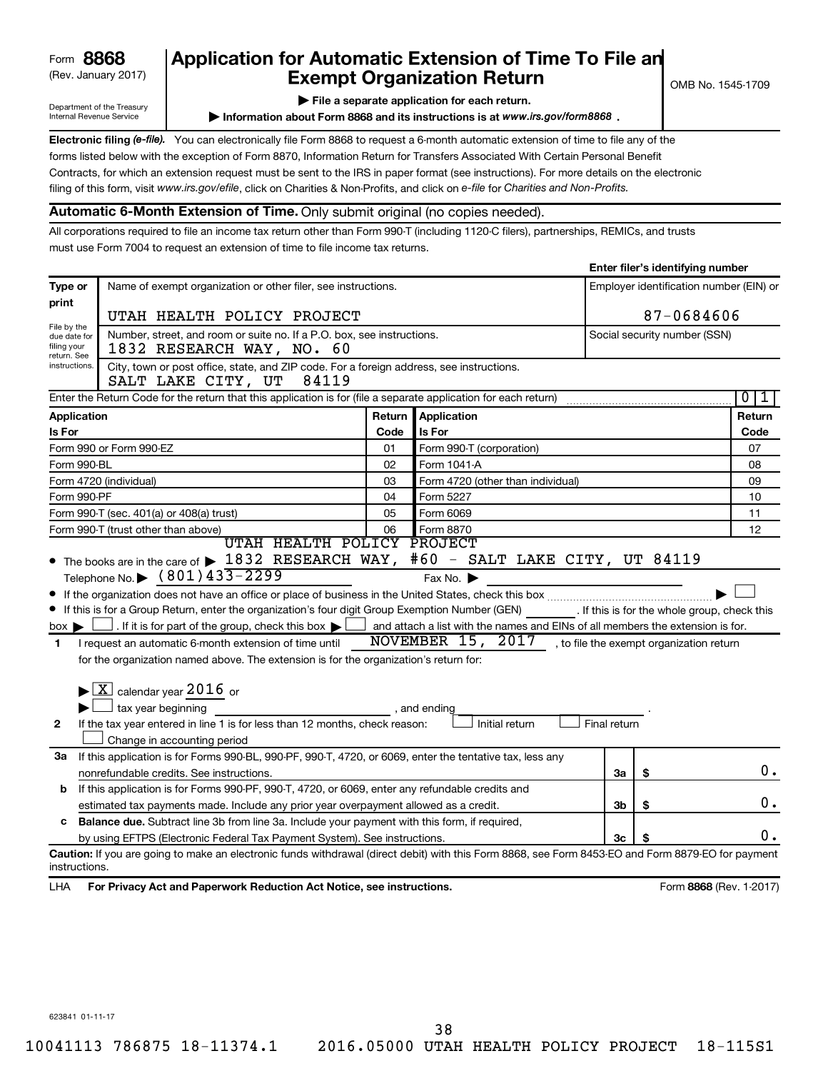Form **8868**
(Rev. January 2017)

Department of the Treasury
Internal Revenue Service

# Application for Automatic Extension of Time To File an Exempt Organization Return

OMB No. 1545-1709

▶ File a separate application for each return.

▶ Information about Form 8868 and its instructions is at *www.irs.gov/form8868* .

**Electronic filing *(e-file).*** You can electronically file Form 8868 to request a 6-month automatic extension of time to file any of the forms listed below with the exception of Form 8870, Information Return for Transfers Associated With Certain Personal Benefit Contracts, for which an extension request must be sent to the IRS in paper format (see instructions). For more details on the electronic filing of this form, visit *www.irs.gov/efile*, click on Charities & Non-Profits, and click on *e-file* for *Charities and Non-Profits.*

## Automatic 6-Month Extension of Time. Only submit original (no copies needed).

All corporations required to file an income tax return other than Form 990-T (including 1120-C filers), partnerships, REMICs, and trusts must use Form 7004 to request an extension of time to file income tax returns.

| | | Enter filer's identifying number |
|---|---|---|
| **Type or print** | Name of exempt organization or other filer, see instructions.<br>UTAH HEALTH POLICY PROJECT | Employer identification number (EIN) or<br>87-0684606 |
| File by the due date for filing your return. See instructions. | Number, street, and room or suite no. If a P.O. box, see instructions.<br>1832 RESEARCH WAY, NO. 60 | Social security number (SSN) |
| | City, town or post office, state, and ZIP code. For a foreign address, see instructions.<br>SALT LAKE CITY, UT 84119 | |

Enter the Return Code for the return that this application is for (file a separate application for each return) .......... 0 1

| Application Is For | Return Code | Application Is For | Return Code |
|---|---|---|---|
| Form 990 or Form 990-EZ | 01 | Form 990-T (corporation) | 07 |
| Form 990-BL | 02 | Form 1041-A | 08 |
| Form 4720 (individual) | 03 | Form 4720 (other than individual) | 09 |
| Form 990-PF | 04 | Form 5227 | 10 |
| Form 990-T (sec. 401(a) or 408(a) trust) | 05 | Form 6069 | 11 |
| Form 990-T (trust other than above) | 06 | Form 8870 | 12 |

- The books are in the care of ▶ UTAH HEALTH POLICY PROJECT 1832 RESEARCH WAY, #60 - SALT LAKE CITY, UT 84119
  Telephone No. ▶ (801)433-2299 Fax No. ▶
- If the organization does not have an office or place of business in the United States, check this box .......... ▶ ☐
- If this is for a Group Return, enter the organization's four digit Group Exemption Number (GEN) ______ . If this is for the whole group, check this box ▶ ☐ . If it is for part of the group, check this box ▶ ☐ and attach a list with the names and EINs of all members the extension is for.

**1** I request an automatic 6-month extension of time until NOVEMBER 15, 2017 , to file the exempt organization return for the organization named above. The extension is for the organization's return for:

▶ ☒ calendar year 2016 or
▶ ☐ tax year beginning ______________ , and ending ______________ .

**2** If the tax year entered in line 1 is for less than 12 months, check reason: ☐ Initial return ☐ Final return ☐ Change in accounting period

| | | | | |
|---|---|---|---|---|
| **3a** | If this application is for Forms 990-BL, 990-PF, 990-T, 4720, or 6069, enter the tentative tax, less any nonrefundable credits. See instructions. | 3a | $ | 0. |
| **b** | If this application is for Forms 990-PF, 990-T, 4720, or 6069, enter any refundable credits and estimated tax payments made. Include any prior year overpayment allowed as a credit. | 3b | $ | 0. |
| **c** | **Balance due.** Subtract line 3b from line 3a. Include your payment with this form, if required, by using EFTPS (Electronic Federal Tax Payment System). See instructions. | 3c | $ | 0. |

**Caution:** If you are going to make an electronic funds withdrawal (direct debit) with this Form 8868, see Form 8453-EO and Form 8879-EO for payment instructions.

LHA **For Privacy Act and Paperwork Reduction Act Notice, see instructions.** Form **8868** (Rev. 1-2017)

623841 01-11-17

10041113 786875 18-11374.1 2016.05000 UTAH HEALTH POLICY PROJECT 18-115S1